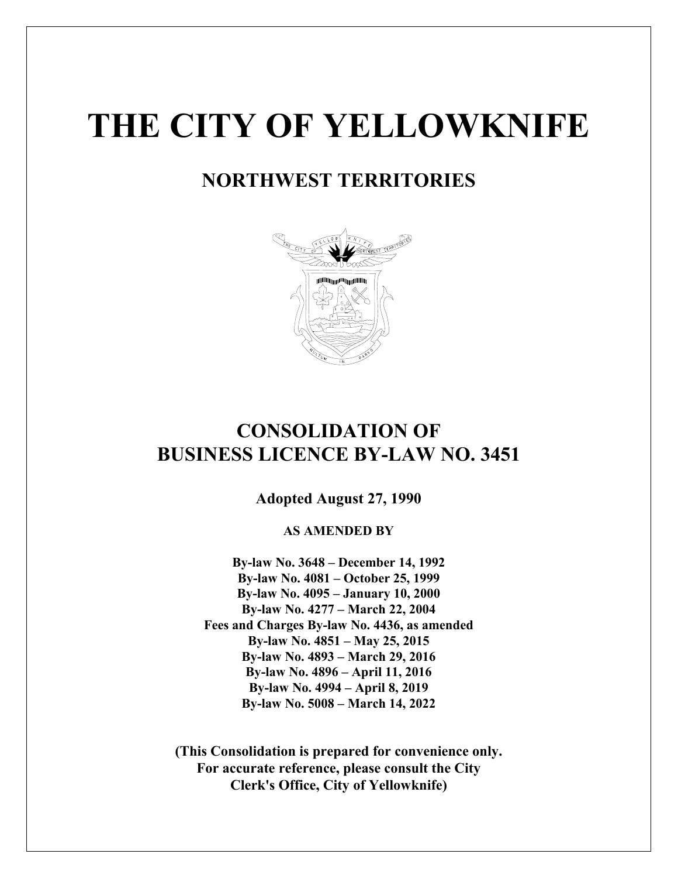# THE CITY OF YELLOWKNIFE

## NORTHWEST TERRITORIES

## CONSOLIDATION OF BUSINESS LICENCE BY-LAW NO. 3451

**Adopted August 27, 1990**

**AS AMENDED BY**

**By-law No. 3648 – December 14, 1992**
**By-law No. 4081 – October 25, 1999**
**By-law No. 4095 – January 10, 2000**
**By-law No. 4277 – March 22, 2004**
**Fees and Charges By-law No. 4436, as amended**
**By-law No. 4851 – May 25, 2015**
**By-law No. 4893 – March 29, 2016**
**By-law No. 4896 – April 11, 2016**
**By-law No. 4994 – April 8, 2019**
**By-law No. 5008 – March 14, 2022**

**(This Consolidation is prepared for convenience only. For accurate reference, please consult the City Clerk's Office, City of Yellowknife)**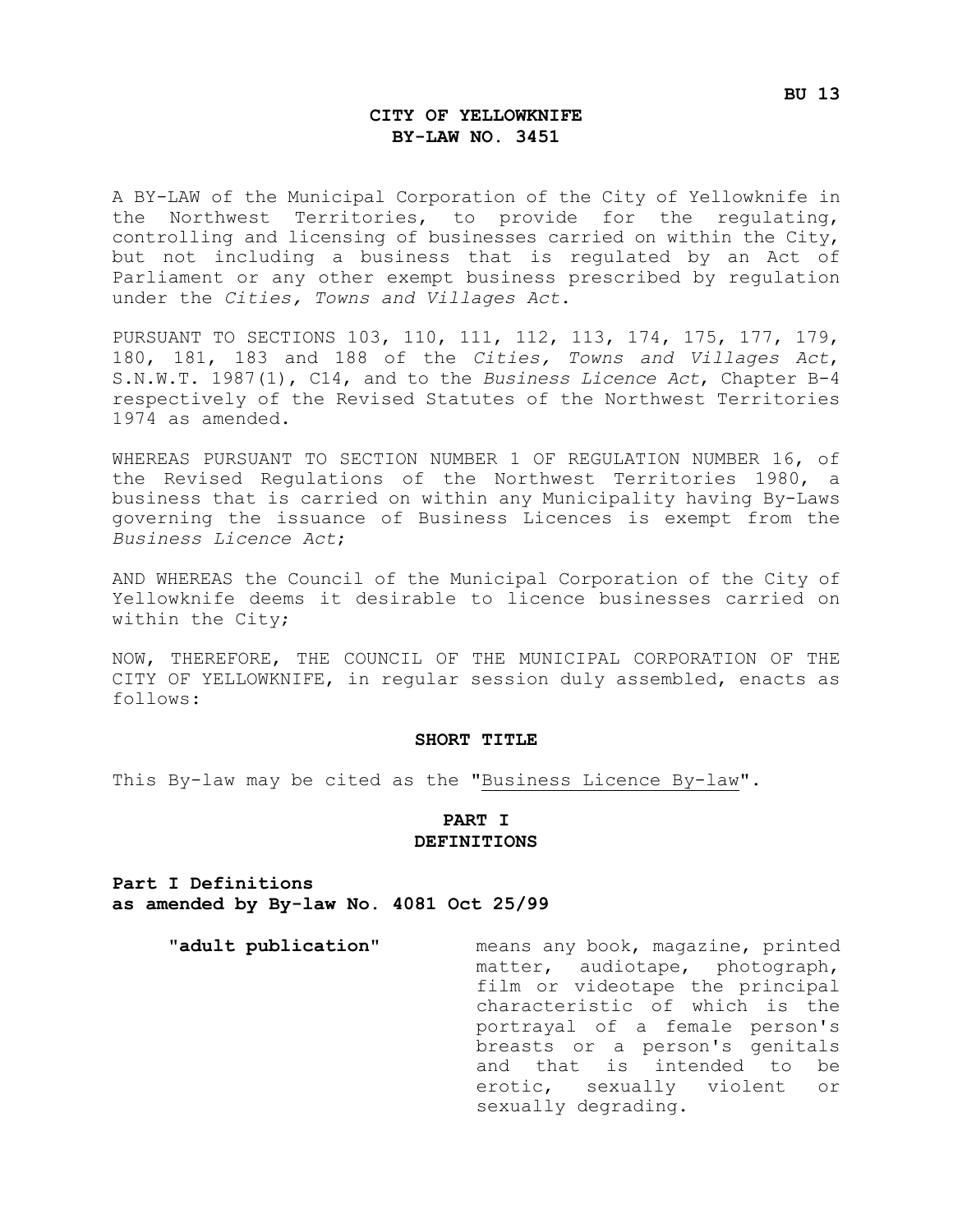BU 13

# CITY OF YELLOWKNIFE
# BY-LAW NO. 3451

A BY-LAW of the Municipal Corporation of the City of Yellowknife in the Northwest Territories, to provide for the regulating, controlling and licensing of businesses carried on within the City, but not including a business that is regulated by an Act of Parliament or any other exempt business prescribed by regulation under the *Cities, Towns and Villages Act*.

PURSUANT TO SECTIONS 103, 110, 111, 112, 113, 174, 175, 177, 179, 180, 181, 183 and 188 of the *Cities, Towns and Villages Act*, S.N.W.T. 1987(1), C14, and to the *Business Licence Act*, Chapter B-4 respectively of the Revised Statutes of the Northwest Territories 1974 as amended.

WHEREAS PURSUANT TO SECTION NUMBER 1 OF REGULATION NUMBER 16, of the Revised Regulations of the Northwest Territories 1980, a business that is carried on within any Municipality having By-Laws governing the issuance of Business Licences is exempt from the *Business Licence Act*;

AND WHEREAS the Council of the Municipal Corporation of the City of Yellowknife deems it desirable to licence businesses carried on within the City;

NOW, THEREFORE, THE COUNCIL OF THE MUNICIPAL CORPORATION OF THE CITY OF YELLOWKNIFE, in regular session duly assembled, enacts as follows:

## SHORT TITLE

This By-law may be cited as the "Business Licence By-law".

## PART I
## DEFINITIONS

**Part I Definitions**
**as amended by By-law No. 4081 Oct 25/99**

**"adult publication"** means any book, magazine, printed matter, audiotape, photograph, film or videotape the principal characteristic of which is the portrayal of a female person's breasts or a person's genitals and that is intended to be erotic, sexually violent or sexually degrading.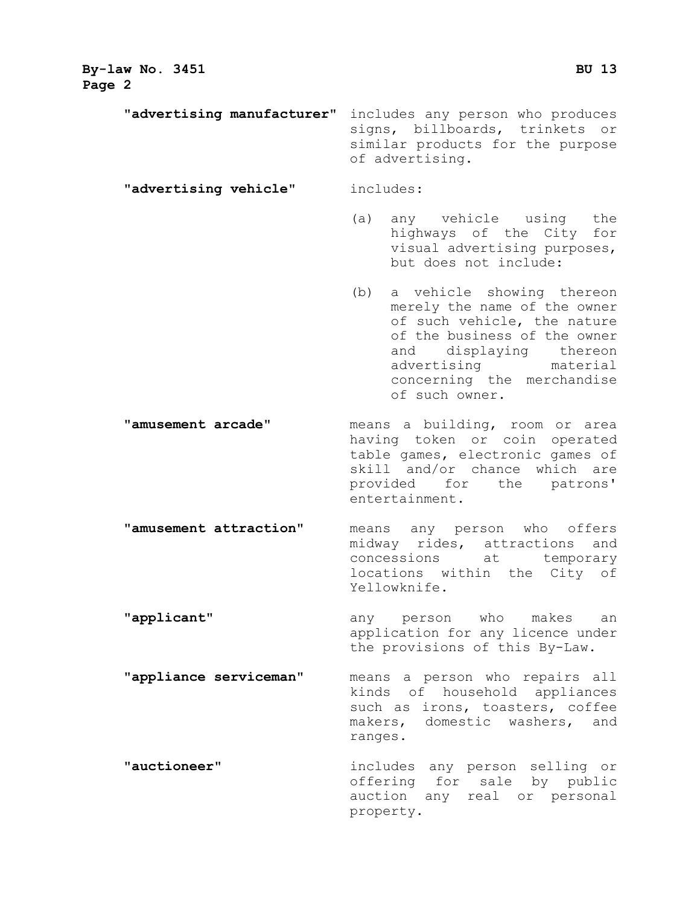**"advertising manufacturer"** includes any person who produces signs, billboards, trinkets or similar products for the purpose of advertising.

**"advertising vehicle"** includes:

(a) any vehicle using the highways of the City for visual advertising purposes, but does not include:

(b) a vehicle showing thereon merely the name of the owner of such vehicle, the nature of the business of the owner and displaying thereon advertising material concerning the merchandise of such owner.

**"amusement arcade"** means a building, room or area having token or coin operated table games, electronic games of skill and/or chance which are provided for the patrons' entertainment.

**"amusement attraction"** means any person who offers midway rides, attractions and concessions at temporary locations within the City of Yellowknife.

**"applicant"** any person who makes an application for any licence under the provisions of this By-Law.

**"appliance serviceman"** means a person who repairs all kinds of household appliances such as irons, toasters, coffee makers, domestic washers, and ranges.

**"auctioneer"** includes any person selling or offering for sale by public auction any real or personal property.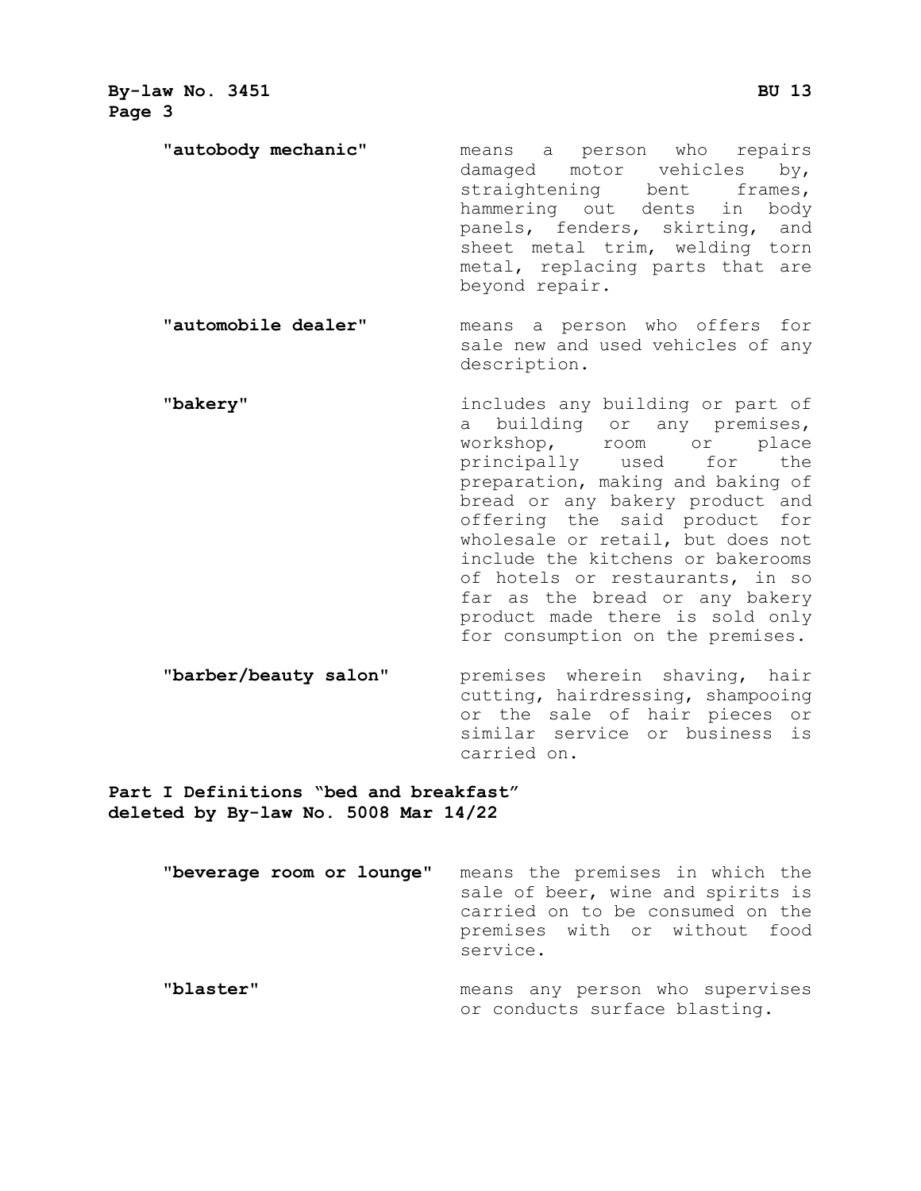**"autobody mechanic"** means a person who repairs damaged motor vehicles by, straightening bent frames, hammering out dents in body panels, fenders, skirting, and sheet metal trim, welding torn metal, replacing parts that are beyond repair.

**"automobile dealer"** means a person who offers for sale new and used vehicles of any description.

**"bakery"** includes any building or part of a building or any premises, workshop, room or place principally used for the preparation, making and baking of bread or any bakery product and offering the said product for wholesale or retail, but does not include the kitchens or bakerooms of hotels or restaurants, in so far as the bread or any bakery product made there is sold only for consumption on the premises.

**"barber/beauty salon"** premises wherein shaving, hair cutting, hairdressing, shampooing or the sale of hair pieces or similar service or business is carried on.

**Part I Definitions "bed and breakfast" deleted by By-law No. 5008 Mar 14/22**

**"beverage room or lounge"** means the premises in which the sale of beer, wine and spirits is carried on to be consumed on the premises with or without food service.

**"blaster"** means any person who supervises or conducts surface blasting.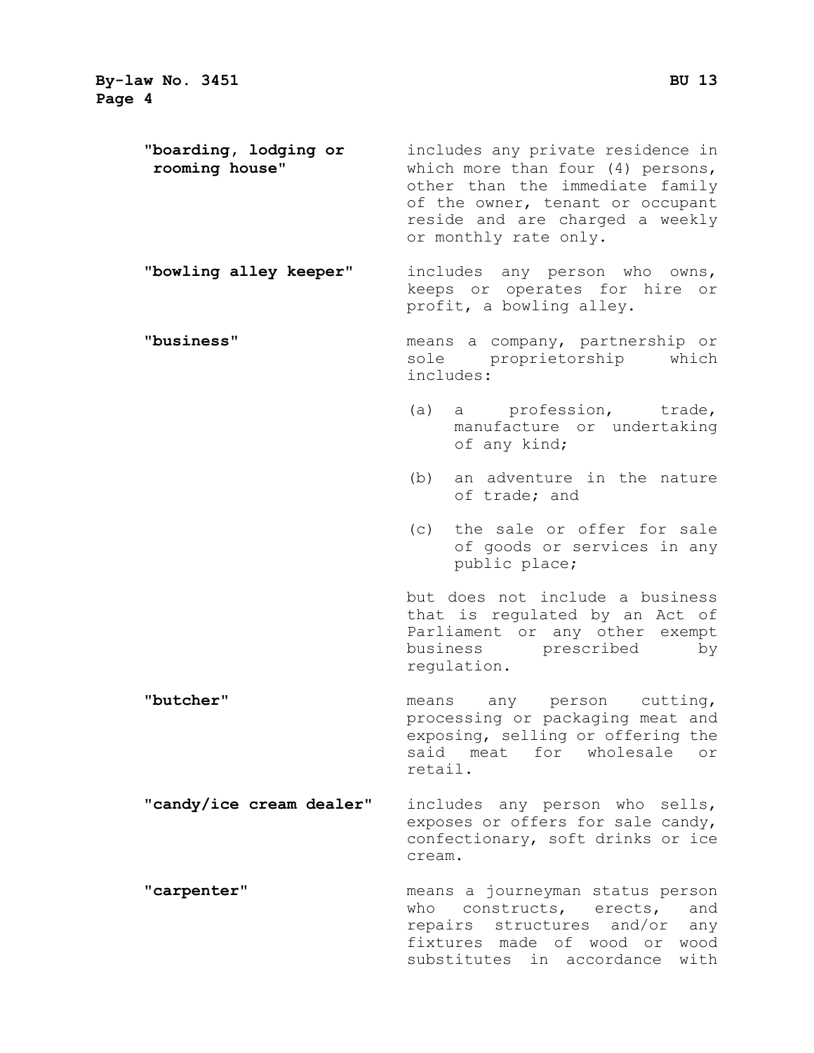**"boarding, lodging or rooming house"** includes any private residence in which more than four (4) persons, other than the immediate family of the owner, tenant or occupant reside and are charged a weekly or monthly rate only.

**"bowling alley keeper"** includes any person who owns, keeps or operates for hire or profit, a bowling alley.

**"business"** means a company, partnership or sole proprietorship which includes:

(a) a profession, trade, manufacture or undertaking of any kind;

(b) an adventure in the nature of trade; and

(c) the sale or offer for sale of goods or services in any public place;

but does not include a business that is regulated by an Act of Parliament or any other exempt business prescribed by regulation.

**"butcher"** means any person cutting, processing or packaging meat and exposing, selling or offering the said meat for wholesale or retail.

**"candy/ice cream dealer"** includes any person who sells, exposes or offers for sale candy, confectionary, soft drinks or ice cream.

**"carpenter"** means a journeyman status person who constructs, erects, and repairs structures and/or any fixtures made of wood or wood substitutes in accordance with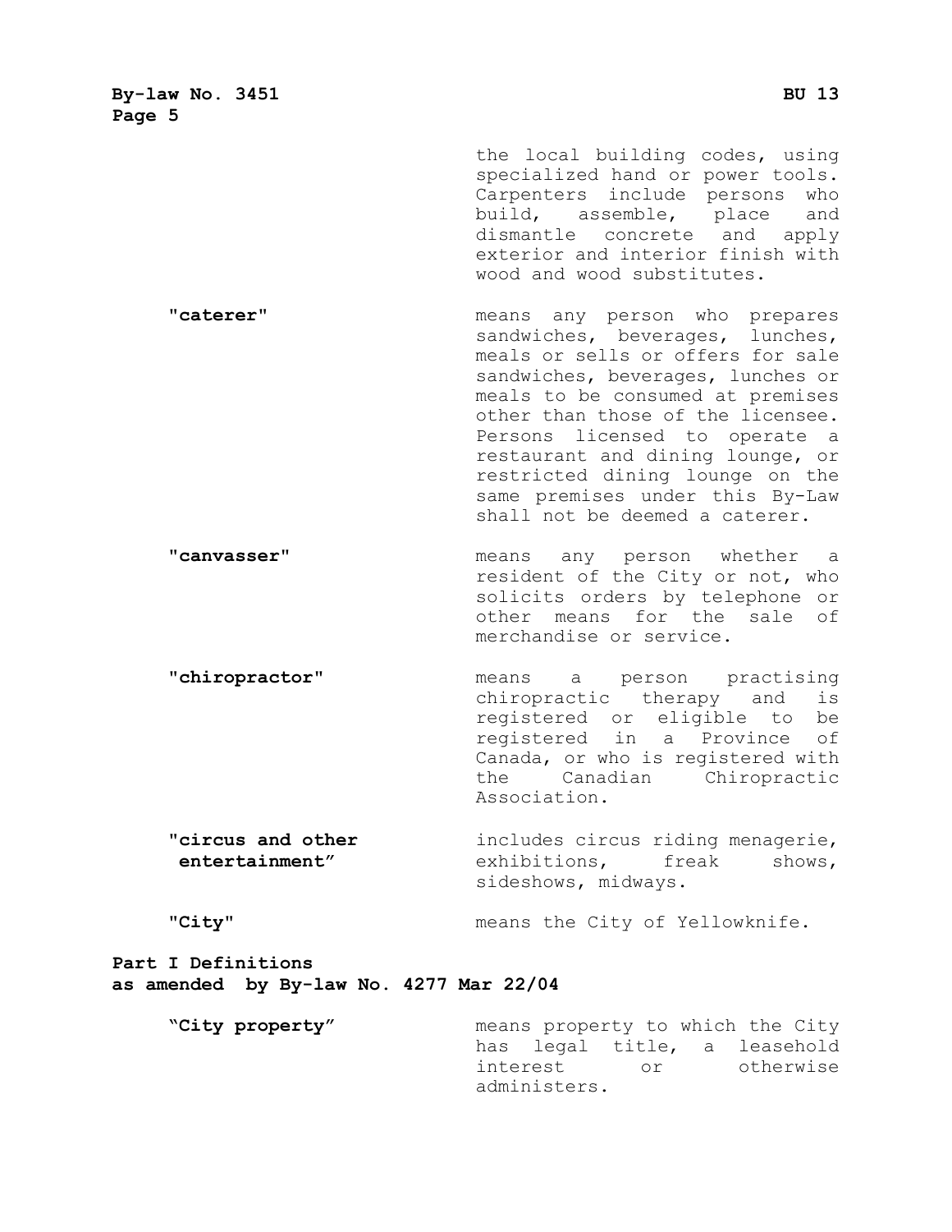the local building codes, using specialized hand or power tools. Carpenters include persons who build, assemble, place and dismantle concrete and apply exterior and interior finish with wood and wood substitutes.

**"caterer"** means any person who prepares sandwiches, beverages, lunches, meals or sells or offers for sale sandwiches, beverages, lunches or meals to be consumed at premises other than those of the licensee. Persons licensed to operate a restaurant and dining lounge, or restricted dining lounge on the same premises under this By-Law shall not be deemed a caterer.

**"canvasser"** means any person whether a resident of the City or not, who solicits orders by telephone or other means for the sale of merchandise or service.

**"chiropractor"** means a person practising chiropractic therapy and is registered or eligible to be registered in a Province of Canada, or who is registered with the Canadian Chiropractic Association.

**"circus and other entertainment"** includes circus riding menagerie, exhibitions, freak shows, sideshows, midways.

**"City"** means the City of Yellowknife.

**Part I Definitions**
**as amended by By-law No. 4277 Mar 22/04**

**"City property"** means property to which the City has legal title, a leasehold interest or otherwise administers.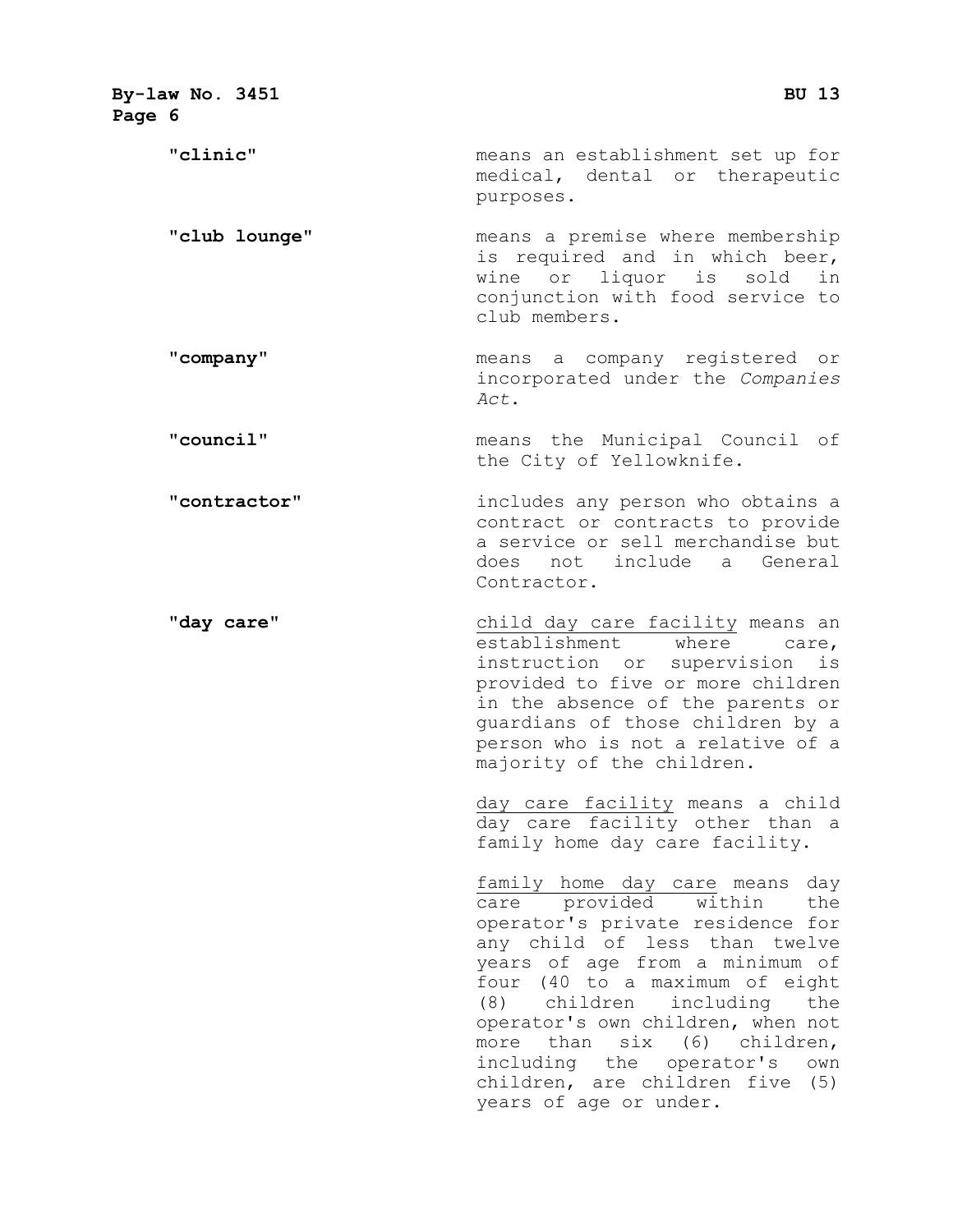**"clinic"** means an establishment set up for medical, dental or therapeutic purposes.

**"club lounge"** means a premise where membership is required and in which beer, wine or liquor is sold in conjunction with food service to club members.

**"company"** means a company registered or incorporated under the *Companies Act*.

**"council"** means the Municipal Council of the City of Yellowknife.

**"contractor"** includes any person who obtains a contract or contracts to provide a service or sell merchandise but does not include a General Contractor.

**"day care"** <u>child day care facility</u> means an establishment where care, instruction or supervision is provided to five or more children in the absence of the parents or guardians of those children by a person who is not a relative of a majority of the children.

<u>day care facility</u> means a child day care facility other than a family home day care facility.

<u>family home day care</u> means day care provided within the operator's private residence for any child of less than twelve years of age from a minimum of four (40 to a maximum of eight (8) children including the operator's own children, when not more than six (6) children, including the operator's own children, are children five (5) years of age or under.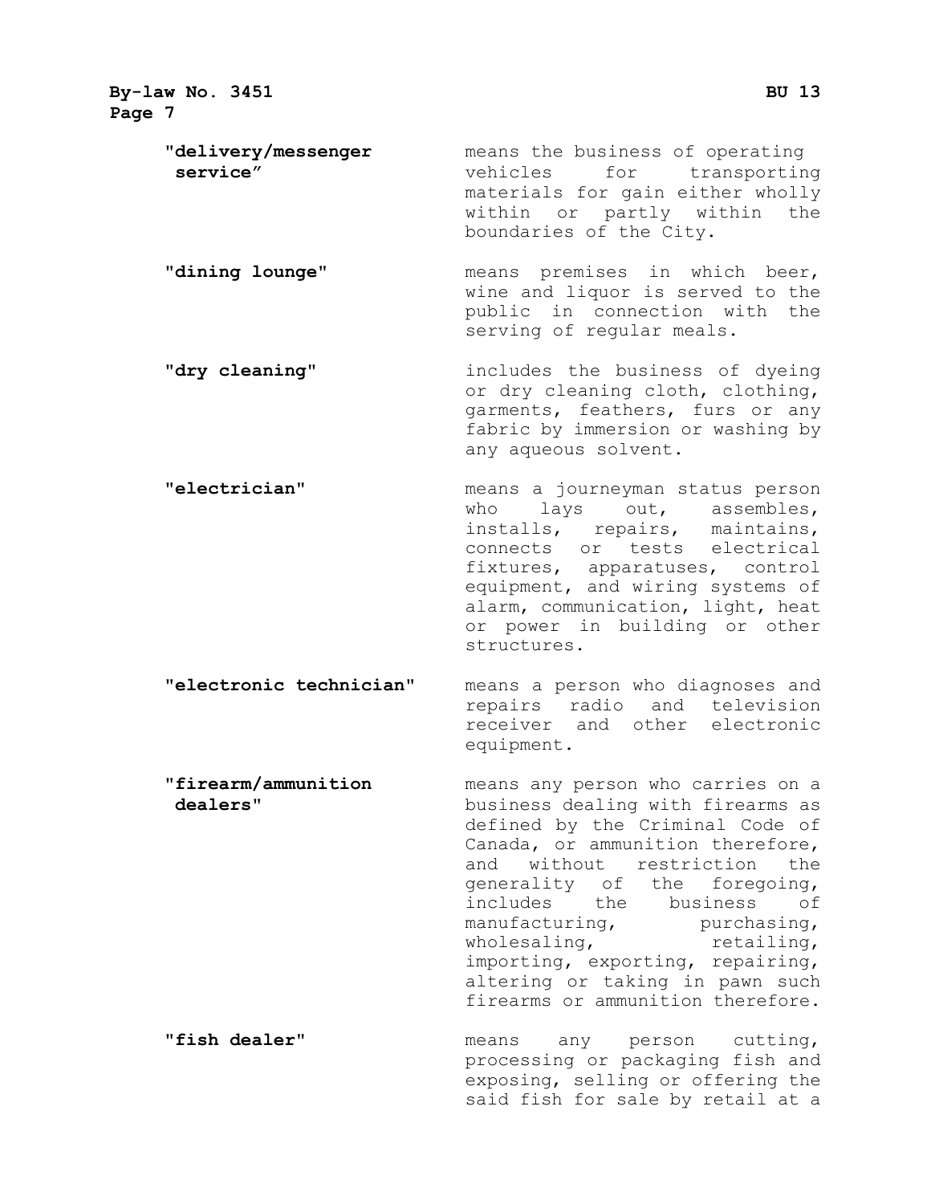**"delivery/messenger service"** means the business of operating vehicles for transporting materials for gain either wholly within or partly within the boundaries of the City.

**"dining lounge"** means premises in which beer, wine and liquor is served to the public in connection with the serving of regular meals.

**"dry cleaning"** includes the business of dyeing or dry cleaning cloth, clothing, garments, feathers, furs or any fabric by immersion or washing by any aqueous solvent.

**"electrician"** means a journeyman status person who lays out, assembles, installs, repairs, maintains, connects or tests electrical fixtures, apparatuses, control equipment, and wiring systems of alarm, communication, light, heat or power in building or other structures.

**"electronic technician"** means a person who diagnoses and repairs radio and television receiver and other electronic equipment.

**"firearm/ammunition dealers"** means any person who carries on a business dealing with firearms as defined by the Criminal Code of Canada, or ammunition therefore, and without restriction the generality of the foregoing, includes the business of manufacturing, purchasing, wholesaling, retailing, importing, exporting, repairing, altering or taking in pawn such firearms or ammunition therefore.

**"fish dealer"** means any person cutting, processing or packaging fish and exposing, selling or offering the said fish for sale by retail at a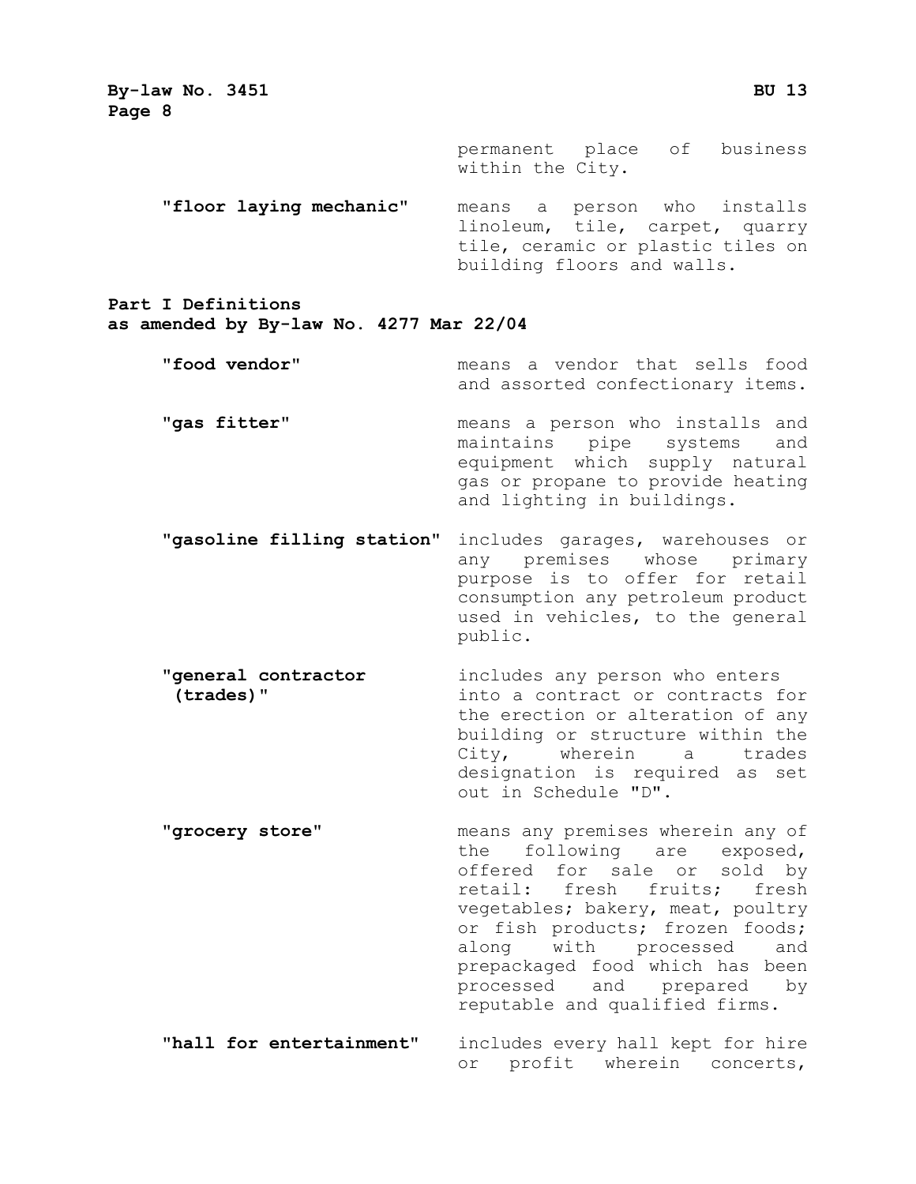permanent place of business within the City.

**"floor laying mechanic"** means a person who installs linoleum, tile, carpet, quarry tile, ceramic or plastic tiles on building floors and walls.

**Part I Definitions**
**as amended by By-law No. 4277 Mar 22/04**

**"food vendor"** means a vendor that sells food and assorted confectionary items.

**"gas fitter"** means a person who installs and maintains pipe systems and equipment which supply natural gas or propane to provide heating and lighting in buildings.

**"gasoline filling station"** includes garages, warehouses or any premises whose primary purpose is to offer for retail consumption any petroleum product used in vehicles, to the general public.

**"general contractor (trades)"** includes any person who enters into a contract or contracts for the erection or alteration of any building or structure within the City, wherein a trades designation is required as set out in Schedule "D".

**"grocery store"** means any premises wherein any of the following are exposed, offered for sale or sold by retail: fresh fruits; fresh vegetables; bakery, meat, poultry or fish products; frozen foods; along with processed and prepackaged food which has been processed and prepared by reputable and qualified firms.

**"hall for entertainment"** includes every hall kept for hire or profit wherein concerts,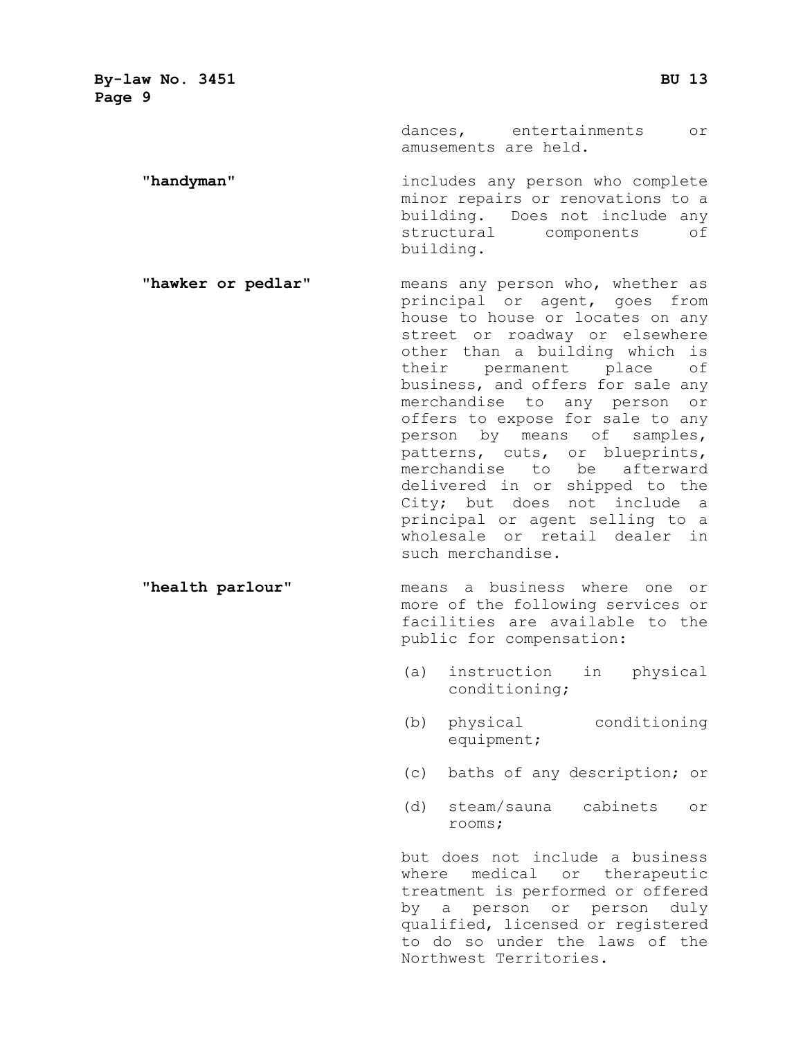dances, entertainments or amusements are held.

**"handyman"** includes any person who complete minor repairs or renovations to a building. Does not include any structural components of building.

**"hawker or pedlar"** means any person who, whether as principal or agent, goes from house to house or locates on any street or roadway or elsewhere other than a building which is their permanent place of business, and offers for sale any merchandise to any person or offers to expose for sale to any person by means of samples, patterns, cuts, or blueprints, merchandise to be afterward delivered in or shipped to the City; but does not include a principal or agent selling to a wholesale or retail dealer in such merchandise.

**"health parlour"** means a business where one or more of the following services or facilities are available to the public for compensation:

(a) instruction in physical conditioning;

(b) physical conditioning equipment;

(c) baths of any description; or

(d) steam/sauna cabinets or rooms;

but does not include a business where medical or therapeutic treatment is performed or offered by a person or person duly qualified, licensed or registered to do so under the laws of the Northwest Territories.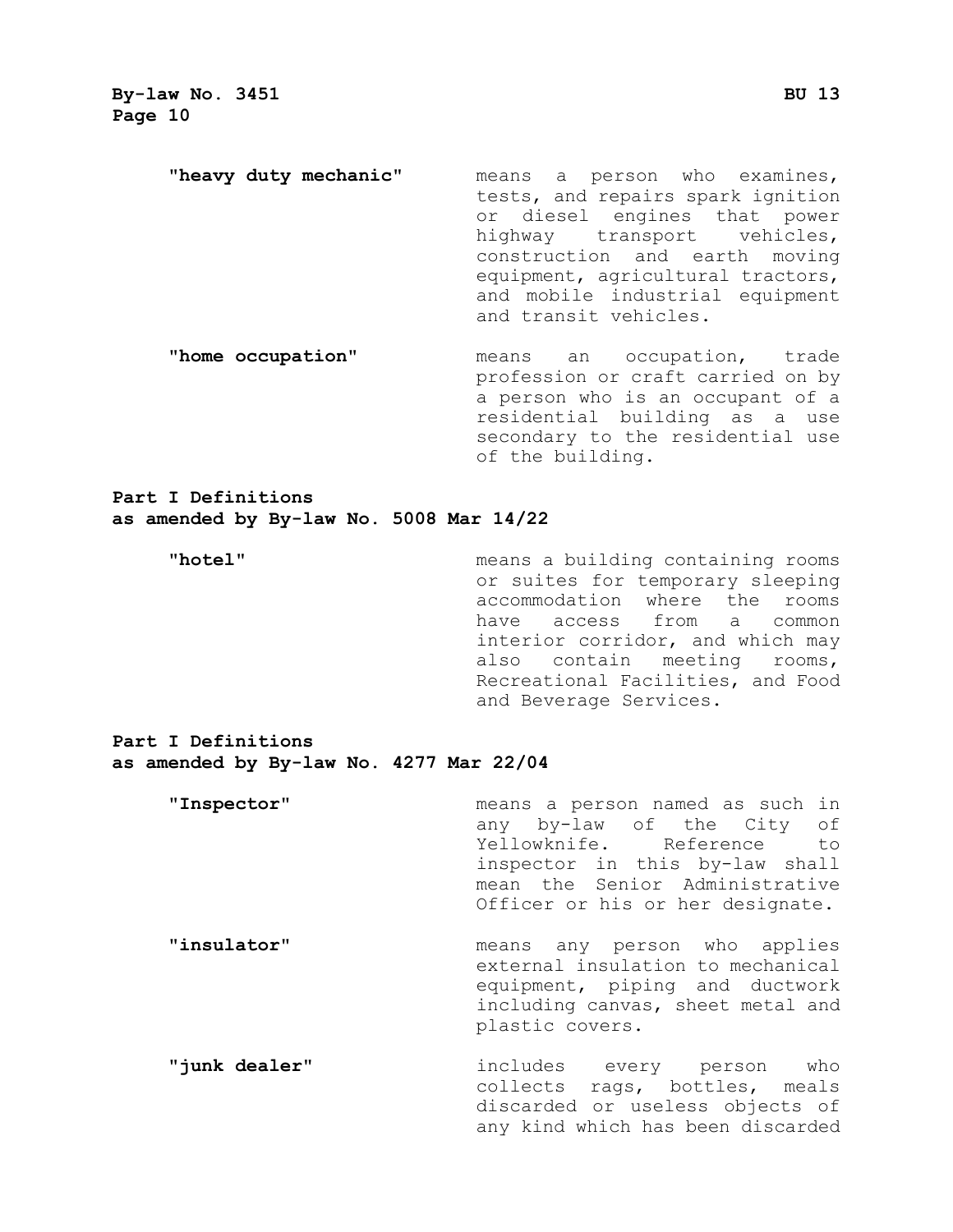**"heavy duty mechanic"** means a person who examines, tests, and repairs spark ignition or diesel engines that power highway transport vehicles, construction and earth moving equipment, agricultural tractors, and mobile industrial equipment and transit vehicles.

**"home occupation"** means an occupation, trade profession or craft carried on by a person who is an occupant of a residential building as a use secondary to the residential use of the building.

**Part I Definitions**
**as amended by By-law No. 5008 Mar 14/22**

**"hotel"** means a building containing rooms or suites for temporary sleeping accommodation where the rooms have access from a common interior corridor, and which may also contain meeting rooms, Recreational Facilities, and Food and Beverage Services.

**Part I Definitions**
**as amended by By-law No. 4277 Mar 22/04**

**"Inspector"** means a person named as such in any by-law of the City of Yellowknife. Reference to inspector in this by-law shall mean the Senior Administrative Officer or his or her designate.

**"insulator"** means any person who applies external insulation to mechanical equipment, piping and ductwork including canvas, sheet metal and plastic covers.

**"junk dealer"** includes every person who collects rags, bottles, meals discarded or useless objects of any kind which has been discarded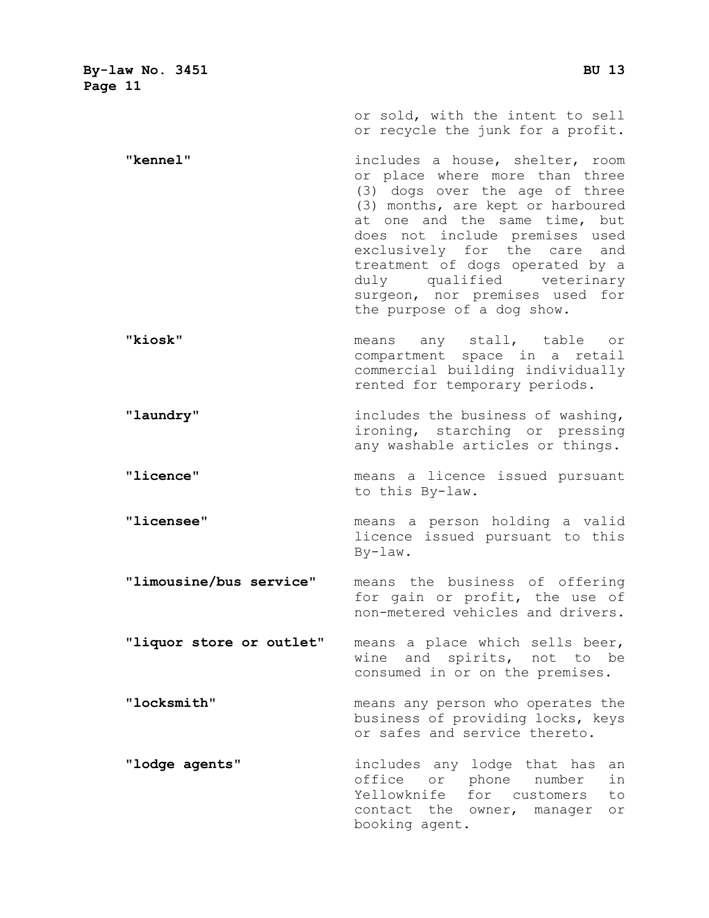or sold, with the intent to sell or recycle the junk for a profit.

**"kennel"** includes a house, shelter, room or place where more than three (3) dogs over the age of three (3) months, are kept or harboured at one and the same time, but does not include premises used exclusively for the care and treatment of dogs operated by a duly qualified veterinary surgeon, nor premises used for the purpose of a dog show.

**"kiosk"** means any stall, table or compartment space in a retail commercial building individually rented for temporary periods.

**"laundry"** includes the business of washing, ironing, starching or pressing any washable articles or things.

**"licence"** means a licence issued pursuant to this By-law.

**"licensee"** means a person holding a valid licence issued pursuant to this By-law.

**"limousine/bus service"** means the business of offering for gain or profit, the use of non-metered vehicles and drivers.

**"liquor store or outlet"** means a place which sells beer, wine and spirits, not to be consumed in or on the premises.

**"locksmith"** means any person who operates the business of providing locks, keys or safes and service thereto.

**"lodge agents"** includes any lodge that has an office or phone number in Yellowknife for customers to contact the owner, manager or booking agent.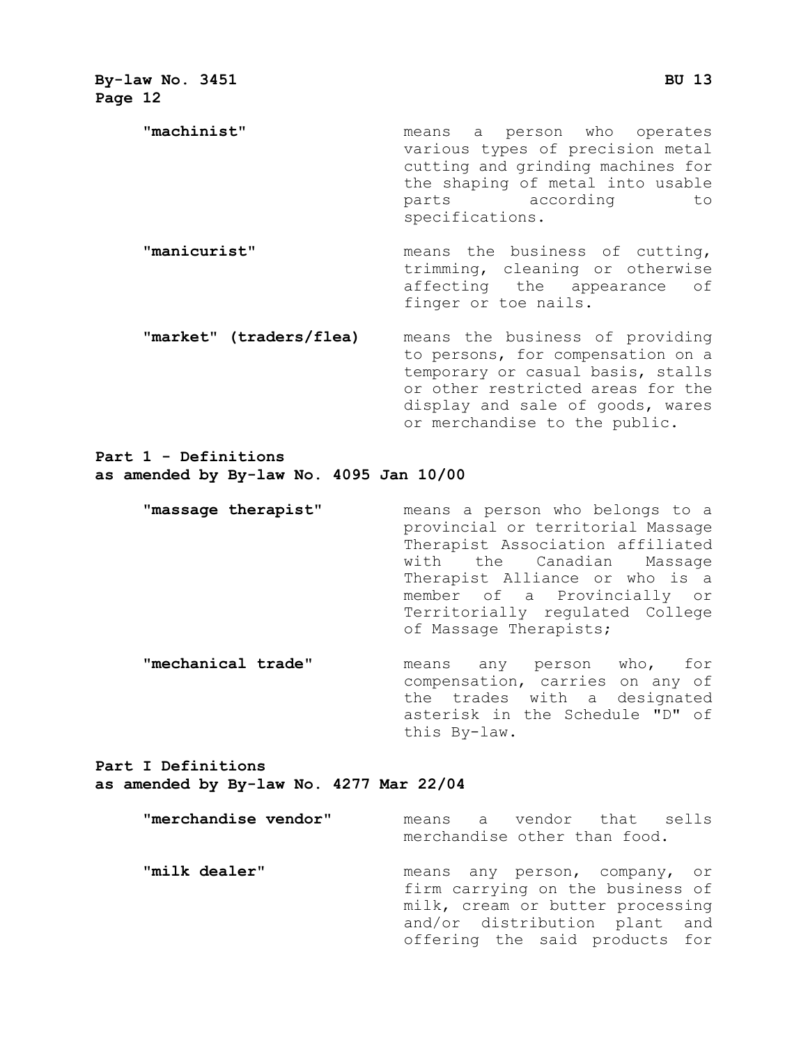**"machinist"** means a person who operates various types of precision metal cutting and grinding machines for the shaping of metal into usable parts according to specifications.

**"manicurist"** means the business of cutting, trimming, cleaning or otherwise affecting the appearance of finger or toe nails.

**"market" (traders/flea)** means the business of providing to persons, for compensation on a temporary or casual basis, stalls or other restricted areas for the display and sale of goods, wares or merchandise to the public.

**Part 1 - Definitions as amended by By-law No. 4095 Jan 10/00**

**"massage therapist"** means a person who belongs to a provincial or territorial Massage Therapist Association affiliated with the Canadian Massage Therapist Alliance or who is a member of a Provincially or Territorially regulated College of Massage Therapists;

**"mechanical trade"** means any person who, for compensation, carries on any of the trades with a designated asterisk in the Schedule "D" of this By-law.

**Part I Definitions as amended by By-law No. 4277 Mar 22/04**

**"merchandise vendor"** means a vendor that sells merchandise other than food.

**"milk dealer"** means any person, company, or firm carrying on the business of milk, cream or butter processing and/or distribution plant and offering the said products for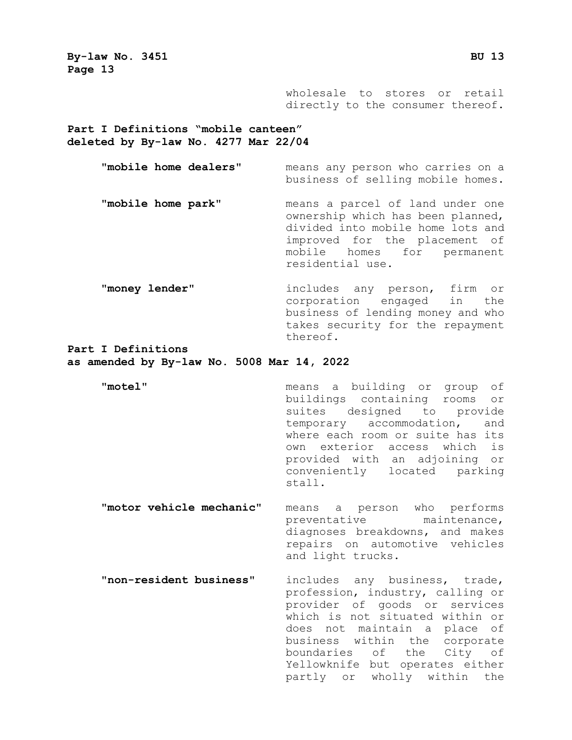wholesale to stores or retail directly to the consumer thereof.

**Part I Definitions "mobile canteen" deleted by By-law No. 4277 Mar 22/04**

**"mobile home dealers"** means any person who carries on a business of selling mobile homes.

**"mobile home park"** means a parcel of land under one ownership which has been planned, divided into mobile home lots and improved for the placement of mobile homes for permanent residential use.

**"money lender"** includes any person, firm or corporation engaged in the business of lending money and who takes security for the repayment thereof.

**Part I Definitions as amended by By-law No. 5008 Mar 14, 2022**

**"motel"** means a building or group of buildings containing rooms or suites designed to provide temporary accommodation, and where each room or suite has its own exterior access which is provided with an adjoining or conveniently located parking stall.

**"motor vehicle mechanic"** means a person who performs preventative maintenance, diagnoses breakdowns, and makes repairs on automotive vehicles and light trucks.

**"non-resident business"** includes any business, trade, profession, industry, calling or provider of goods or services which is not situated within or does not maintain a place of business within the corporate boundaries of the City of Yellowknife but operates either partly or wholly within the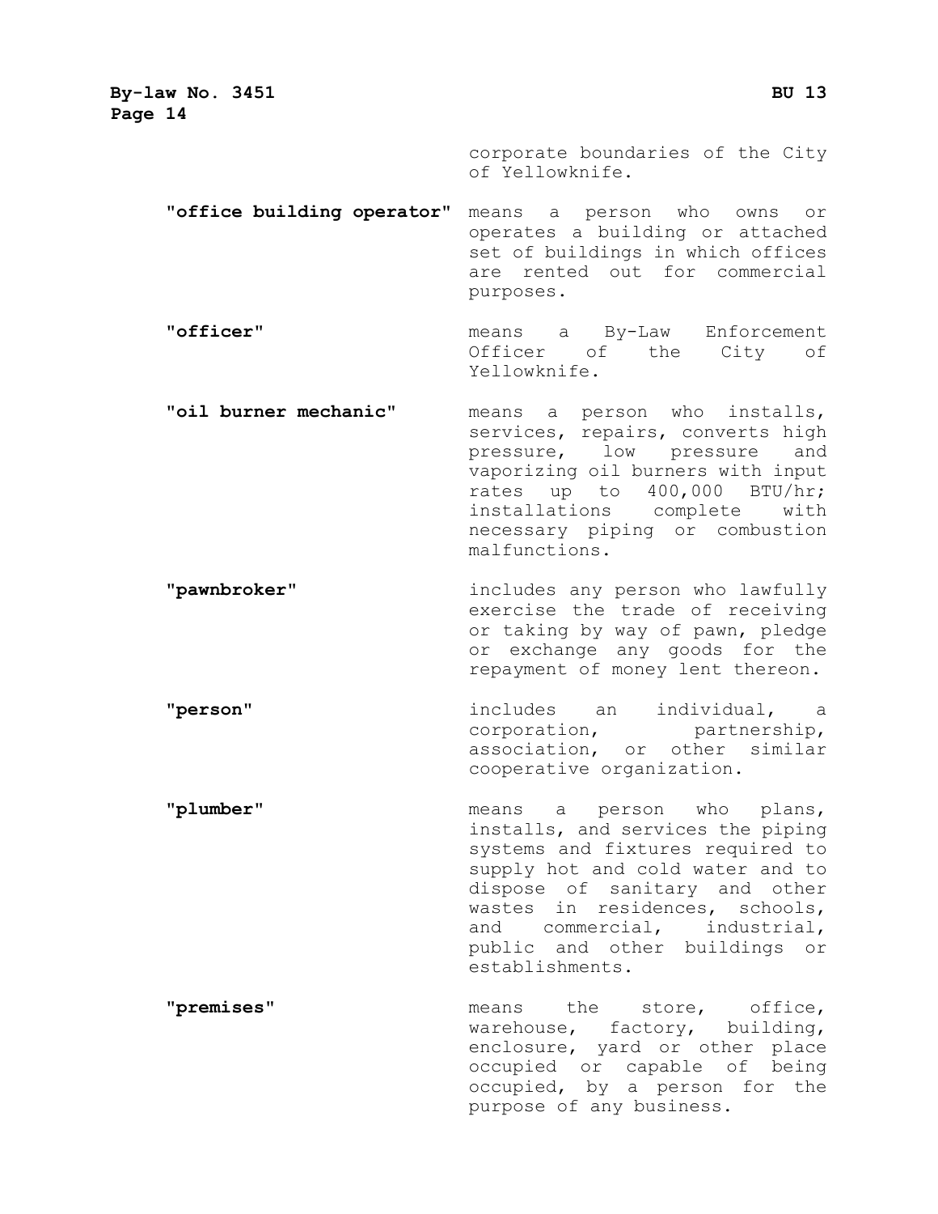corporate boundaries of the City of Yellowknife.

**"office building operator"** means a person who owns or operates a building or attached set of buildings in which offices are rented out for commercial purposes.

**"officer"** means a By-Law Enforcement Officer of the City of Yellowknife.

**"oil burner mechanic"** means a person who installs, services, repairs, converts high pressure, low pressure and vaporizing oil burners with input rates up to 400,000 BTU/hr; installations complete with necessary piping or combustion malfunctions.

**"pawnbroker"** includes any person who lawfully exercise the trade of receiving or taking by way of pawn, pledge or exchange any goods for the repayment of money lent thereon.

**"person"** includes an individual, a corporation, partnership, association, or other similar cooperative organization.

**"plumber"** means a person who plans, installs, and services the piping systems and fixtures required to supply hot and cold water and to dispose of sanitary and other wastes in residences, schools, and commercial, industrial, public and other buildings or establishments.

**"premises"** means the store, office, warehouse, factory, building, enclosure, yard or other place occupied or capable of being occupied, by a person for the purpose of any business.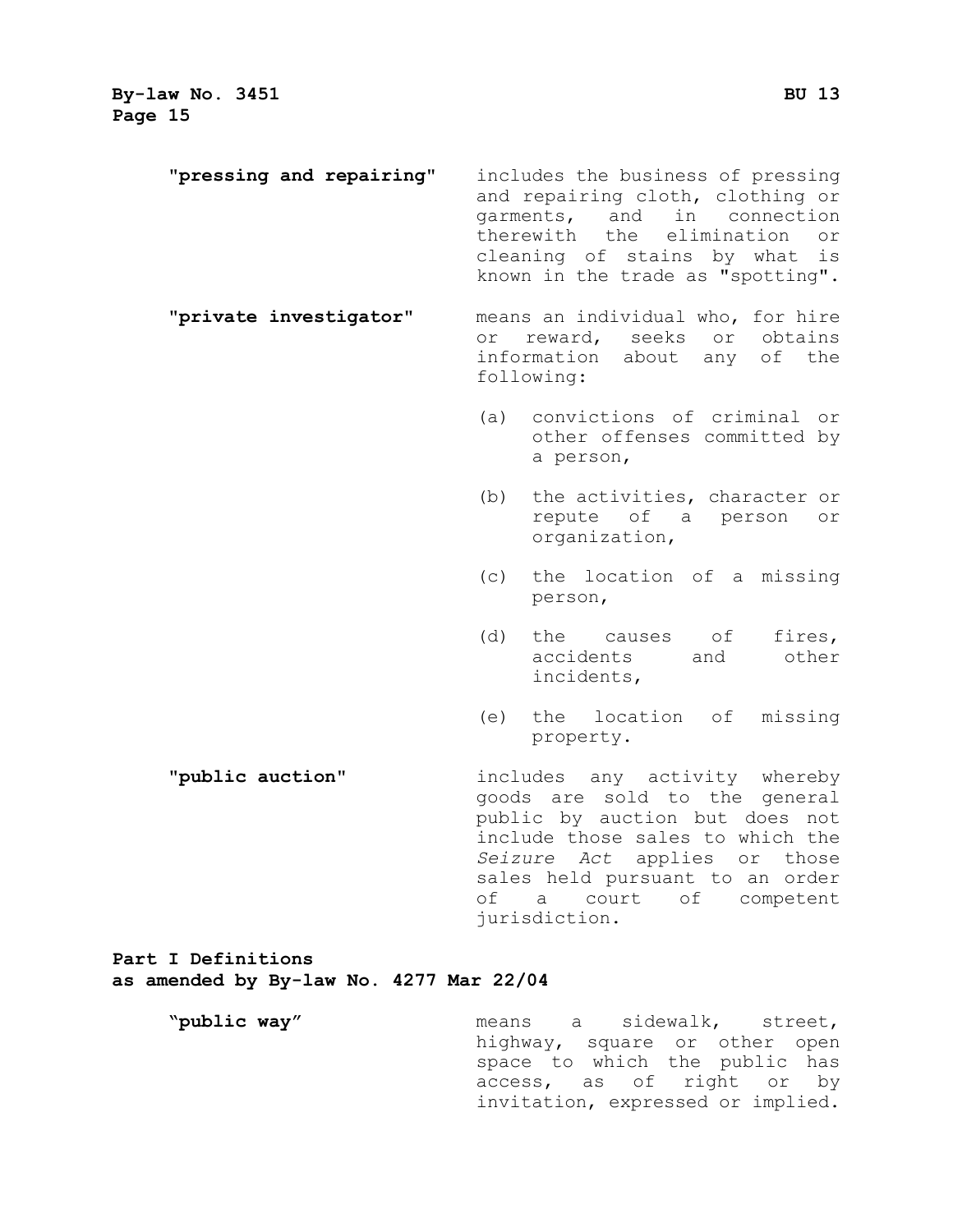**"pressing and repairing"** includes the business of pressing and repairing cloth, clothing or garments, and in connection therewith the elimination or cleaning of stains by what is known in the trade as "spotting".

**"private investigator"** means an individual who, for hire or reward, seeks or obtains information about any of the following:

(a) convictions of criminal or other offenses committed by a person,

(b) the activities, character or repute of a person or organization,

(c) the location of a missing person,

(d) the causes of fires, accidents and other incidents,

(e) the location of missing property.

**"public auction"** includes any activity whereby goods are sold to the general public by auction but does not include those sales to which the *Seizure Act* applies or those sales held pursuant to an order of a court of competent jurisdiction.

**Part I Definitions**
**as amended by By-law No. 4277 Mar 22/04**

**"public way"** means a sidewalk, street, highway, square or other open space to which the public has access, as of right or by invitation, expressed or implied.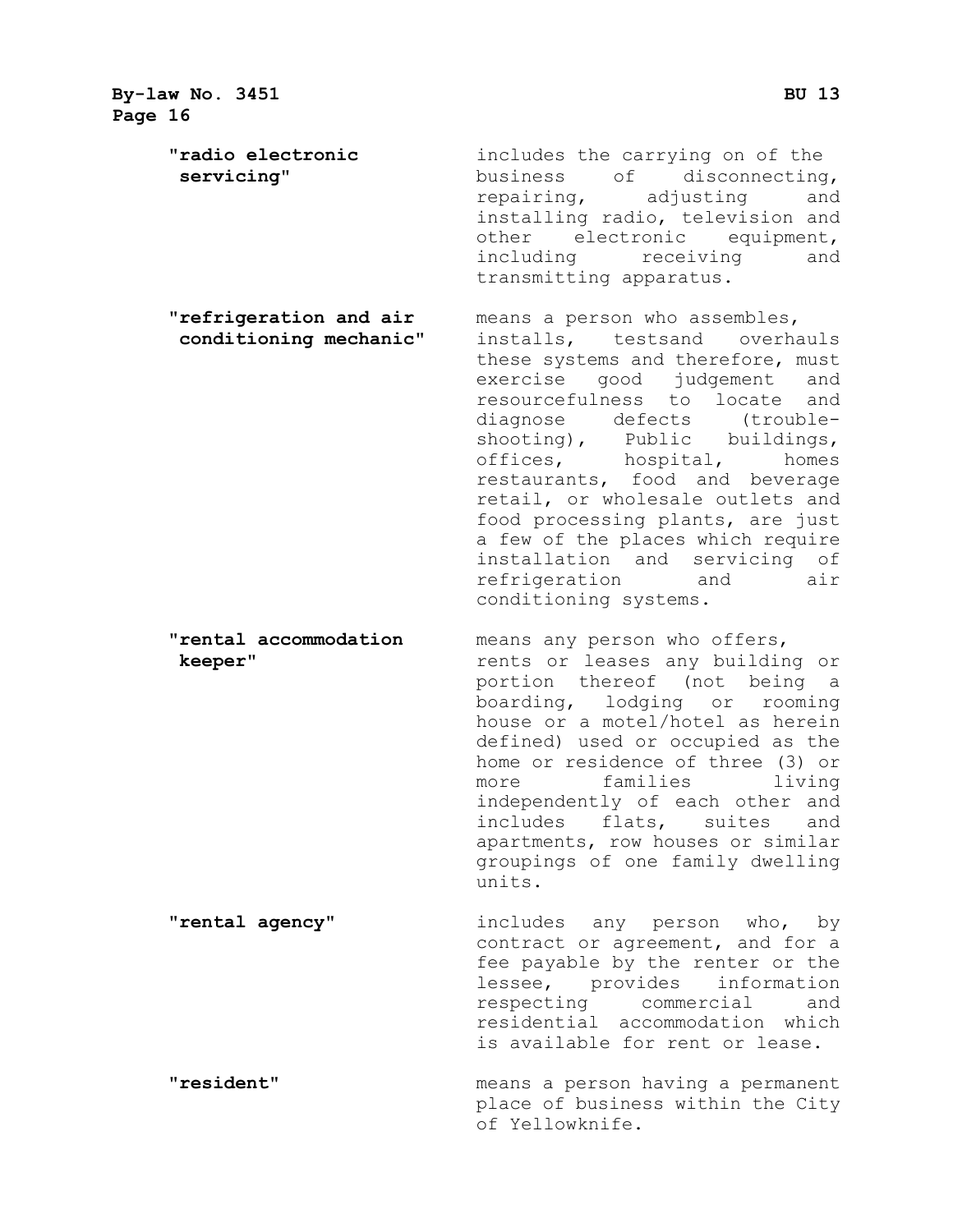**"radio electronic servicing"** includes the carrying on of the business of disconnecting, repairing, adjusting and installing radio, television and other electronic equipment, including receiving and transmitting apparatus.

**"refrigeration and air conditioning mechanic"** means a person who assembles, installs, testsand overhauls these systems and therefore, must exercise good judgement and resourcefulness to locate and diagnose defects (trouble-shooting), Public buildings, offices, hospital, homes restaurants, food and beverage retail, or wholesale outlets and food processing plants, are just a few of the places which require installation and servicing of refrigeration and air conditioning systems.

**"rental accommodation keeper"** means any person who offers, rents or leases any building or portion thereof (not being a boarding, lodging or rooming house or a motel/hotel as herein defined) used or occupied as the home or residence of three (3) or more families living independently of each other and includes flats, suites and apartments, row houses or similar groupings of one family dwelling units.

**"rental agency"** includes any person who, by contract or agreement, and for a fee payable by the renter or the lessee, provides information respecting commercial and residential accommodation which is available for rent or lease.

**"resident"** means a person having a permanent place of business within the City of Yellowknife.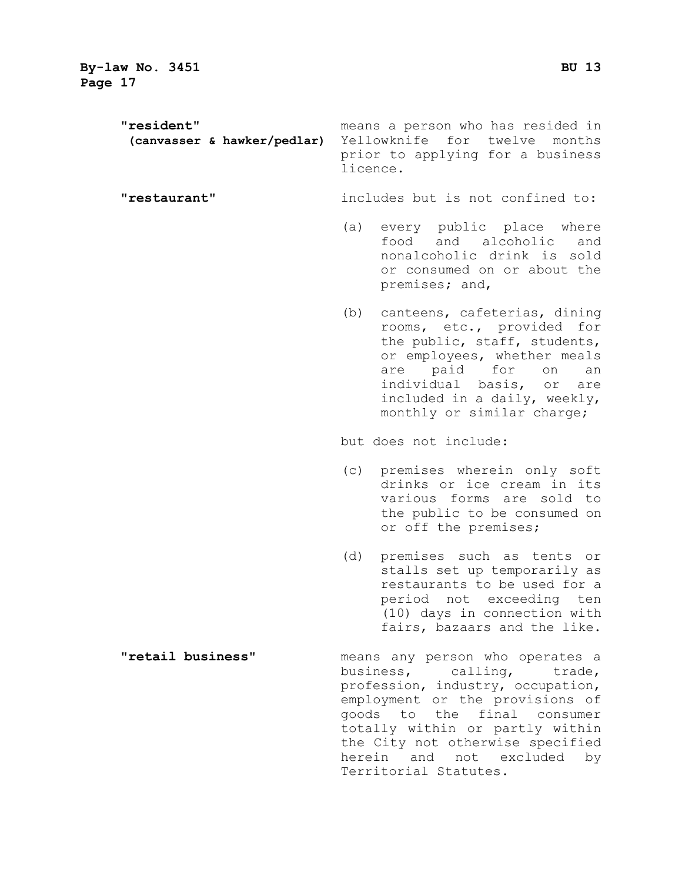**"resident"**
**(canvasser & hawker/pedlar)**

means a person who has resided in Yellowknife for twelve months prior to applying for a business licence.

**"restaurant"**

includes but is not confined to:

(a) every public place where food and alcoholic and nonalcoholic drink is sold or consumed on or about the premises; and,

(b) canteens, cafeterias, dining rooms, etc., provided for the public, staff, students, or employees, whether meals are paid for on an individual basis, or are included in a daily, weekly, monthly or similar charge;

but does not include:

(c) premises wherein only soft drinks or ice cream in its various forms are sold to the public to be consumed on or off the premises;

(d) premises such as tents or stalls set up temporarily as restaurants to be used for a period not exceeding ten (10) days in connection with fairs, bazaars and the like.

**"retail business"**

means any person who operates a business, calling, trade, profession, industry, occupation, employment or the provisions of goods to the final consumer totally within or partly within the City not otherwise specified herein and not excluded by Territorial Statutes.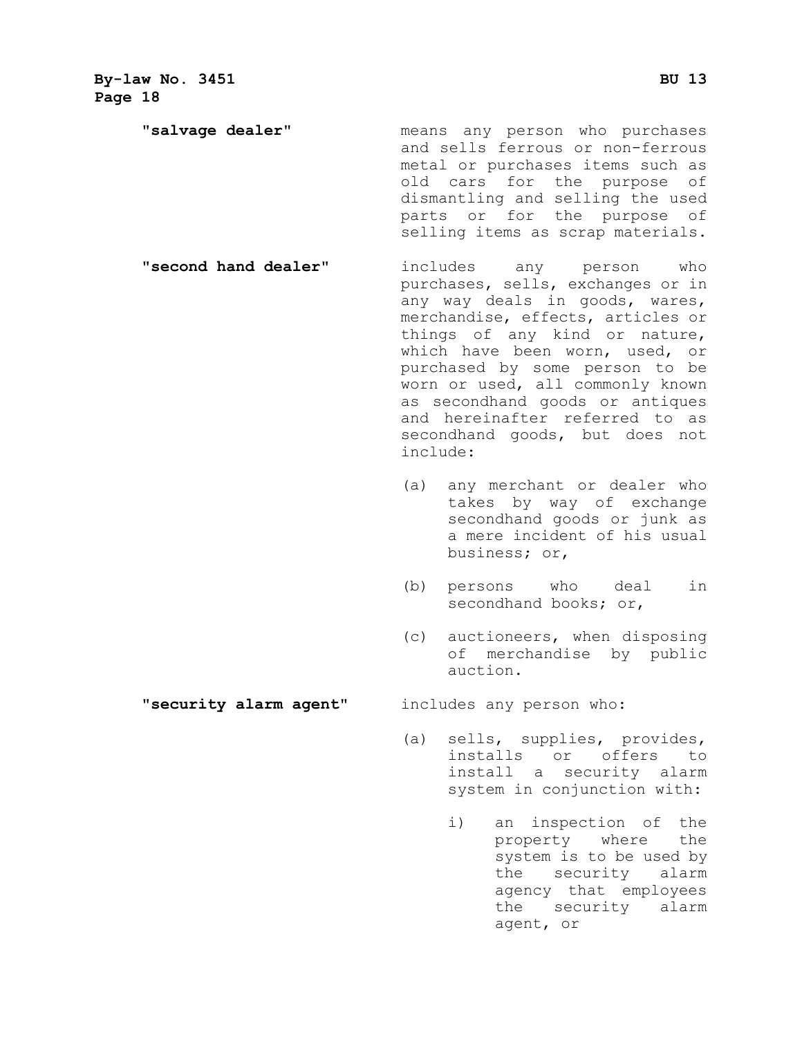**"salvage dealer"** means any person who purchases and sells ferrous or non-ferrous metal or purchases items such as old cars for the purpose of dismantling and selling the used parts or for the purpose of selling items as scrap materials.

**"second hand dealer"** includes any person who purchases, sells, exchanges or in any way deals in goods, wares, merchandise, effects, articles or things of any kind or nature, which have been worn, used, or purchased by some person to be worn or used, all commonly known as secondhand goods or antiques and hereinafter referred to as secondhand goods, but does not include:

(a) any merchant or dealer who takes by way of exchange secondhand goods or junk as a mere incident of his usual business; or,

(b) persons who deal in secondhand books; or,

(c) auctioneers, when disposing of merchandise by public auction.

**"security alarm agent"** includes any person who:

(a) sells, supplies, provides, installs or offers to install a security alarm system in conjunction with:

   i) an inspection of the property where the system is to be used by the security alarm agency that employees the security alarm agent, or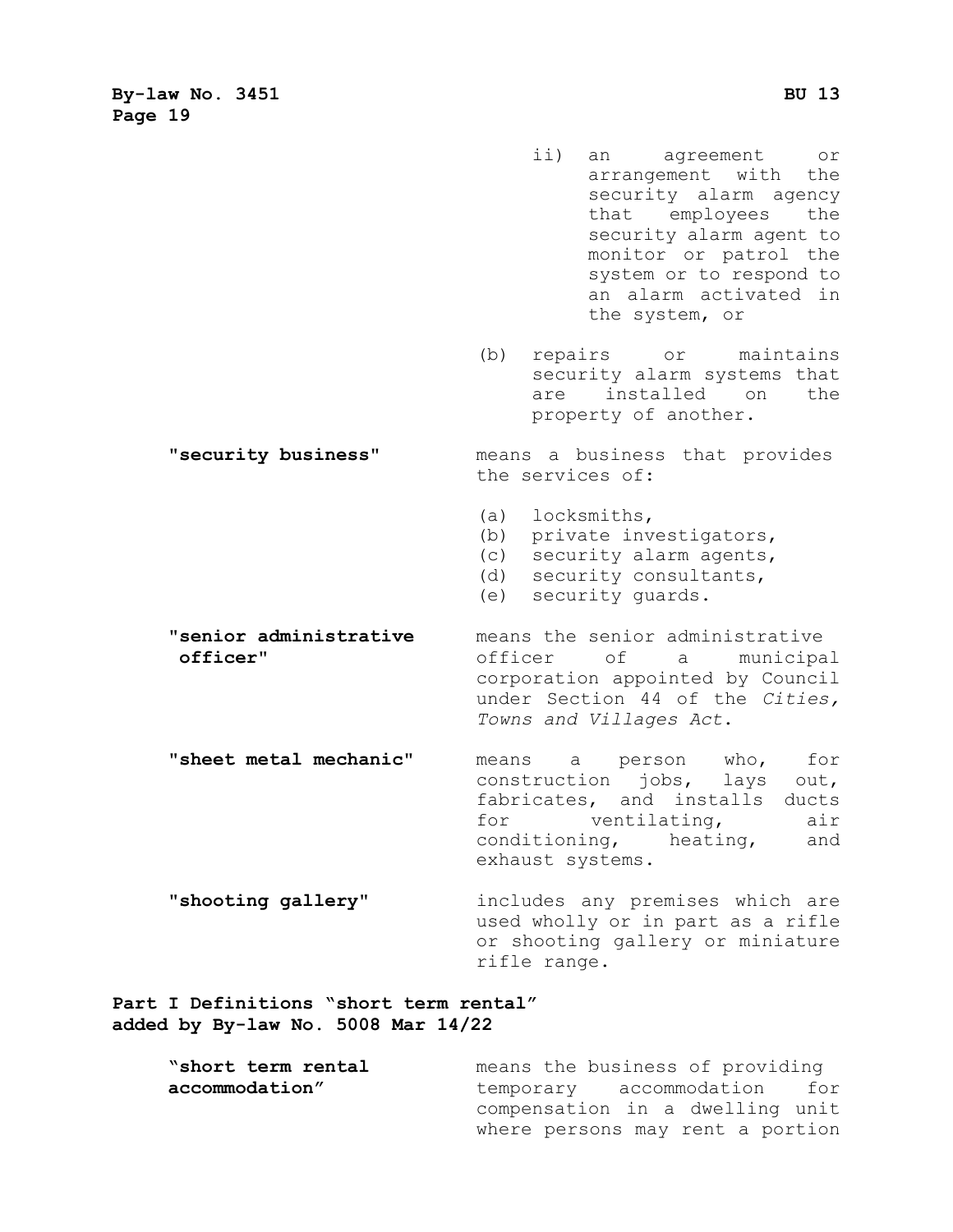ii) an agreement or arrangement with the security alarm agency that employees the security alarm agent to monitor or patrol the system or to respond to an alarm activated in the system, or

(b) repairs or maintains security alarm systems that are installed on the property of another.

**"security business"** means a business that provides the services of:

(a) locksmiths,
(b) private investigators,
(c) security alarm agents,
(d) security consultants,
(e) security guards.

**"senior administrative officer"** means the senior administrative officer of a municipal corporation appointed by Council under Section 44 of the *Cities, Towns and Villages Act*.

**"sheet metal mechanic"** means a person who, for construction jobs, lays out, fabricates, and installs ducts for ventilating, air conditioning, heating, and exhaust systems.

**"shooting gallery"** includes any premises which are used wholly or in part as a rifle or shooting gallery or miniature rifle range.

**Part I Definitions "short term rental" added by By-law No. 5008 Mar 14/22**

**"short term rental accommodation"** means the business of providing temporary accommodation for compensation in a dwelling unit where persons may rent a portion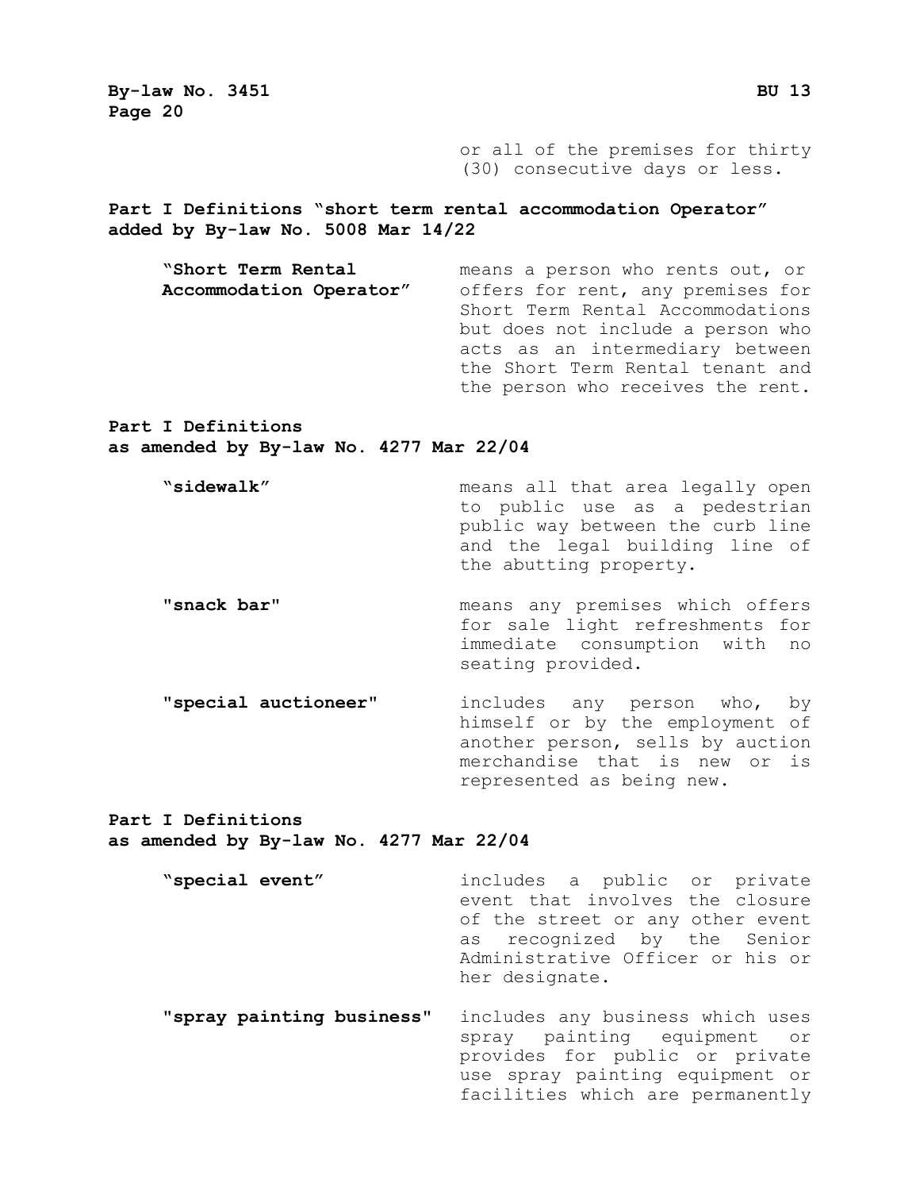or all of the premises for thirty (30) consecutive days or less.

**Part I Definitions "short term rental accommodation Operator" added by By-law No. 5008 Mar 14/22**

| | |
|---|---|
| **"Short Term Rental Accommodation Operator"** | means a person who rents out, or offers for rent, any premises for Short Term Rental Accommodations but does not include a person who acts as an intermediary between the Short Term Rental tenant and the person who receives the rent. |

**Part I Definitions as amended by By-law No. 4277 Mar 22/04**

| | |
|---|---|
| **"sidewalk"** | means all that area legally open to public use as a pedestrian public way between the curb line and the legal building line of the abutting property. |
| **"snack bar"** | means any premises which offers for sale light refreshments for immediate consumption with no seating provided. |
| **"special auctioneer"** | includes any person who, by himself or by the employment of another person, sells by auction merchandise that is new or is represented as being new. |

**Part I Definitions as amended by By-law No. 4277 Mar 22/04**

| | |
|---|---|
| **"special event"** | includes a public or private event that involves the closure of the street or any other event as recognized by the Senior Administrative Officer or his or her designate. |
| **"spray painting business"** | includes any business which uses spray painting equipment or provides for public or private use spray painting equipment or facilities which are permanently |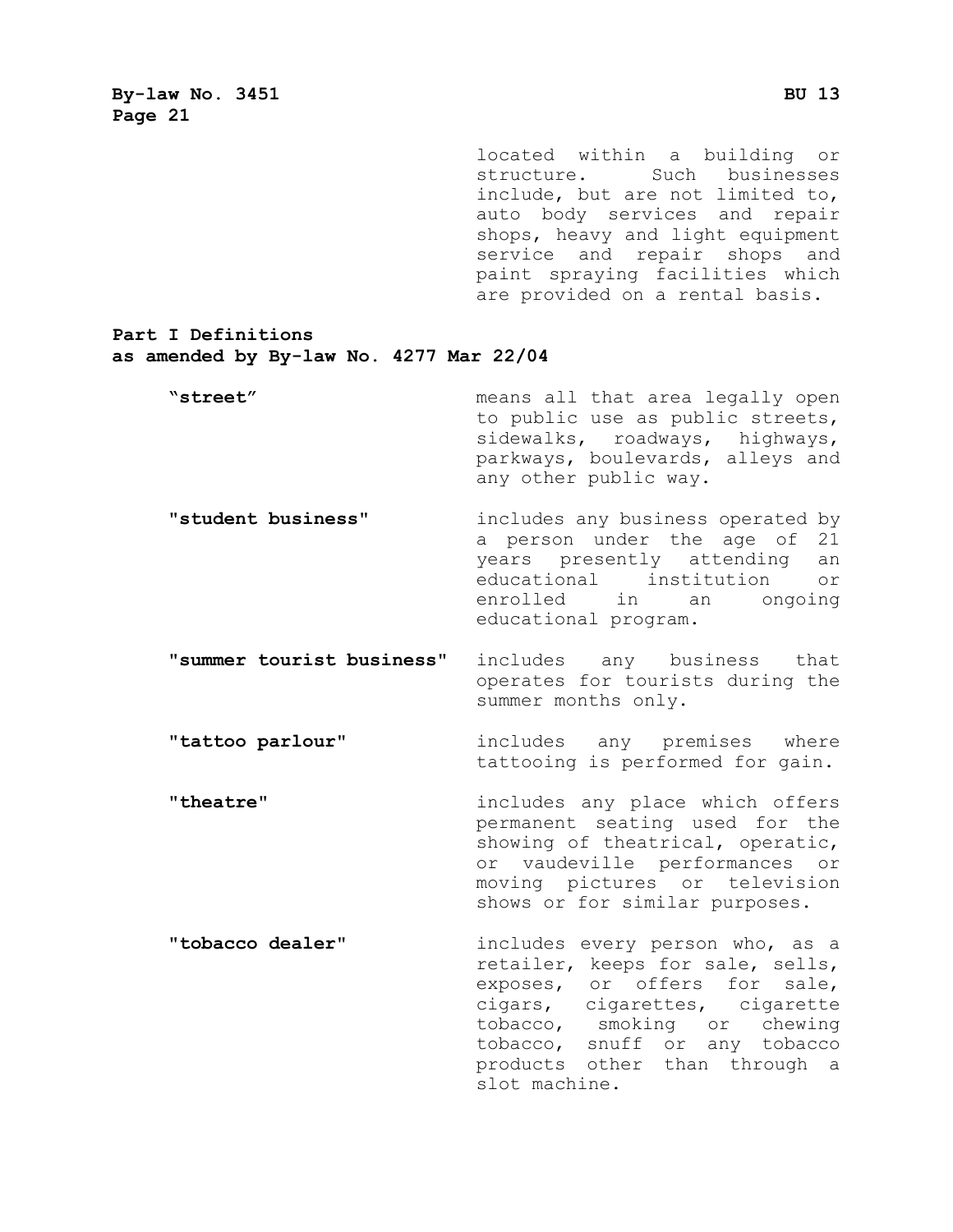located within a building or structure. Such businesses include, but are not limited to, auto body services and repair shops, heavy and light equipment service and repair shops and paint spraying facilities which are provided on a rental basis.

**Part I Definitions**
**as amended by By-law No. 4277 Mar 22/04**

**"street"** means all that area legally open to public use as public streets, sidewalks, roadways, highways, parkways, boulevards, alleys and any other public way.

**"student business"** includes any business operated by a person under the age of 21 years presently attending an educational institution or enrolled in an ongoing educational program.

**"summer tourist business"** includes any business that operates for tourists during the summer months only.

**"tattoo parlour"** includes any premises where tattooing is performed for gain.

**"theatre"** includes any place which offers permanent seating used for the showing of theatrical, operatic, or vaudeville performances or moving pictures or television shows or for similar purposes.

**"tobacco dealer"** includes every person who, as a retailer, keeps for sale, sells, exposes, or offers for sale, cigars, cigarettes, cigarette tobacco, smoking or chewing tobacco, snuff or any tobacco products other than through a slot machine.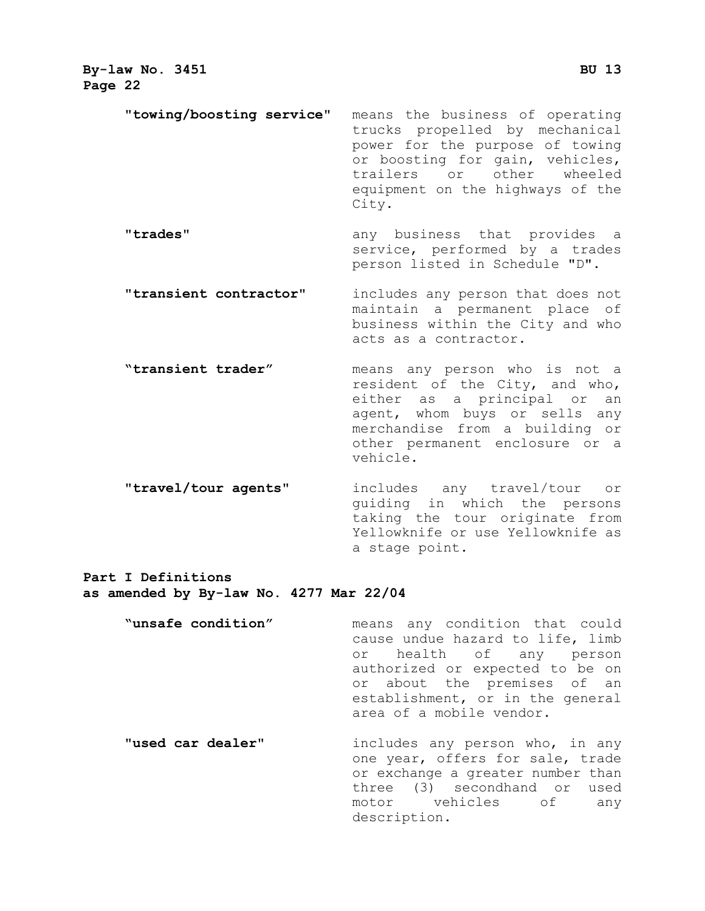**"towing/boosting service"** means the business of operating trucks propelled by mechanical power for the purpose of towing or boosting for gain, vehicles, trailers or other wheeled equipment on the highways of the City.

**"trades"** any business that provides a service, performed by a trades person listed in Schedule "D".

**"transient contractor"** includes any person that does not maintain a permanent place of business within the City and who acts as a contractor.

**"transient trader"** means any person who is not a resident of the City, and who, either as a principal or an agent, whom buys or sells any merchandise from a building or other permanent enclosure or a vehicle.

**"travel/tour agents"** includes any travel/tour or guiding in which the persons taking the tour originate from Yellowknife or use Yellowknife as a stage point.

**Part I Definitions**
**as amended by By-law No. 4277 Mar 22/04**

**"unsafe condition"** means any condition that could cause undue hazard to life, limb or health of any person authorized or expected to be on or about the premises of an establishment, or in the general area of a mobile vendor.

**"used car dealer"** includes any person who, in any one year, offers for sale, trade or exchange a greater number than three (3) secondhand or used motor vehicles of any description.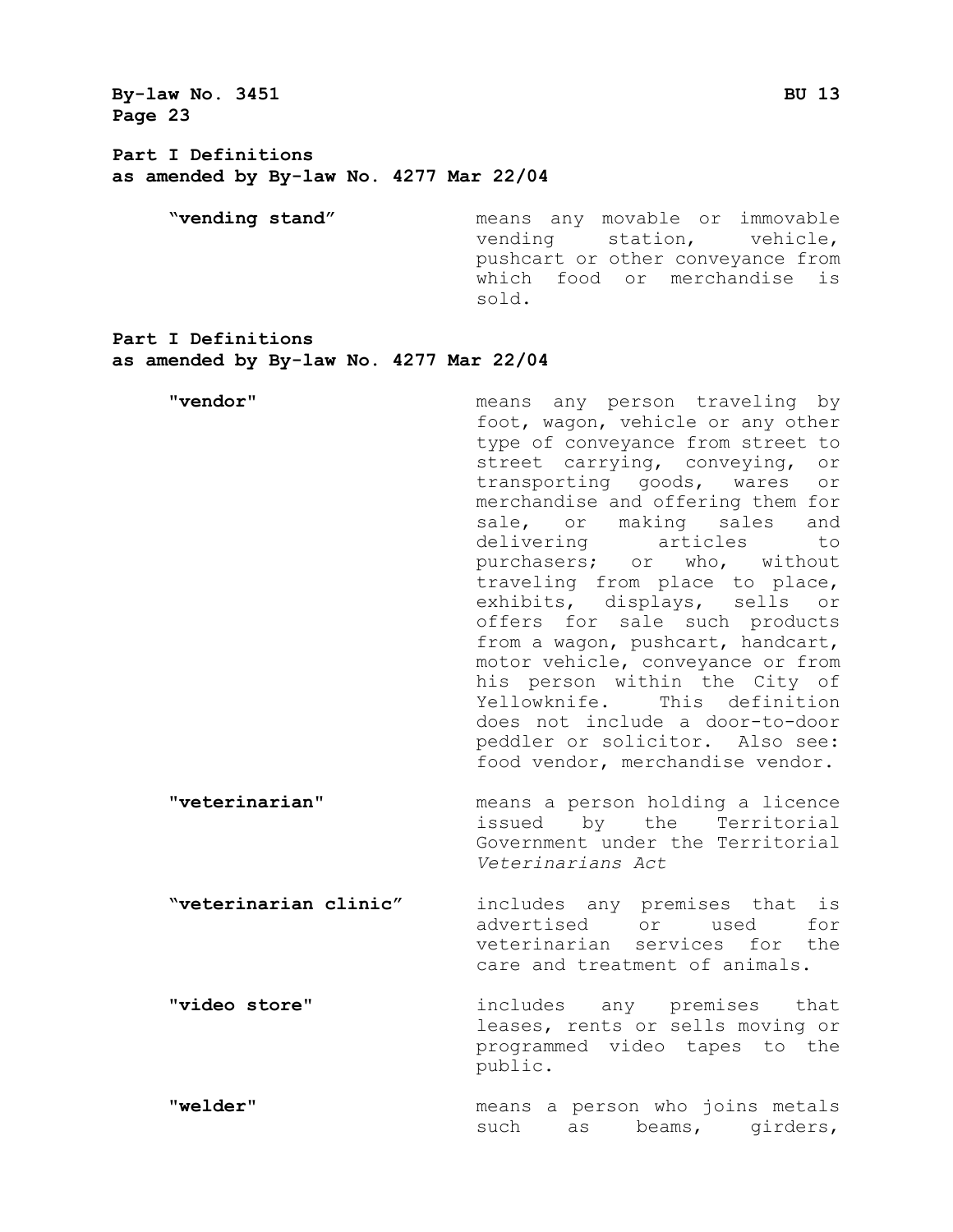**Part I Definitions**
**as amended by By-law No. 4277 Mar 22/04**

| | |
|---|---|
| **"vending stand"** | means any movable or immovable vending station, vehicle, pushcart or other conveyance from which food or merchandise is sold. |

**Part I Definitions**
**as amended by By-law No. 4277 Mar 22/04**

| | |
|---|---|
| **"vendor"** | means any person traveling by foot, wagon, vehicle or any other type of conveyance from street to street carrying, conveying, or transporting goods, wares or merchandise and offering them for sale, or making sales and delivering articles to purchasers; or who, without traveling from place to place, exhibits, displays, sells or offers for sale such products from a wagon, pushcart, handcart, motor vehicle, conveyance or from his person within the City of Yellowknife. This definition does not include a door-to-door peddler or solicitor. Also see: food vendor, merchandise vendor. |
| **"veterinarian"** | means a person holding a licence issued by the Territorial Government under the Territorial *Veterinarians Act* |
| **"veterinarian clinic"** | includes any premises that is advertised or used for veterinarian services for the care and treatment of animals. |
| **"video store"** | includes any premises that leases, rents or sells moving or programmed video tapes to the public. |
| **"welder"** | means a person who joins metals such as beams, girders, |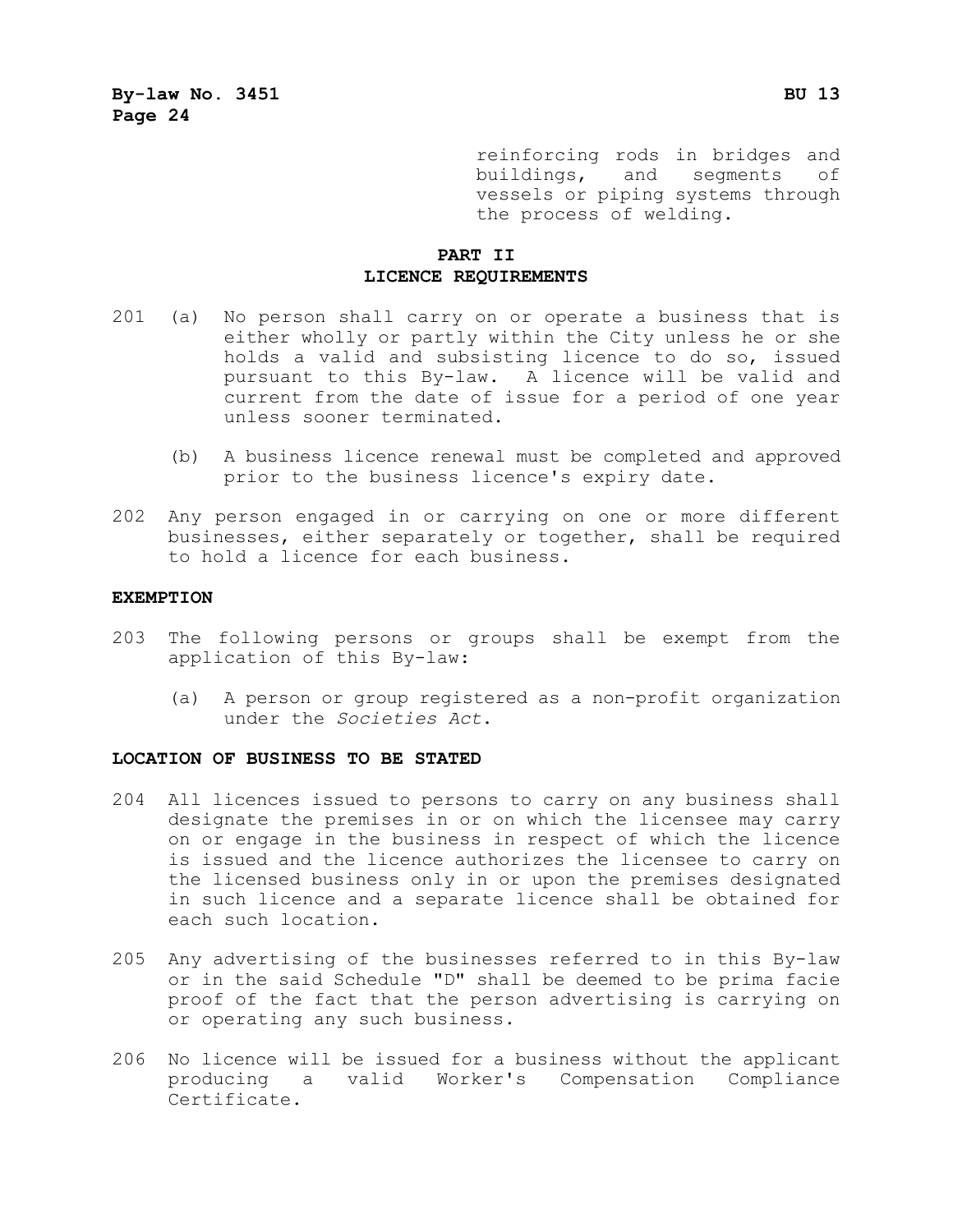reinforcing rods in bridges and buildings, and segments of vessels or piping systems through the process of welding.

## PART II
## LICENCE REQUIREMENTS

201 (a) No person shall carry on or operate a business that is either wholly or partly within the City unless he or she holds a valid and subsisting licence to do so, issued pursuant to this By-law. A licence will be valid and current from the date of issue for a period of one year unless sooner terminated.

(b) A business licence renewal must be completed and approved prior to the business licence's expiry date.

202 Any person engaged in or carrying on one or more different businesses, either separately or together, shall be required to hold a licence for each business.

**EXEMPTION**

203 The following persons or groups shall be exempt from the application of this By-law:

(a) A person or group registered as a non-profit organization under the *Societies Act*.

**LOCATION OF BUSINESS TO BE STATED**

204 All licences issued to persons to carry on any business shall designate the premises in or on which the licensee may carry on or engage in the business in respect of which the licence is issued and the licence authorizes the licensee to carry on the licensed business only in or upon the premises designated in such licence and a separate licence shall be obtained for each such location.

205 Any advertising of the businesses referred to in this By-law or in the said Schedule "D" shall be deemed to be prima facie proof of the fact that the person advertising is carrying on or operating any such business.

206 No licence will be issued for a business without the applicant producing a valid Worker's Compensation Compliance Certificate.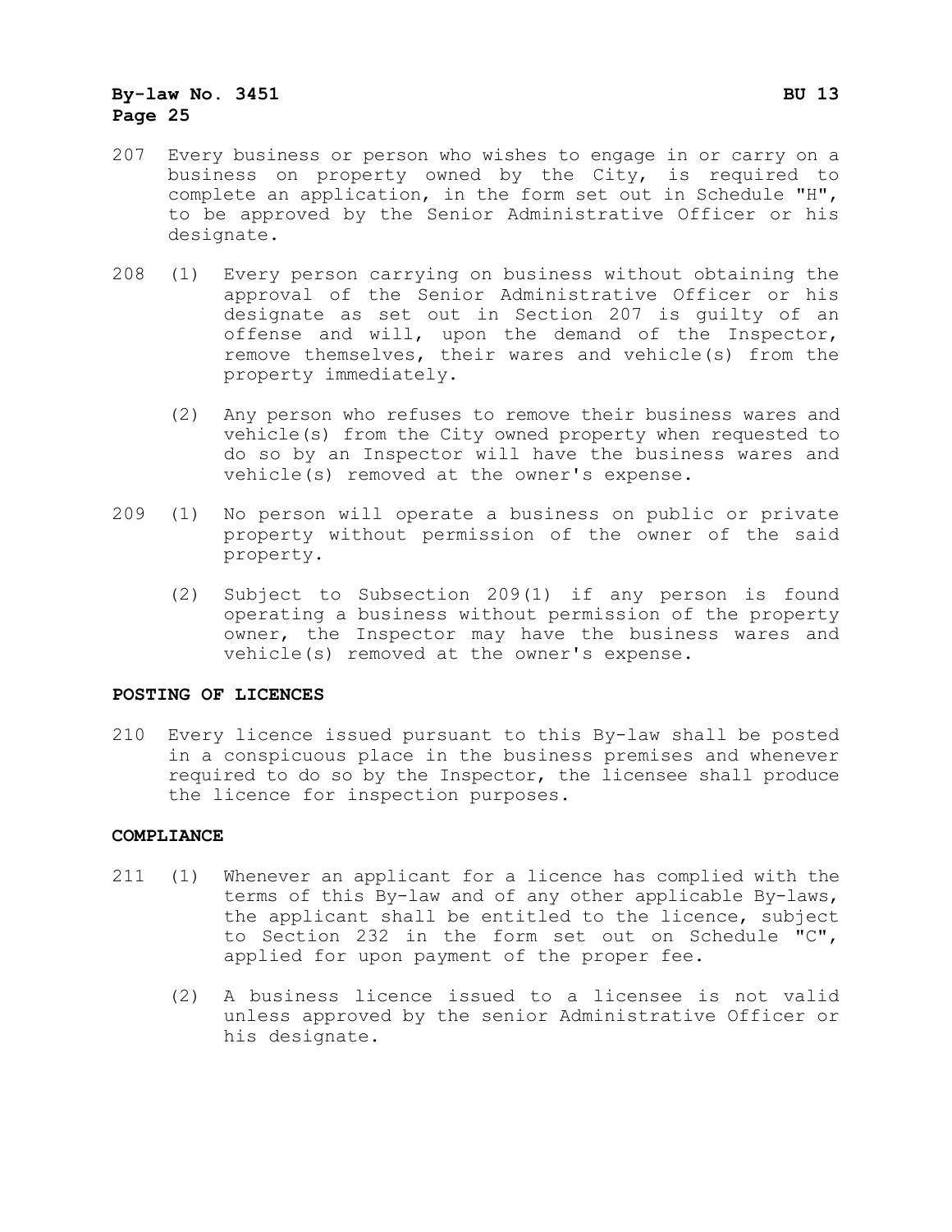207 Every business or person who wishes to engage in or carry on a business on property owned by the City, is required to complete an application, in the form set out in Schedule "H", to be approved by the Senior Administrative Officer or his designate.

208 (1) Every person carrying on business without obtaining the approval of the Senior Administrative Officer or his designate as set out in Section 207 is guilty of an offense and will, upon the demand of the Inspector, remove themselves, their wares and vehicle(s) from the property immediately.

(2) Any person who refuses to remove their business wares and vehicle(s) from the City owned property when requested to do so by an Inspector will have the business wares and vehicle(s) removed at the owner's expense.

209 (1) No person will operate a business on public or private property without permission of the owner of the said property.

(2) Subject to Subsection 209(1) if any person is found operating a business without permission of the property owner, the Inspector may have the business wares and vehicle(s) removed at the owner's expense.

**POSTING OF LICENCES**

210 Every licence issued pursuant to this By-law shall be posted in a conspicuous place in the business premises and whenever required to do so by the Inspector, the licensee shall produce the licence for inspection purposes.

**COMPLIANCE**

211 (1) Whenever an applicant for a licence has complied with the terms of this By-law and of any other applicable By-laws, the applicant shall be entitled to the licence, subject to Section 232 in the form set out on Schedule "C", applied for upon payment of the proper fee.

(2) A business licence issued to a licensee is not valid unless approved by the senior Administrative Officer or his designate.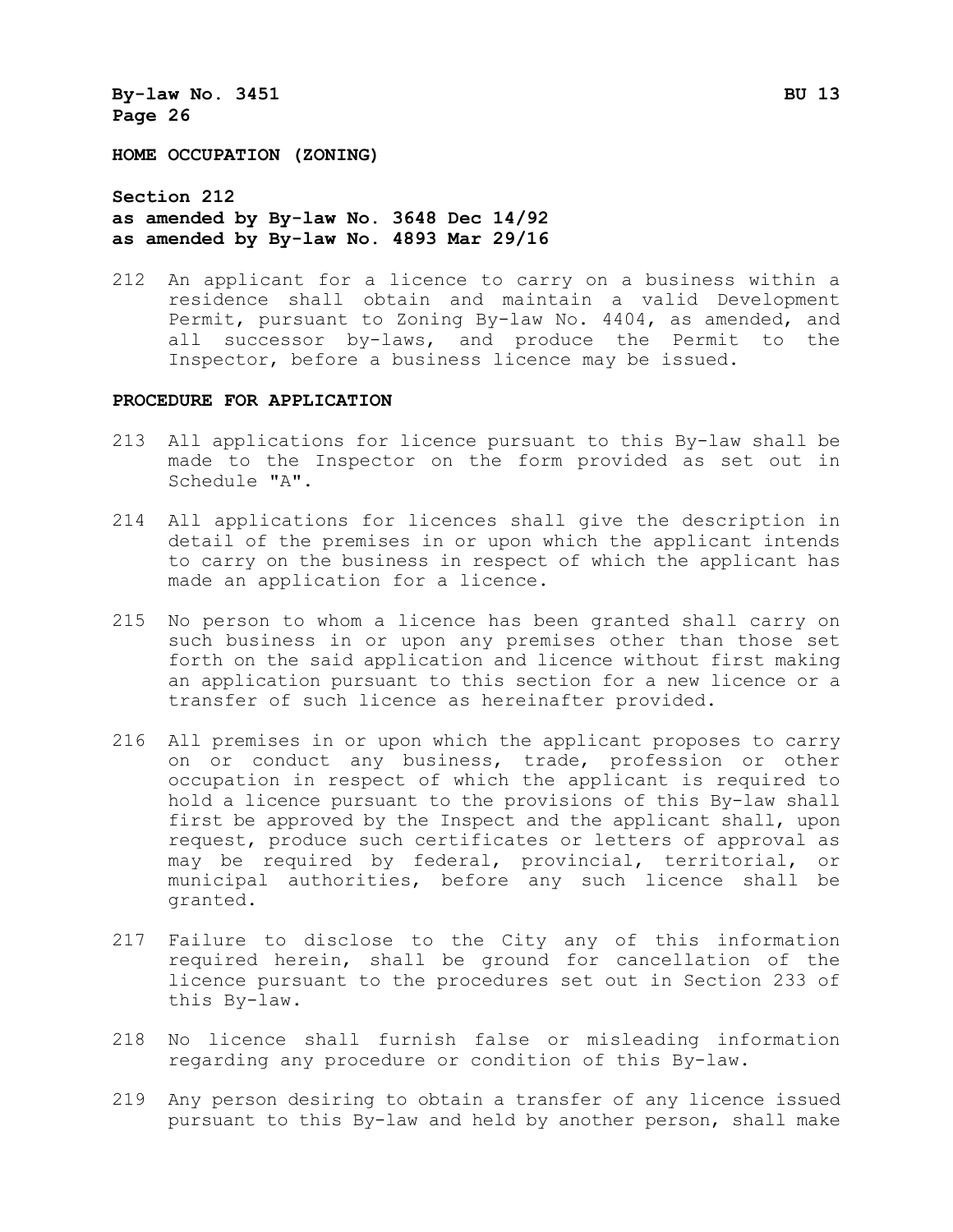**HOME OCCUPATION (ZONING)**

**Section 212**
**as amended by By-law No. 3648 Dec 14/92**
**as amended by By-law No. 4893 Mar 29/16**

212 An applicant for a licence to carry on a business within a residence shall obtain and maintain a valid Development Permit, pursuant to Zoning By-law No. 4404, as amended, and all successor by-laws, and produce the Permit to the Inspector, before a business licence may be issued.

**PROCEDURE FOR APPLICATION**

213 All applications for licence pursuant to this By-law shall be made to the Inspector on the form provided as set out in Schedule "A".

214 All applications for licences shall give the description in detail of the premises in or upon which the applicant intends to carry on the business in respect of which the applicant has made an application for a licence.

215 No person to whom a licence has been granted shall carry on such business in or upon any premises other than those set forth on the said application and licence without first making an application pursuant to this section for a new licence or a transfer of such licence as hereinafter provided.

216 All premises in or upon which the applicant proposes to carry on or conduct any business, trade, profession or other occupation in respect of which the applicant is required to hold a licence pursuant to the provisions of this By-law shall first be approved by the Inspect and the applicant shall, upon request, produce such certificates or letters of approval as may be required by federal, provincial, territorial, or municipal authorities, before any such licence shall be granted.

217 Failure to disclose to the City any of this information required herein, shall be ground for cancellation of the licence pursuant to the procedures set out in Section 233 of this By-law.

218 No licence shall furnish false or misleading information regarding any procedure or condition of this By-law.

219 Any person desiring to obtain a transfer of any licence issued pursuant to this By-law and held by another person, shall make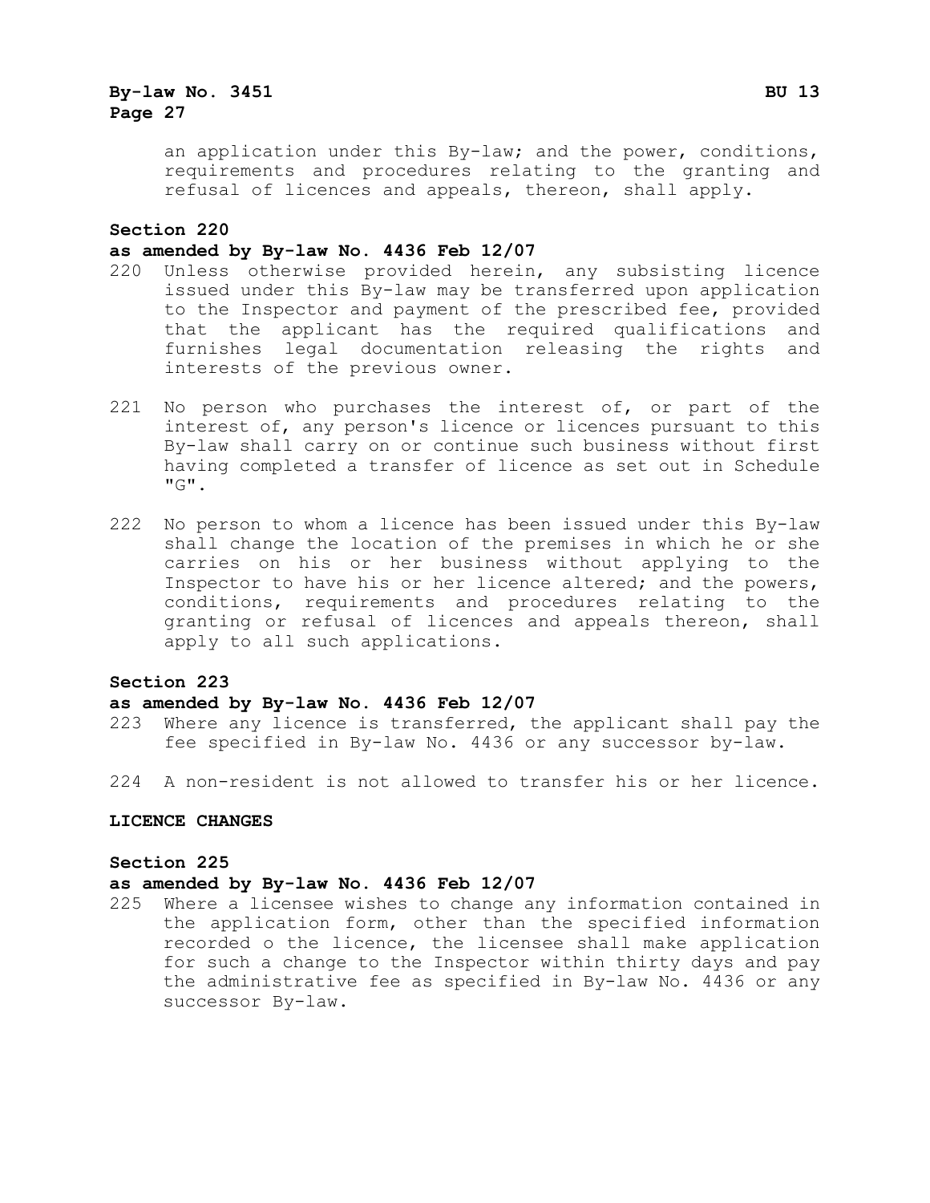an application under this By-law; and the power, conditions, requirements and procedures relating to the granting and refusal of licences and appeals, thereon, shall apply.

**Section 220**
**as amended by By-law No. 4436 Feb 12/07**

220 Unless otherwise provided herein, any subsisting licence issued under this By-law may be transferred upon application to the Inspector and payment of the prescribed fee, provided that the applicant has the required qualifications and furnishes legal documentation releasing the rights and interests of the previous owner.

221 No person who purchases the interest of, or part of the interest of, any person's licence or licences pursuant to this By-law shall carry on or continue such business without first having completed a transfer of licence as set out in Schedule "G".

222 No person to whom a licence has been issued under this By-law shall change the location of the premises in which he or she carries on his or her business without applying to the Inspector to have his or her licence altered; and the powers, conditions, requirements and procedures relating to the granting or refusal of licences and appeals thereon, shall apply to all such applications.

**Section 223**
**as amended by By-law No. 4436 Feb 12/07**

223 Where any licence is transferred, the applicant shall pay the fee specified in By-law No. 4436 or any successor by-law.

224 A non-resident is not allowed to transfer his or her licence.

**LICENCE CHANGES**

**Section 225**
**as amended by By-law No. 4436 Feb 12/07**

225 Where a licensee wishes to change any information contained in the application form, other than the specified information recorded o the licence, the licensee shall make application for such a change to the Inspector within thirty days and pay the administrative fee as specified in By-law No. 4436 or any successor By-law.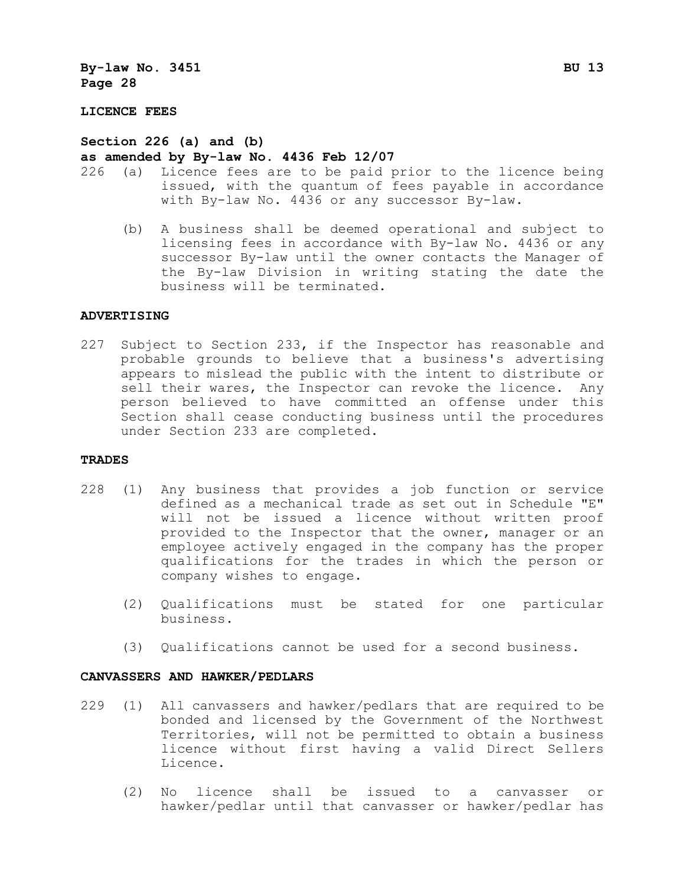**LICENCE FEES**

**Section 226 (a) and (b)**
**as amended by By-law No. 4436 Feb 12/07**

226 (a) Licence fees are to be paid prior to the licence being issued, with the quantum of fees payable in accordance with By-law No. 4436 or any successor By-law.

(b) A business shall be deemed operational and subject to licensing fees in accordance with By-law No. 4436 or any successor By-law until the owner contacts the Manager of the By-law Division in writing stating the date the business will be terminated.

**ADVERTISING**

227 Subject to Section 233, if the Inspector has reasonable and probable grounds to believe that a business's advertising appears to mislead the public with the intent to distribute or sell their wares, the Inspector can revoke the licence. Any person believed to have committed an offense under this Section shall cease conducting business until the procedures under Section 233 are completed.

**TRADES**

228 (1) Any business that provides a job function or service defined as a mechanical trade as set out in Schedule "E" will not be issued a licence without written proof provided to the Inspector that the owner, manager or an employee actively engaged in the company has the proper qualifications for the trades in which the person or company wishes to engage.

(2) Qualifications must be stated for one particular business.

(3) Qualifications cannot be used for a second business.

**CANVASSERS AND HAWKER/PEDLARS**

229 (1) All canvassers and hawker/pedlars that are required to be bonded and licensed by the Government of the Northwest Territories, will not be permitted to obtain a business licence without first having a valid Direct Sellers Licence.

(2) No licence shall be issued to a canvasser or hawker/pedlar until that canvasser or hawker/pedlar has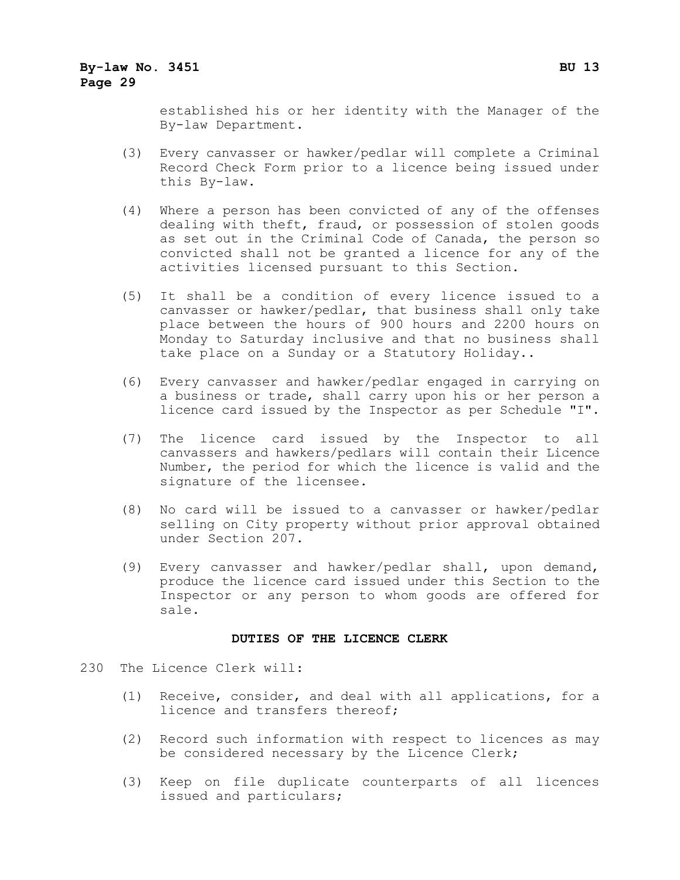established his or her identity with the Manager of the By-law Department.

(3) Every canvasser or hawker/pedlar will complete a Criminal Record Check Form prior to a licence being issued under this By-law.

(4) Where a person has been convicted of any of the offenses dealing with theft, fraud, or possession of stolen goods as set out in the Criminal Code of Canada, the person so convicted shall not be granted a licence for any of the activities licensed pursuant to this Section.

(5) It shall be a condition of every licence issued to a canvasser or hawker/pedlar, that business shall only take place between the hours of 900 hours and 2200 hours on Monday to Saturday inclusive and that no business shall take place on a Sunday or a Statutory Holiday..

(6) Every canvasser and hawker/pedlar engaged in carrying on a business or trade, shall carry upon his or her person a licence card issued by the Inspector as per Schedule "I".

(7) The licence card issued by the Inspector to all canvassers and hawkers/pedlars will contain their Licence Number, the period for which the licence is valid and the signature of the licensee.

(8) No card will be issued to a canvasser or hawker/pedlar selling on City property without prior approval obtained under Section 207.

(9) Every canvasser and hawker/pedlar shall, upon demand, produce the licence card issued under this Section to the Inspector or any person to whom goods are offered for sale.

**DUTIES OF THE LICENCE CLERK**

230 The Licence Clerk will:

(1) Receive, consider, and deal with all applications, for a licence and transfers thereof;

(2) Record such information with respect to licences as may be considered necessary by the Licence Clerk;

(3) Keep on file duplicate counterparts of all licences issued and particulars;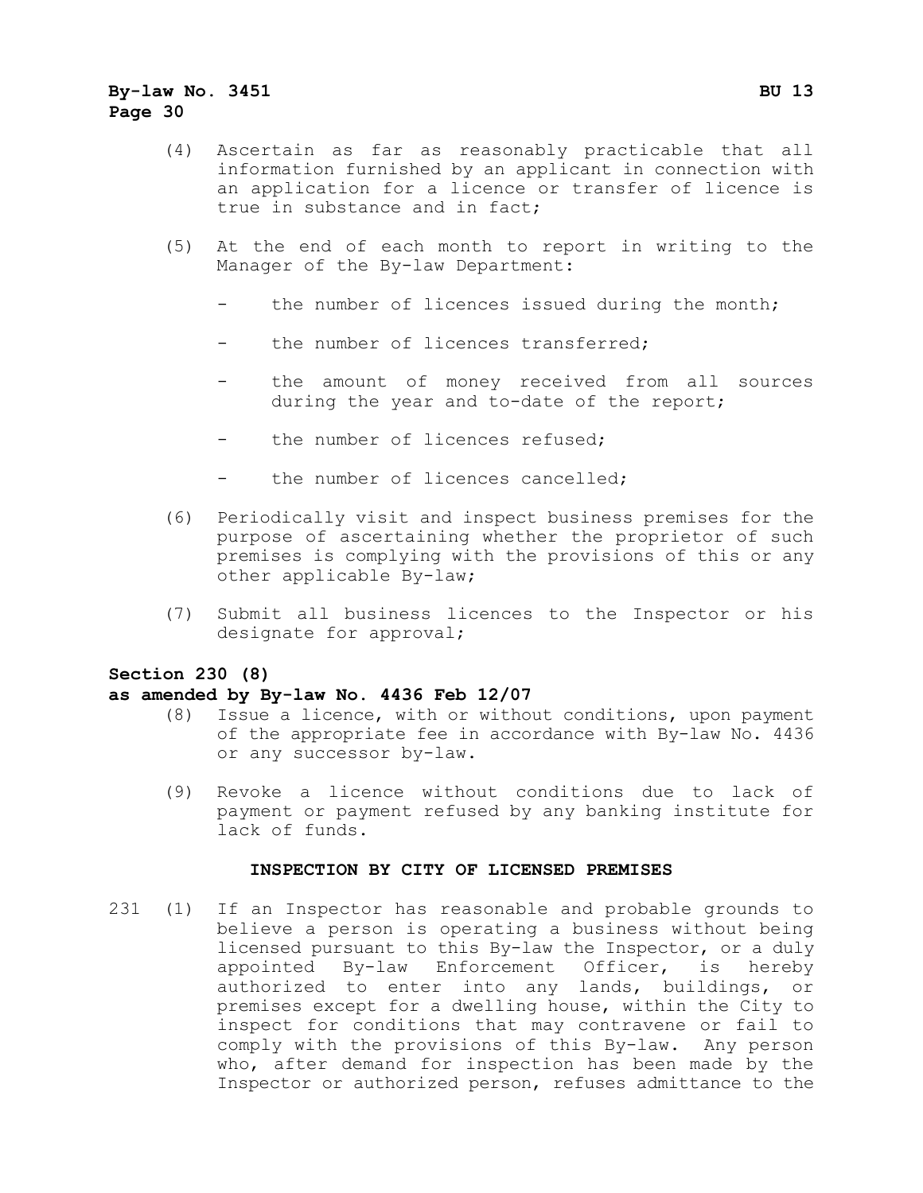(4) Ascertain as far as reasonably practicable that all information furnished by an applicant in connection with an application for a licence or transfer of licence is true in substance and in fact;

(5) At the end of each month to report in writing to the Manager of the By-law Department:

- the number of licences issued during the month;
- the number of licences transferred;
- the amount of money received from all sources during the year and to-date of the report;
- the number of licences refused;
- the number of licences cancelled;

(6) Periodically visit and inspect business premises for the purpose of ascertaining whether the proprietor of such premises is complying with the provisions of this or any other applicable By-law;

(7) Submit all business licences to the Inspector or his designate for approval;

**Section 230 (8)**
**as amended by By-law No. 4436 Feb 12/07**

(8) Issue a licence, with or without conditions, upon payment of the appropriate fee in accordance with By-law No. 4436 or any successor by-law.

(9) Revoke a licence without conditions due to lack of payment or payment refused by any banking institute for lack of funds.

### INSPECTION BY CITY OF LICENSED PREMISES

231 (1) If an Inspector has reasonable and probable grounds to believe a person is operating a business without being licensed pursuant to this By-law the Inspector, or a duly appointed By-law Enforcement Officer, is hereby authorized to enter into any lands, buildings, or premises except for a dwelling house, within the City to inspect for conditions that may contravene or fail to comply with the provisions of this By-law. Any person who, after demand for inspection has been made by the Inspector or authorized person, refuses admittance to the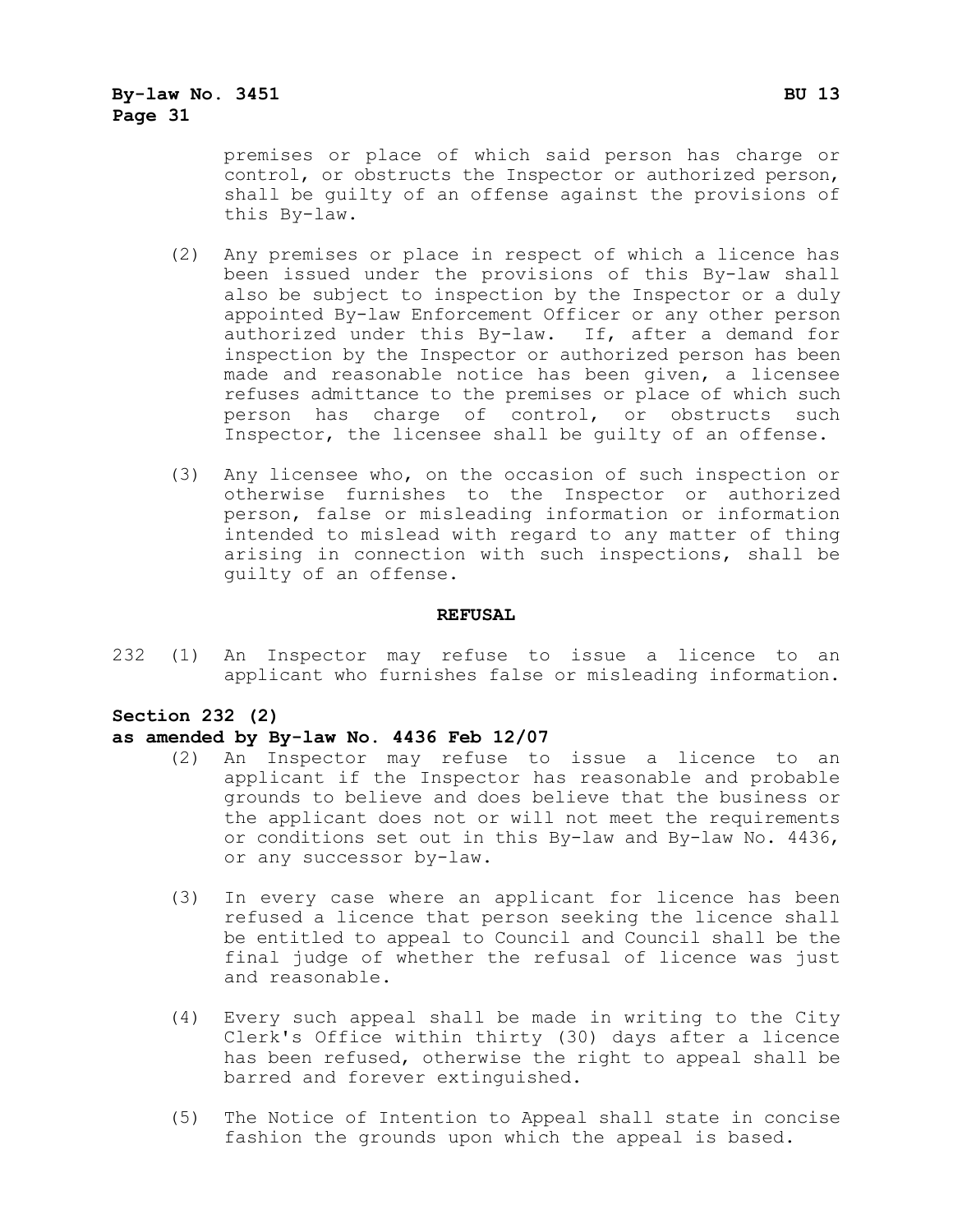premises or place of which said person has charge or control, or obstructs the Inspector or authorized person, shall be guilty of an offense against the provisions of this By-law.

(2) Any premises or place in respect of which a licence has been issued under the provisions of this By-law shall also be subject to inspection by the Inspector or a duly appointed By-law Enforcement Officer or any other person authorized under this By-law. If, after a demand for inspection by the Inspector or authorized person has been made and reasonable notice has been given, a licensee refuses admittance to the premises or place of which such person has charge of control, or obstructs such Inspector, the licensee shall be guilty of an offense.

(3) Any licensee who, on the occasion of such inspection or otherwise furnishes to the Inspector or authorized person, false or misleading information or information intended to mislead with regard to any matter of thing arising in connection with such inspections, shall be guilty of an offense.

## REFUSAL

232 (1) An Inspector may refuse to issue a licence to an applicant who furnishes false or misleading information.

**Section 232 (2)**
**as amended by By-law No. 4436 Feb 12/07**

(2) An Inspector may refuse to issue a licence to an applicant if the Inspector has reasonable and probable grounds to believe and does believe that the business or the applicant does not or will not meet the requirements or conditions set out in this By-law and By-law No. 4436, or any successor by-law.

(3) In every case where an applicant for licence has been refused a licence that person seeking the licence shall be entitled to appeal to Council and Council shall be the final judge of whether the refusal of licence was just and reasonable.

(4) Every such appeal shall be made in writing to the City Clerk's Office within thirty (30) days after a licence has been refused, otherwise the right to appeal shall be barred and forever extinguished.

(5) The Notice of Intention to Appeal shall state in concise fashion the grounds upon which the appeal is based.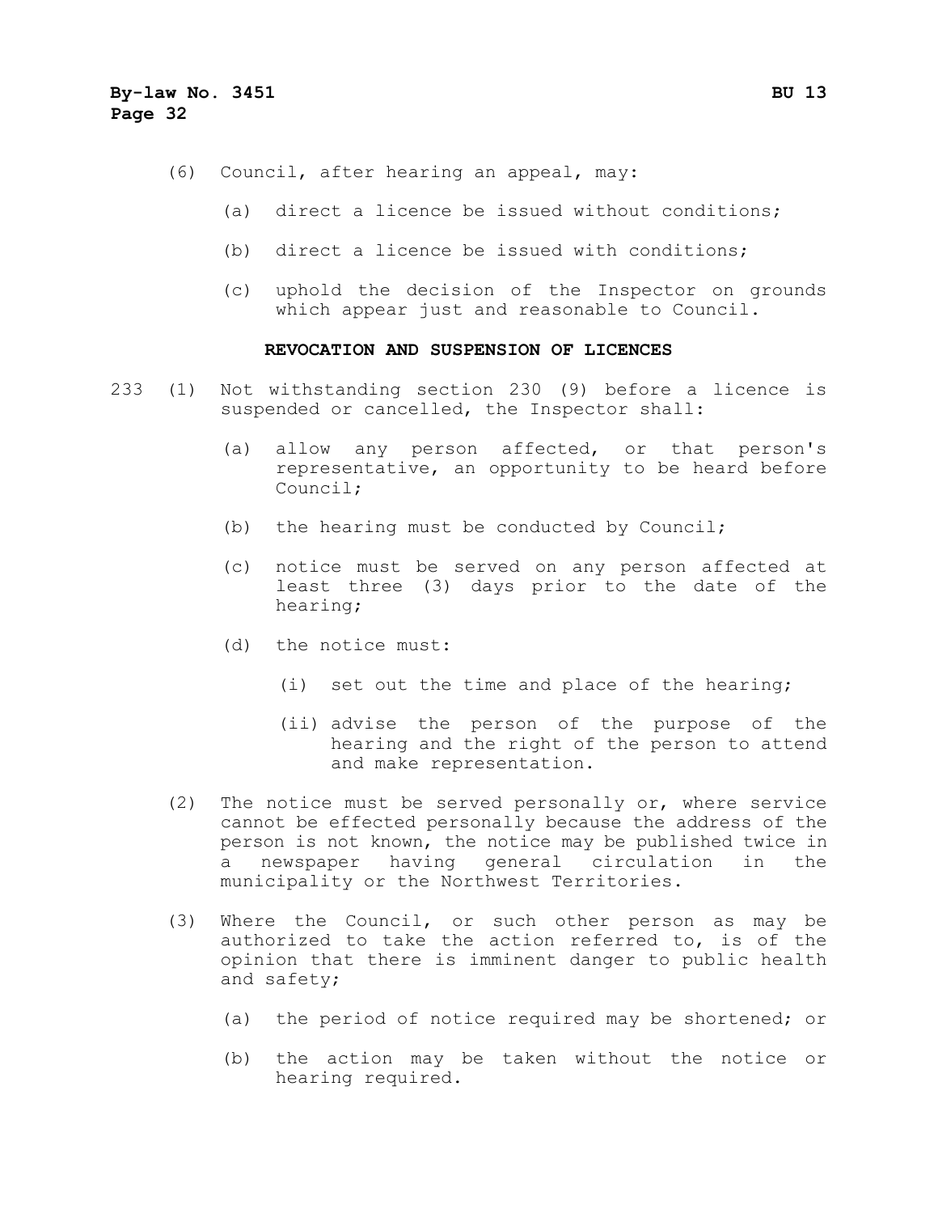(6) Council, after hearing an appeal, may:

(a) direct a licence be issued without conditions;

(b) direct a licence be issued with conditions;

(c) uphold the decision of the Inspector on grounds which appear just and reasonable to Council.

## REVOCATION AND SUSPENSION OF LICENCES

233 (1) Not withstanding section 230 (9) before a licence is suspended or cancelled, the Inspector shall:

(a) allow any person affected, or that person's representative, an opportunity to be heard before Council;

(b) the hearing must be conducted by Council;

(c) notice must be served on any person affected at least three (3) days prior to the date of the hearing;

(d) the notice must:

(i) set out the time and place of the hearing;

(ii) advise the person of the purpose of the hearing and the right of the person to attend and make representation.

(2) The notice must be served personally or, where service cannot be effected personally because the address of the person is not known, the notice may be published twice in a newspaper having general circulation in the municipality or the Northwest Territories.

(3) Where the Council, or such other person as may be authorized to take the action referred to, is of the opinion that there is imminent danger to public health and safety;

(a) the period of notice required may be shortened; or

(b) the action may be taken without the notice or hearing required.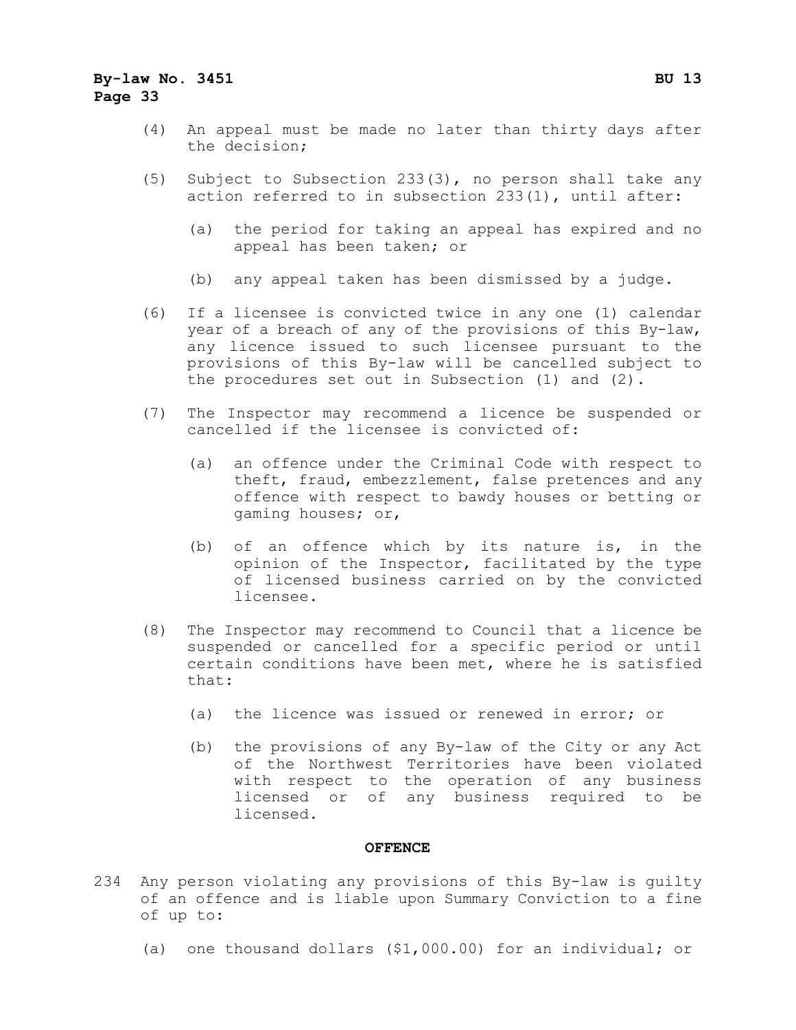(4) An appeal must be made no later than thirty days after the decision;

(5) Subject to Subsection 233(3), no person shall take any action referred to in subsection 233(1), until after:

   (a) the period for taking an appeal has expired and no appeal has been taken; or

   (b) any appeal taken has been dismissed by a judge.

(6) If a licensee is convicted twice in any one (1) calendar year of a breach of any of the provisions of this By-law, any licence issued to such licensee pursuant to the provisions of this By-law will be cancelled subject to the procedures set out in Subsection (1) and (2).

(7) The Inspector may recommend a licence be suspended or cancelled if the licensee is convicted of:

   (a) an offence under the Criminal Code with respect to theft, fraud, embezzlement, false pretences and any offence with respect to bawdy houses or betting or gaming houses; or,

   (b) of an offence which by its nature is, in the opinion of the Inspector, facilitated by the type of licensed business carried on by the convicted licensee.

(8) The Inspector may recommend to Council that a licence be suspended or cancelled for a specific period or until certain conditions have been met, where he is satisfied that:

   (a) the licence was issued or renewed in error; or

   (b) the provisions of any By-law of the City or any Act of the Northwest Territories have been violated with respect to the operation of any business licensed or of any business required to be licensed.

## OFFENCE

234 Any person violating any provisions of this By-law is guilty of an offence and is liable upon Summary Conviction to a fine of up to:

   (a) one thousand dollars ($1,000.00) for an individual; or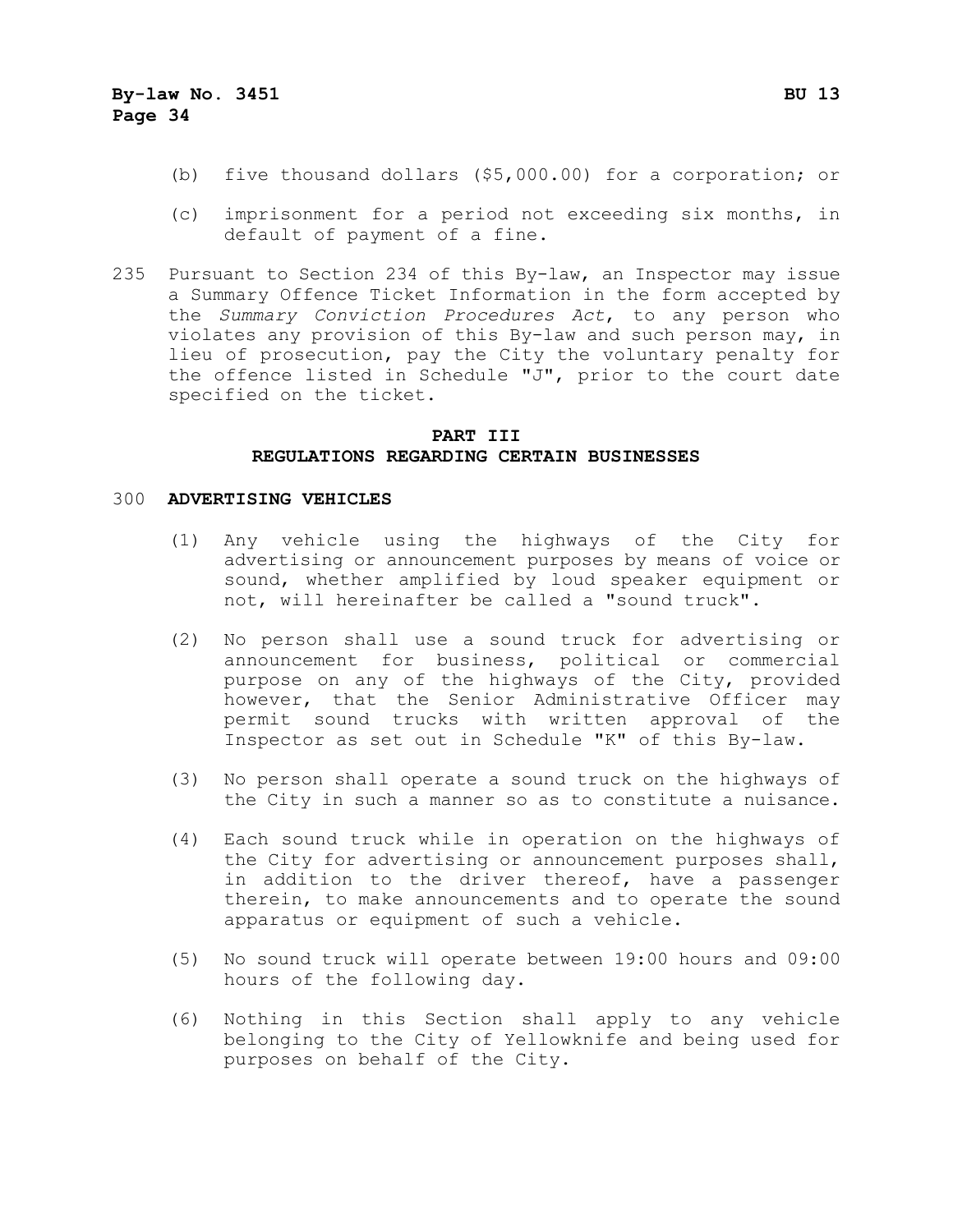(b) five thousand dollars ($5,000.00) for a corporation; or

(c) imprisonment for a period not exceeding six months, in default of payment of a fine.

235 Pursuant to Section 234 of this By-law, an Inspector may issue a Summary Offence Ticket Information in the form accepted by the *Summary Conviction Procedures Act*, to any person who violates any provision of this By-law and such person may, in lieu of prosecution, pay the City the voluntary penalty for the offence listed in Schedule "J", prior to the court date specified on the ticket.

## PART III
## REGULATIONS REGARDING CERTAIN BUSINESSES

300 **ADVERTISING VEHICLES**

(1) Any vehicle using the highways of the City for advertising or announcement purposes by means of voice or sound, whether amplified by loud speaker equipment or not, will hereinafter be called a "sound truck".

(2) No person shall use a sound truck for advertising or announcement for business, political or commercial purpose on any of the highways of the City, provided however, that the Senior Administrative Officer may permit sound trucks with written approval of the Inspector as set out in Schedule "K" of this By-law.

(3) No person shall operate a sound truck on the highways of the City in such a manner so as to constitute a nuisance.

(4) Each sound truck while in operation on the highways of the City for advertising or announcement purposes shall, in addition to the driver thereof, have a passenger therein, to make announcements and to operate the sound apparatus or equipment of such a vehicle.

(5) No sound truck will operate between 19:00 hours and 09:00 hours of the following day.

(6) Nothing in this Section shall apply to any vehicle belonging to the City of Yellowknife and being used for purposes on behalf of the City.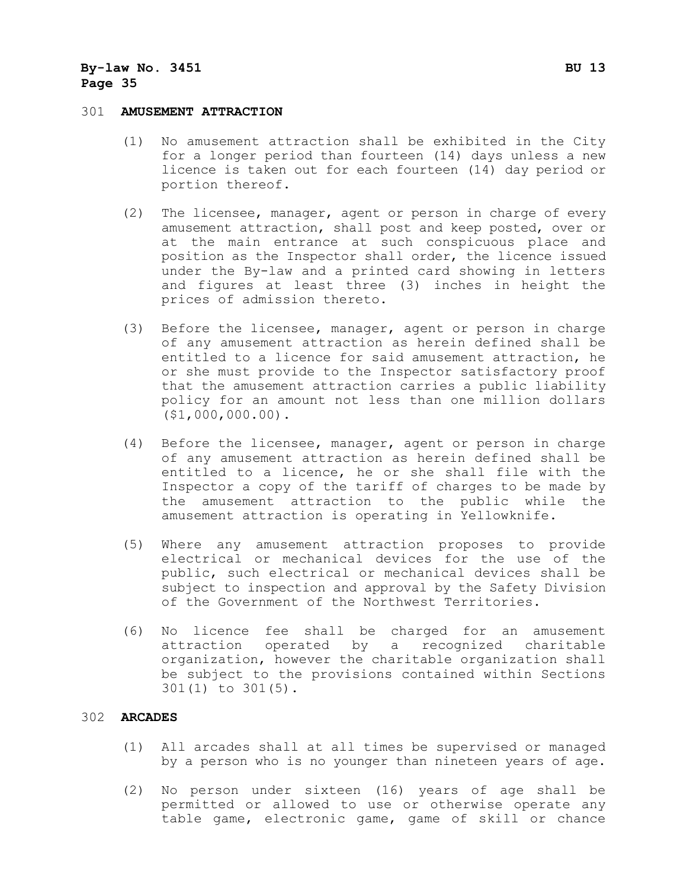## 301 AMUSEMENT ATTRACTION

(1) No amusement attraction shall be exhibited in the City for a longer period than fourteen (14) days unless a new licence is taken out for each fourteen (14) day period or portion thereof.

(2) The licensee, manager, agent or person in charge of every amusement attraction, shall post and keep posted, over or at the main entrance at such conspicuous place and position as the Inspector shall order, the licence issued under the By-law and a printed card showing in letters and figures at least three (3) inches in height the prices of admission thereto.

(3) Before the licensee, manager, agent or person in charge of any amusement attraction as herein defined shall be entitled to a licence for said amusement attraction, he or she must provide to the Inspector satisfactory proof that the amusement attraction carries a public liability policy for an amount not less than one million dollars ($1,000,000.00).

(4) Before the licensee, manager, agent or person in charge of any amusement attraction as herein defined shall be entitled to a licence, he or she shall file with the Inspector a copy of the tariff of charges to be made by the amusement attraction to the public while the amusement attraction is operating in Yellowknife.

(5) Where any amusement attraction proposes to provide electrical or mechanical devices for the use of the public, such electrical or mechanical devices shall be subject to inspection and approval by the Safety Division of the Government of the Northwest Territories.

(6) No licence fee shall be charged for an amusement attraction operated by a recognized charitable organization, however the charitable organization shall be subject to the provisions contained within Sections 301(1) to 301(5).

## 302 ARCADES

(1) All arcades shall at all times be supervised or managed by a person who is no younger than nineteen years of age.

(2) No person under sixteen (16) years of age shall be permitted or allowed to use or otherwise operate any table game, electronic game, game of skill or chance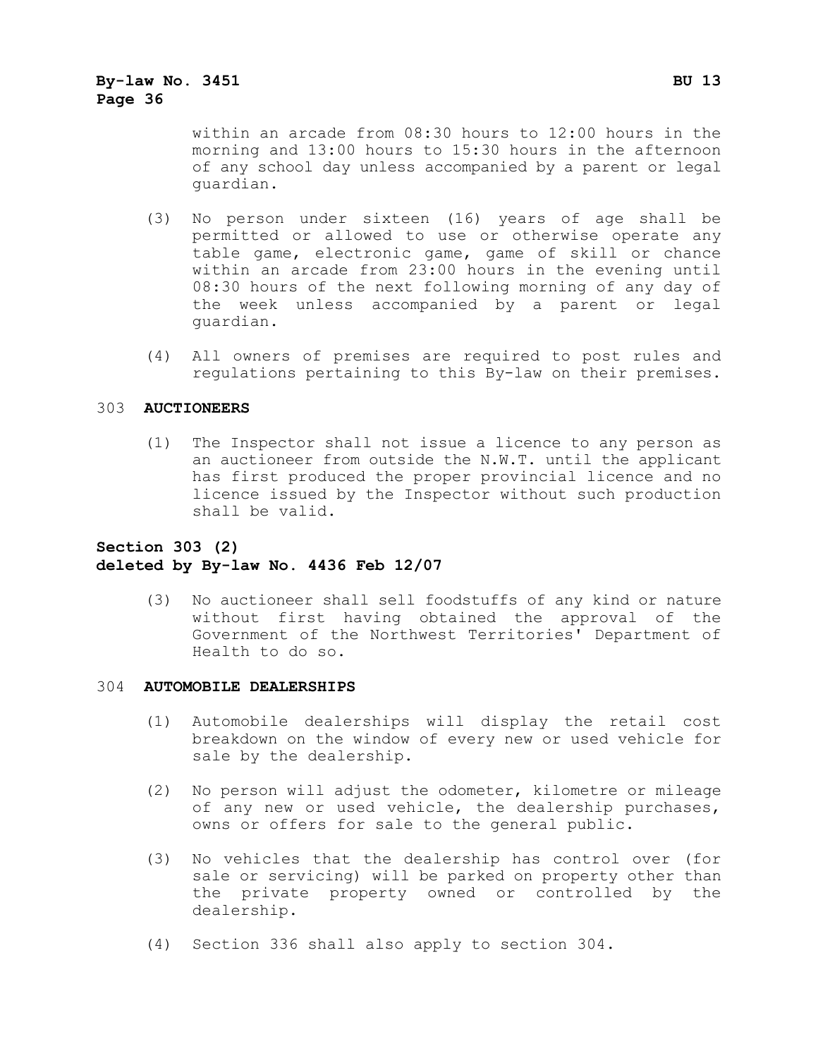within an arcade from 08:30 hours to 12:00 hours in the morning and 13:00 hours to 15:30 hours in the afternoon of any school day unless accompanied by a parent or legal guardian.

(3) No person under sixteen (16) years of age shall be permitted or allowed to use or otherwise operate any table game, electronic game, game of skill or chance within an arcade from 23:00 hours in the evening until 08:30 hours of the next following morning of any day of the week unless accompanied by a parent or legal guardian.

(4) All owners of premises are required to post rules and regulations pertaining to this By-law on their premises.

303 **AUCTIONEERS**

(1) The Inspector shall not issue a licence to any person as an auctioneer from outside the N.W.T. until the applicant has first produced the proper provincial licence and no licence issued by the Inspector without such production shall be valid.

**Section 303 (2)**
**deleted by By-law No. 4436 Feb 12/07**

(3) No auctioneer shall sell foodstuffs of any kind or nature without first having obtained the approval of the Government of the Northwest Territories' Department of Health to do so.

304 **AUTOMOBILE DEALERSHIPS**

(1) Automobile dealerships will display the retail cost breakdown on the window of every new or used vehicle for sale by the dealership.

(2) No person will adjust the odometer, kilometre or mileage of any new or used vehicle, the dealership purchases, owns or offers for sale to the general public.

(3) No vehicles that the dealership has control over (for sale or servicing) will be parked on property other than the private property owned or controlled by the dealership.

(4) Section 336 shall also apply to section 304.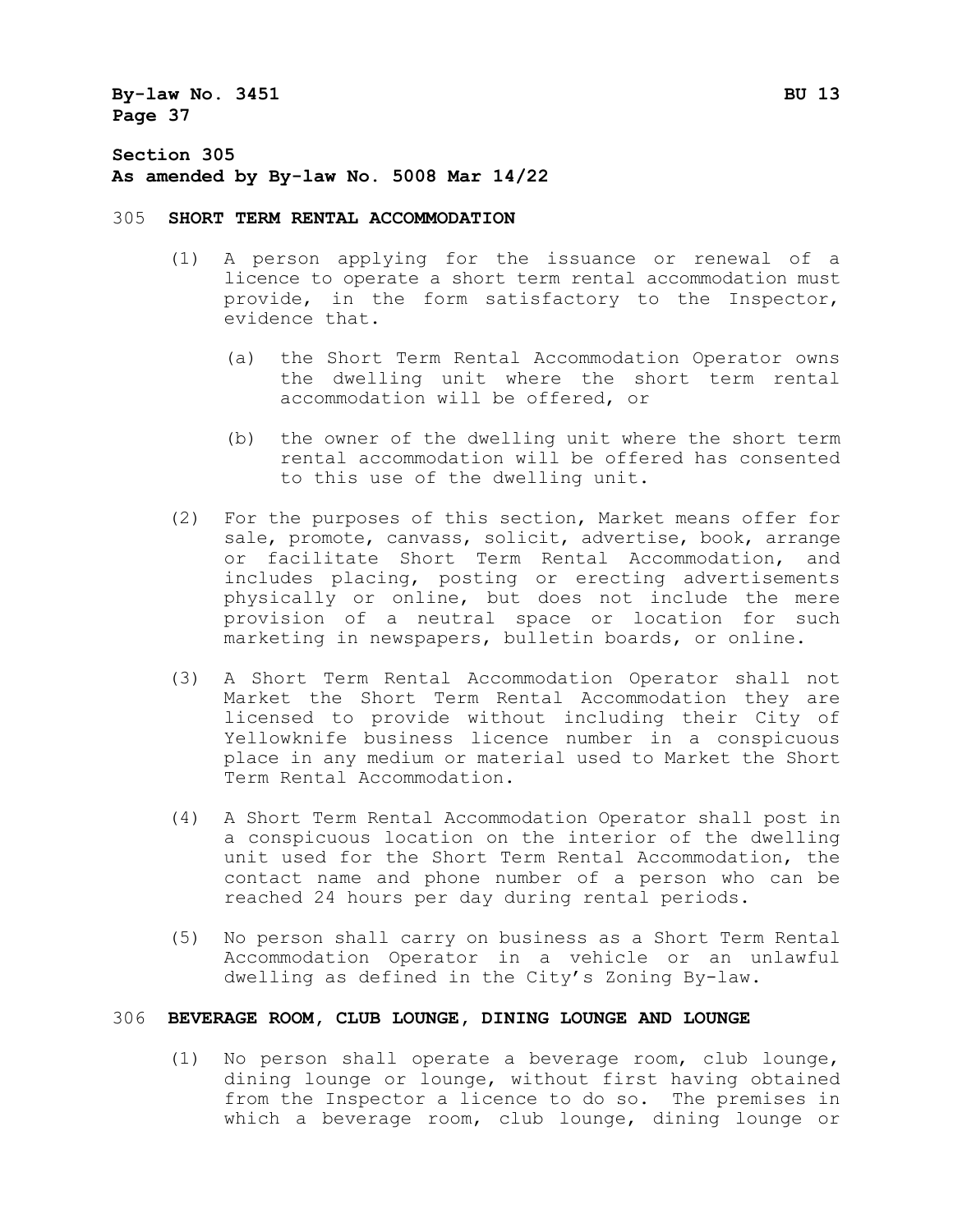**Section 305**
**As amended by By-law No. 5008 Mar 14/22**

## 305 SHORT TERM RENTAL ACCOMMODATION

(1) A person applying for the issuance or renewal of a licence to operate a short term rental accommodation must provide, in the form satisfactory to the Inspector, evidence that.

(a) the Short Term Rental Accommodation Operator owns the dwelling unit where the short term rental accommodation will be offered, or

(b) the owner of the dwelling unit where the short term rental accommodation will be offered has consented to this use of the dwelling unit.

(2) For the purposes of this section, Market means offer for sale, promote, canvass, solicit, advertise, book, arrange or facilitate Short Term Rental Accommodation, and includes placing, posting or erecting advertisements physically or online, but does not include the mere provision of a neutral space or location for such marketing in newspapers, bulletin boards, or online.

(3) A Short Term Rental Accommodation Operator shall not Market the Short Term Rental Accommodation they are licensed to provide without including their City of Yellowknife business licence number in a conspicuous place in any medium or material used to Market the Short Term Rental Accommodation.

(4) A Short Term Rental Accommodation Operator shall post in a conspicuous location on the interior of the dwelling unit used for the Short Term Rental Accommodation, the contact name and phone number of a person who can be reached 24 hours per day during rental periods.

(5) No person shall carry on business as a Short Term Rental Accommodation Operator in a vehicle or an unlawful dwelling as defined in the City's Zoning By-law.

## 306 BEVERAGE ROOM, CLUB LOUNGE, DINING LOUNGE AND LOUNGE

(1) No person shall operate a beverage room, club lounge, dining lounge or lounge, without first having obtained from the Inspector a licence to do so. The premises in which a beverage room, club lounge, dining lounge or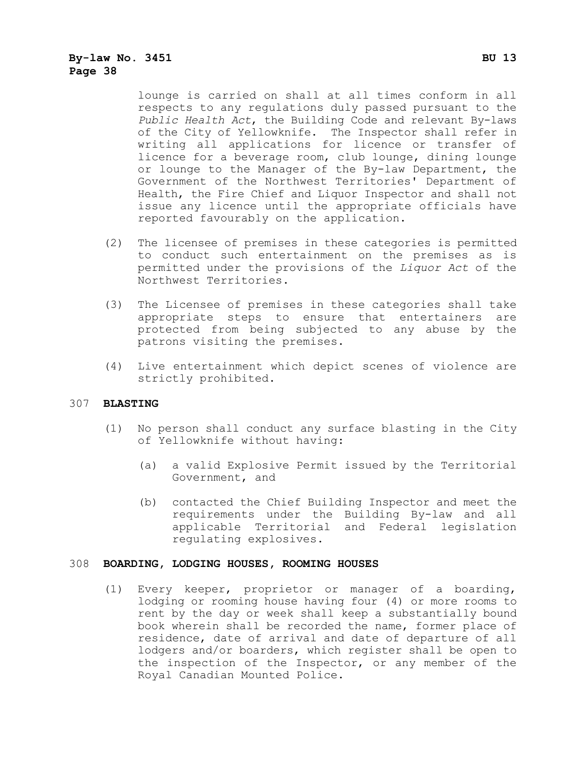lounge is carried on shall at all times conform in all respects to any regulations duly passed pursuant to the *Public Health Act*, the Building Code and relevant By-laws of the City of Yellowknife. The Inspector shall refer in writing all applications for licence or transfer of licence for a beverage room, club lounge, dining lounge or lounge to the Manager of the By-law Department, the Government of the Northwest Territories' Department of Health, the Fire Chief and Liquor Inspector and shall not issue any licence until the appropriate officials have reported favourably on the application.

(2) The licensee of premises in these categories is permitted to conduct such entertainment on the premises as is permitted under the provisions of the *Liquor Act* of the Northwest Territories.

(3) The Licensee of premises in these categories shall take appropriate steps to ensure that entertainers are protected from being subjected to any abuse by the patrons visiting the premises.

(4) Live entertainment which depict scenes of violence are strictly prohibited.

307 **BLASTING**

(1) No person shall conduct any surface blasting in the City of Yellowknife without having:

(a) a valid Explosive Permit issued by the Territorial Government, and

(b) contacted the Chief Building Inspector and meet the requirements under the Building By-law and all applicable Territorial and Federal legislation regulating explosives.

308 **BOARDING, LODGING HOUSES, ROOMING HOUSES**

(1) Every keeper, proprietor or manager of a boarding, lodging or rooming house having four (4) or more rooms to rent by the day or week shall keep a substantially bound book wherein shall be recorded the name, former place of residence, date of arrival and date of departure of all lodgers and/or boarders, which register shall be open to the inspection of the Inspector, or any member of the Royal Canadian Mounted Police.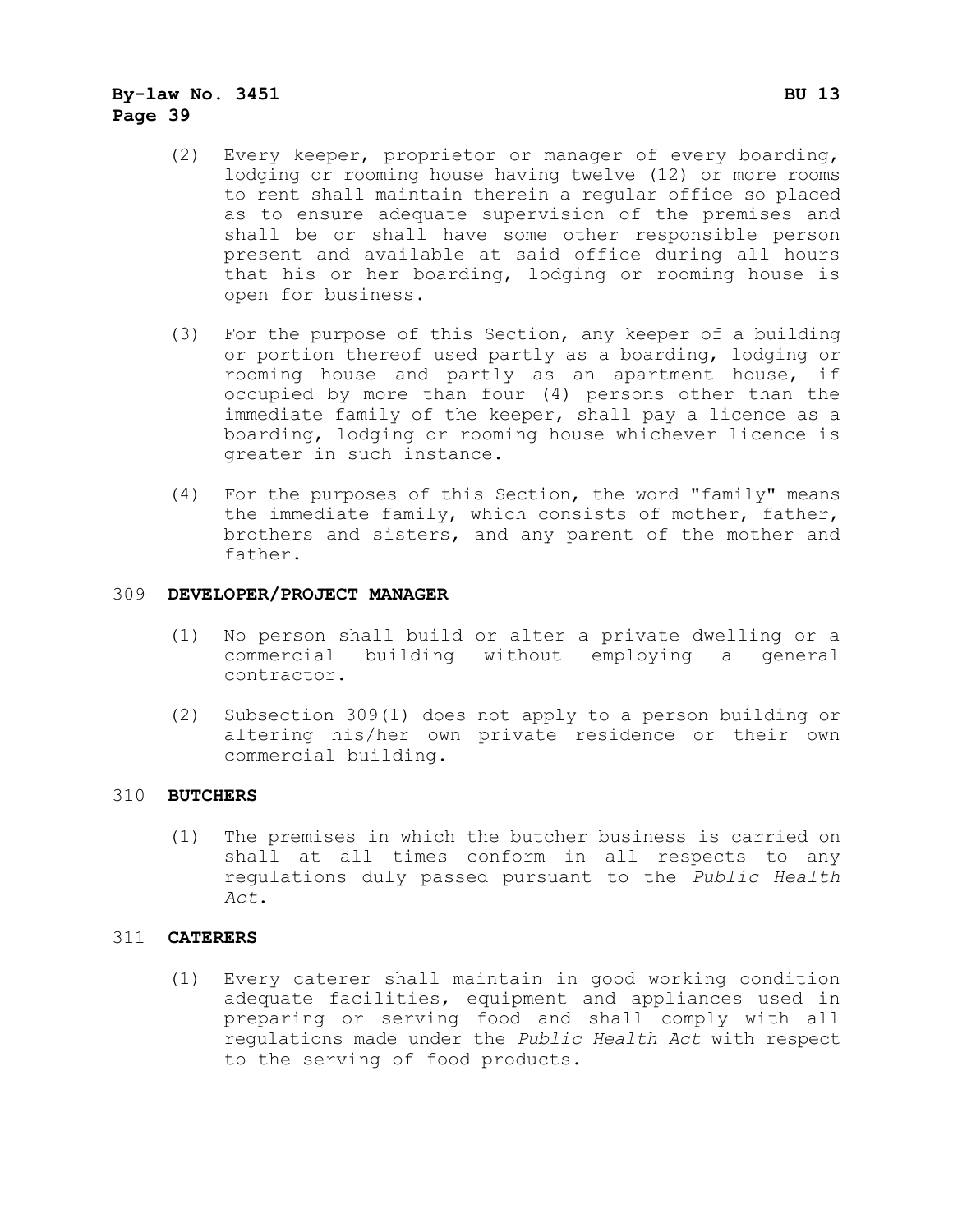(2) Every keeper, proprietor or manager of every boarding, lodging or rooming house having twelve (12) or more rooms to rent shall maintain therein a regular office so placed as to ensure adequate supervision of the premises and shall be or shall have some other responsible person present and available at said office during all hours that his or her boarding, lodging or rooming house is open for business.

(3) For the purpose of this Section, any keeper of a building or portion thereof used partly as a boarding, lodging or rooming house and partly as an apartment house, if occupied by more than four (4) persons other than the immediate family of the keeper, shall pay a licence as a boarding, lodging or rooming house whichever licence is greater in such instance.

(4) For the purposes of this Section, the word "family" means the immediate family, which consists of mother, father, brothers and sisters, and any parent of the mother and father.

## 309 **DEVELOPER/PROJECT MANAGER**

(1) No person shall build or alter a private dwelling or a commercial building without employing a general contractor.

(2) Subsection 309(1) does not apply to a person building or altering his/her own private residence or their own commercial building.

## 310 **BUTCHERS**

(1) The premises in which the butcher business is carried on shall at all times conform in all respects to any regulations duly passed pursuant to the *Public Health Act*.

## 311 **CATERERS**

(1) Every caterer shall maintain in good working condition adequate facilities, equipment and appliances used in preparing or serving food and shall comply with all regulations made under the *Public Health Act* with respect to the serving of food products.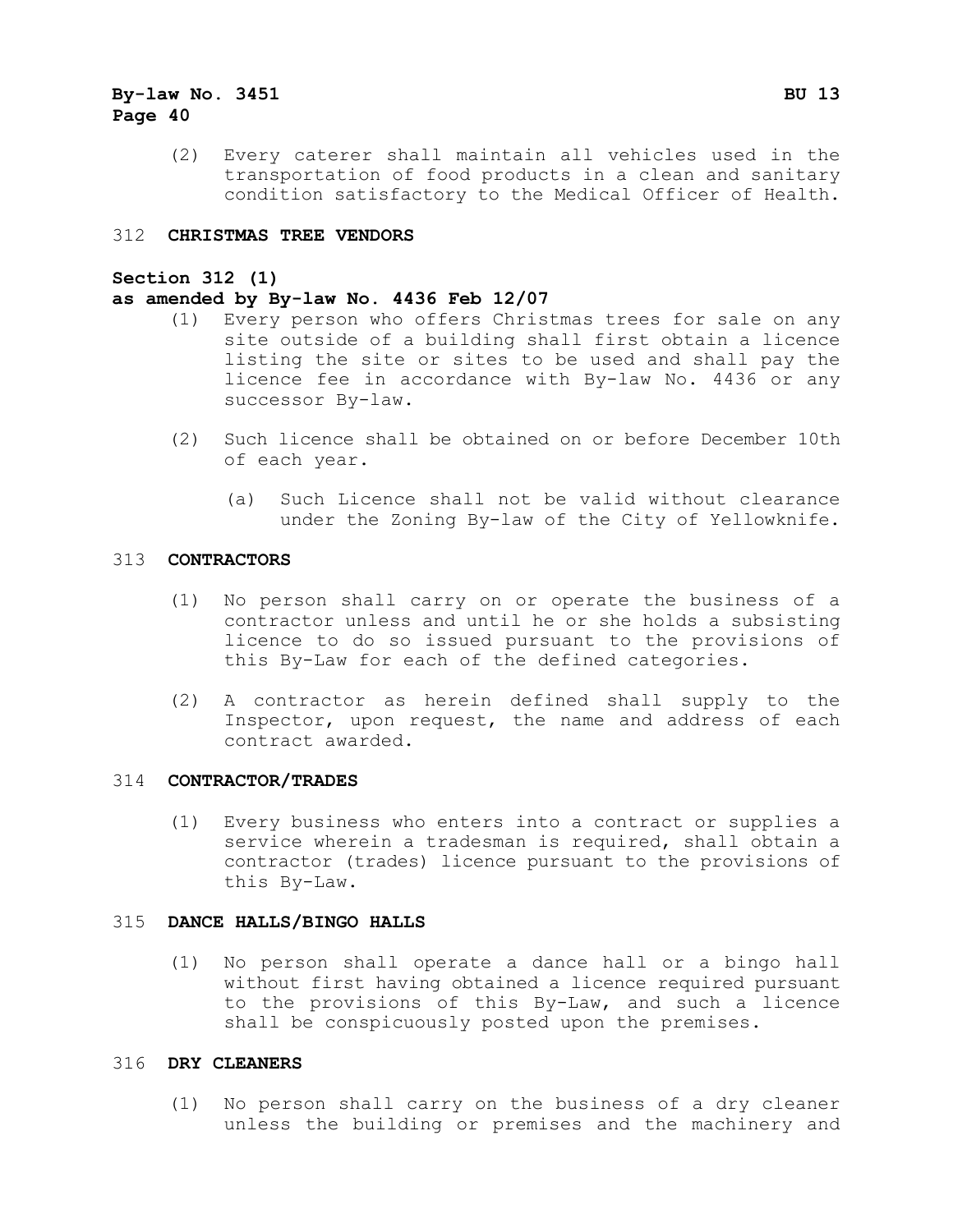(2) Every caterer shall maintain all vehicles used in the transportation of food products in a clean and sanitary condition satisfactory to the Medical Officer of Health.

312 **CHRISTMAS TREE VENDORS**

**Section 312 (1)**
**as amended by By-law No. 4436 Feb 12/07**

(1) Every person who offers Christmas trees for sale on any site outside of a building shall first obtain a licence listing the site or sites to be used and shall pay the licence fee in accordance with By-law No. 4436 or any successor By-law.

(2) Such licence shall be obtained on or before December 10th of each year.

(a) Such Licence shall not be valid without clearance under the Zoning By-law of the City of Yellowknife.

313 **CONTRACTORS**

(1) No person shall carry on or operate the business of a contractor unless and until he or she holds a subsisting licence to do so issued pursuant to the provisions of this By-Law for each of the defined categories.

(2) A contractor as herein defined shall supply to the Inspector, upon request, the name and address of each contract awarded.

314 **CONTRACTOR/TRADES**

(1) Every business who enters into a contract or supplies a service wherein a tradesman is required, shall obtain a contractor (trades) licence pursuant to the provisions of this By-Law.

315 **DANCE HALLS/BINGO HALLS**

(1) No person shall operate a dance hall or a bingo hall without first having obtained a licence required pursuant to the provisions of this By-Law, and such a licence shall be conspicuously posted upon the premises.

316 **DRY CLEANERS**

(1) No person shall carry on the business of a dry cleaner unless the building or premises and the machinery and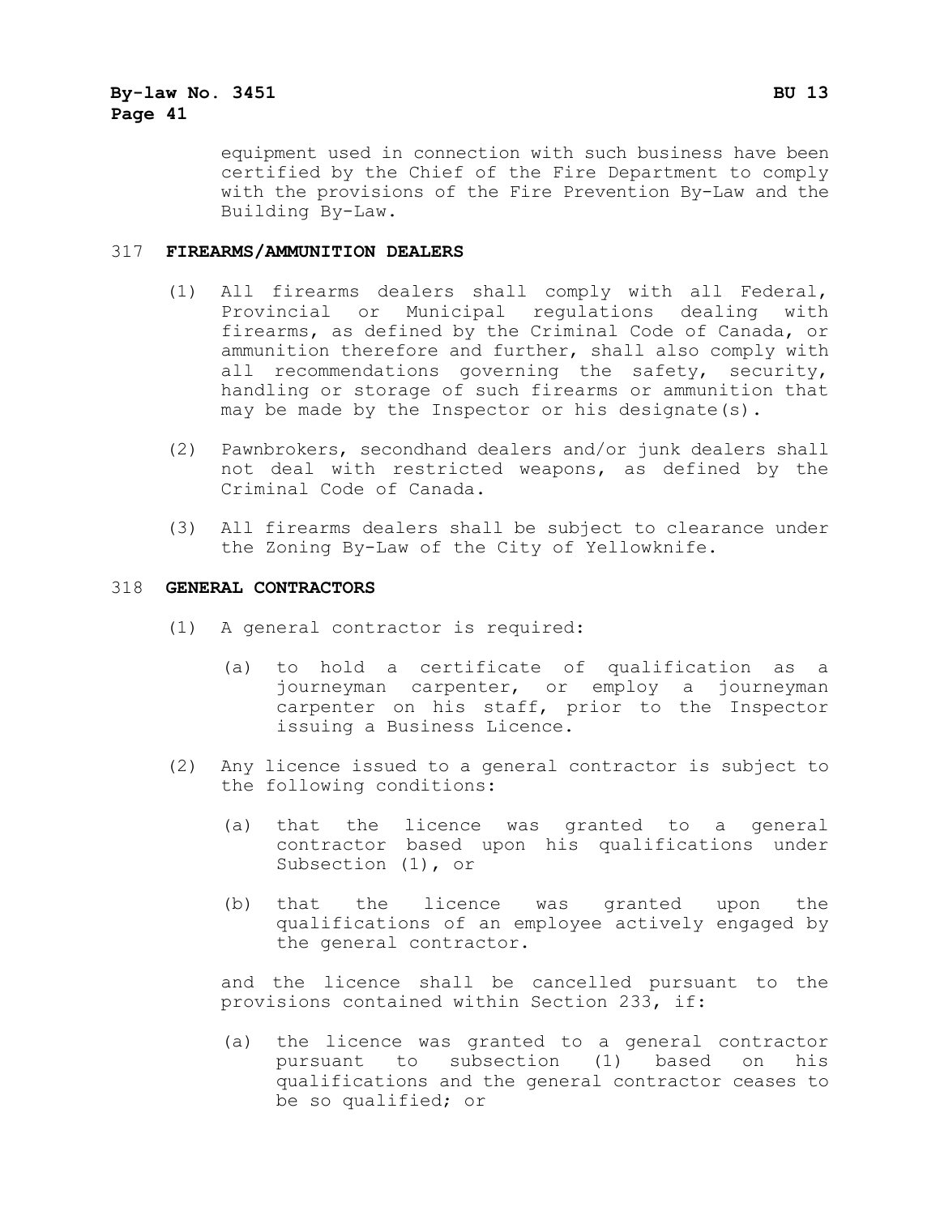equipment used in connection with such business have been certified by the Chief of the Fire Department to comply with the provisions of the Fire Prevention By-Law and the Building By-Law.

317 **FIREARMS/AMMUNITION DEALERS**

(1) All firearms dealers shall comply with all Federal, Provincial or Municipal regulations dealing with firearms, as defined by the Criminal Code of Canada, or ammunition therefore and further, shall also comply with all recommendations governing the safety, security, handling or storage of such firearms or ammunition that may be made by the Inspector or his designate(s).

(2) Pawnbrokers, secondhand dealers and/or junk dealers shall not deal with restricted weapons, as defined by the Criminal Code of Canada.

(3) All firearms dealers shall be subject to clearance under the Zoning By-Law of the City of Yellowknife.

318 **GENERAL CONTRACTORS**

(1) A general contractor is required:

(a) to hold a certificate of qualification as a journeyman carpenter, or employ a journeyman carpenter on his staff, prior to the Inspector issuing a Business Licence.

(2) Any licence issued to a general contractor is subject to the following conditions:

(a) that the licence was granted to a general contractor based upon his qualifications under Subsection (1), or

(b) that the licence was granted upon the qualifications of an employee actively engaged by the general contractor.

and the licence shall be cancelled pursuant to the provisions contained within Section 233, if:

(a) the licence was granted to a general contractor pursuant to subsection (1) based on his qualifications and the general contractor ceases to be so qualified; or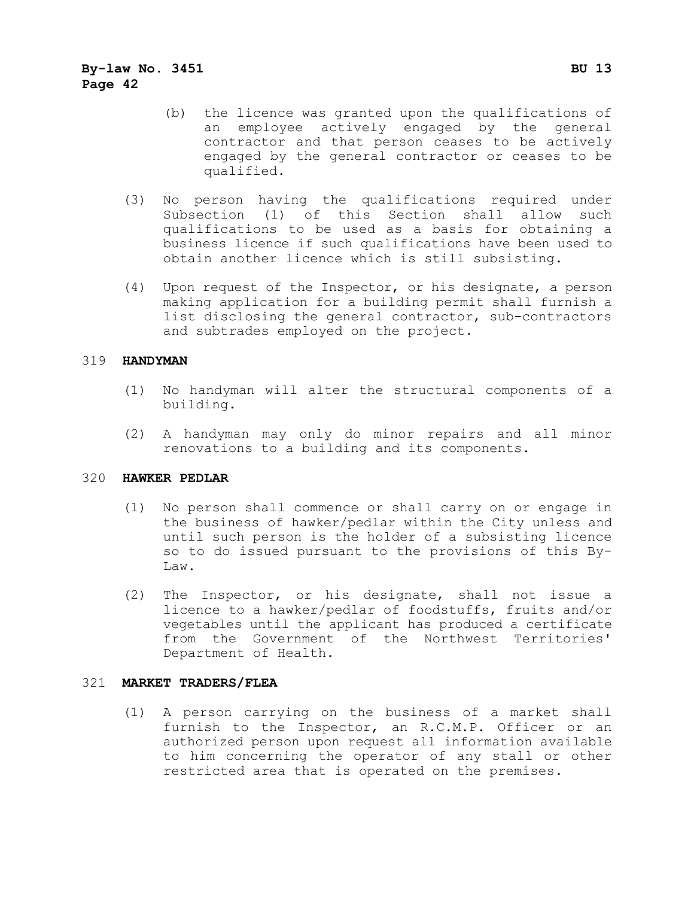(b) the licence was granted upon the qualifications of an employee actively engaged by the general contractor and that person ceases to be actively engaged by the general contractor or ceases to be qualified.

(3) No person having the qualifications required under Subsection (1) of this Section shall allow such qualifications to be used as a basis for obtaining a business licence if such qualifications have been used to obtain another licence which is still subsisting.

(4) Upon request of the Inspector, or his designate, a person making application for a building permit shall furnish a list disclosing the general contractor, sub-contractors and subtrades employed on the project.

319 **HANDYMAN**

(1) No handyman will alter the structural components of a building.

(2) A handyman may only do minor repairs and all minor renovations to a building and its components.

320 **HAWKER PEDLAR**

(1) No person shall commence or shall carry on or engage in the business of hawker/pedlar within the City unless and until such person is the holder of a subsisting licence so to do issued pursuant to the provisions of this By-Law.

(2) The Inspector, or his designate, shall not issue a licence to a hawker/pedlar of foodstuffs, fruits and/or vegetables until the applicant has produced a certificate from the Government of the Northwest Territories' Department of Health.

321 **MARKET TRADERS/FLEA**

(1) A person carrying on the business of a market shall furnish to the Inspector, an R.C.M.P. Officer or an authorized person upon request all information available to him concerning the operator of any stall or other restricted area that is operated on the premises.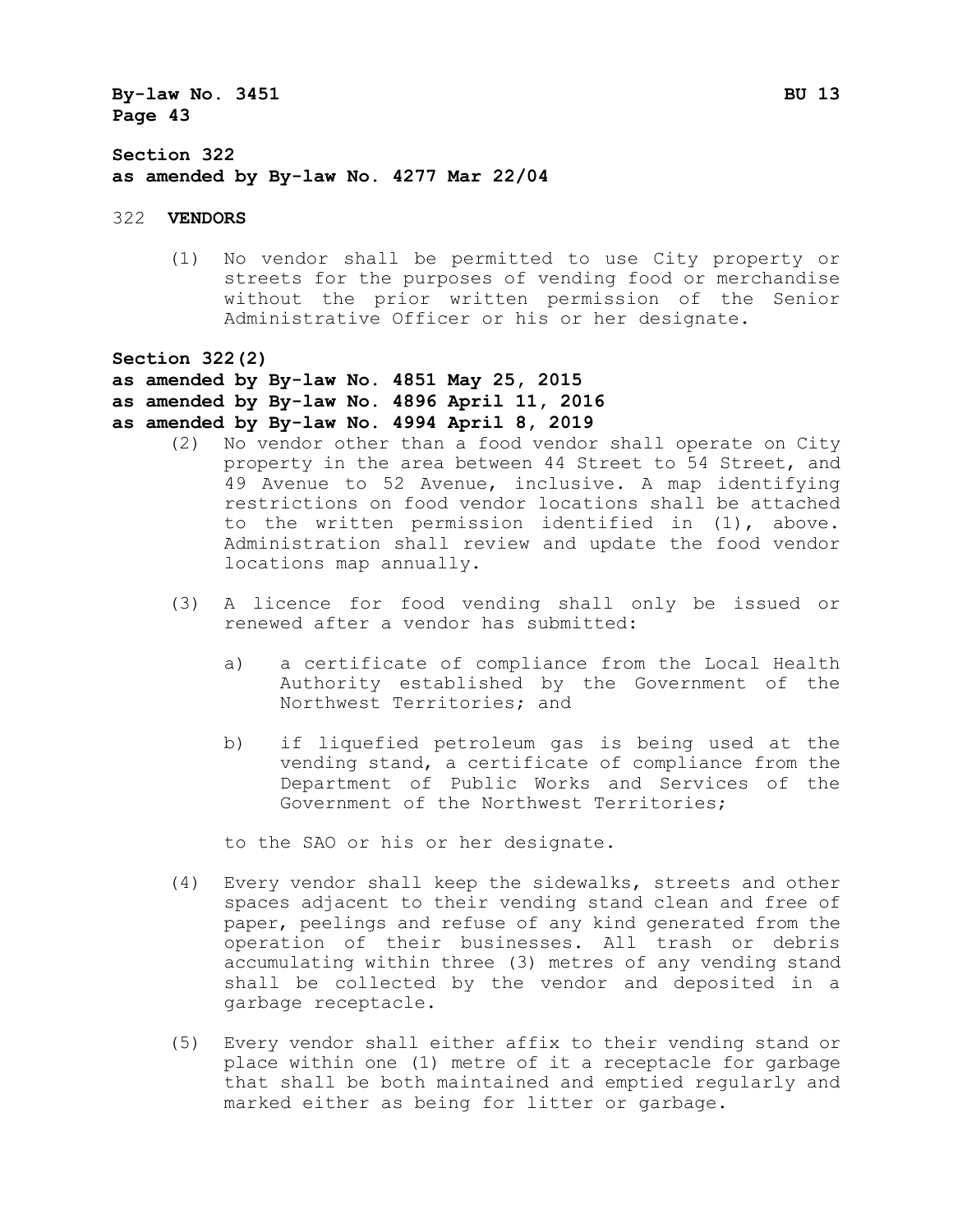**Section 322**
**as amended by By-law No. 4277 Mar 22/04**

322 **VENDORS**

(1) No vendor shall be permitted to use City property or streets for the purposes of vending food or merchandise without the prior written permission of the Senior Administrative Officer or his or her designate.

**Section 322(2)**
**as amended by By-law No. 4851 May 25, 2015**
**as amended by By-law No. 4896 April 11, 2016**
**as amended by By-law No. 4994 April 8, 2019**

(2) No vendor other than a food vendor shall operate on City property in the area between 44 Street to 54 Street, and 49 Avenue to 52 Avenue, inclusive. A map identifying restrictions on food vendor locations shall be attached to the written permission identified in (1), above. Administration shall review and update the food vendor locations map annually.

(3) A licence for food vending shall only be issued or renewed after a vendor has submitted:

   a) a certificate of compliance from the Local Health Authority established by the Government of the Northwest Territories; and

   b) if liquefied petroleum gas is being used at the vending stand, a certificate of compliance from the Department of Public Works and Services of the Government of the Northwest Territories;

   to the SAO or his or her designate.

(4) Every vendor shall keep the sidewalks, streets and other spaces adjacent to their vending stand clean and free of paper, peelings and refuse of any kind generated from the operation of their businesses. All trash or debris accumulating within three (3) metres of any vending stand shall be collected by the vendor and deposited in a garbage receptacle.

(5) Every vendor shall either affix to their vending stand or place within one (1) metre of it a receptacle for garbage that shall be both maintained and emptied regularly and marked either as being for litter or garbage.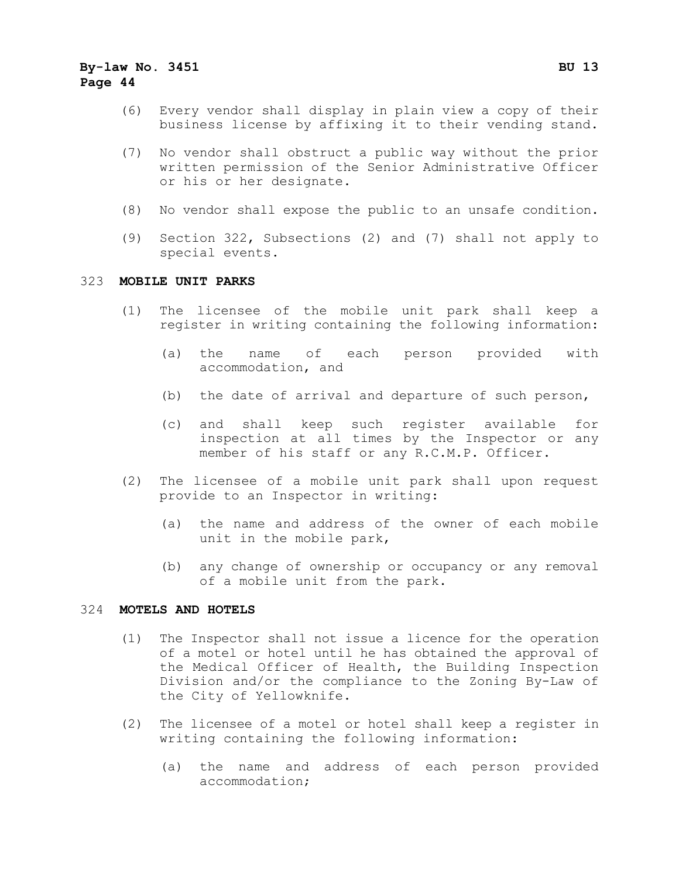(6) Every vendor shall display in plain view a copy of their business license by affixing it to their vending stand.

(7) No vendor shall obstruct a public way without the prior written permission of the Senior Administrative Officer or his or her designate.

(8) No vendor shall expose the public to an unsafe condition.

(9) Section 322, Subsections (2) and (7) shall not apply to special events.

323 **MOBILE UNIT PARKS**

(1) The licensee of the mobile unit park shall keep a register in writing containing the following information:

(a) the name of each person provided with accommodation, and

(b) the date of arrival and departure of such person,

(c) and shall keep such register available for inspection at all times by the Inspector or any member of his staff or any R.C.M.P. Officer.

(2) The licensee of a mobile unit park shall upon request provide to an Inspector in writing:

(a) the name and address of the owner of each mobile unit in the mobile park,

(b) any change of ownership or occupancy or any removal of a mobile unit from the park.

324 **MOTELS AND HOTELS**

(1) The Inspector shall not issue a licence for the operation of a motel or hotel until he has obtained the approval of the Medical Officer of Health, the Building Inspection Division and/or the compliance to the Zoning By-Law of the City of Yellowknife.

(2) The licensee of a motel or hotel shall keep a register in writing containing the following information:

(a) the name and address of each person provided accommodation;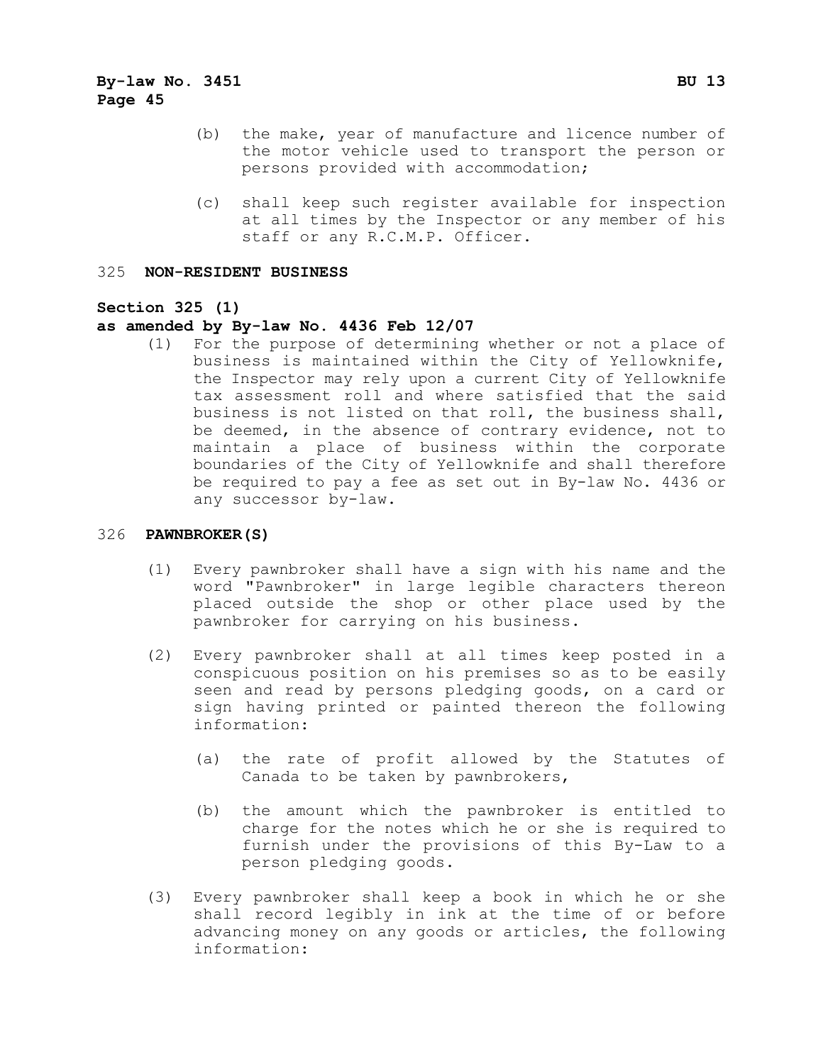(b) the make, year of manufacture and licence number of the motor vehicle used to transport the person or persons provided with accommodation;

(c) shall keep such register available for inspection at all times by the Inspector or any member of his staff or any R.C.M.P. Officer.

## 325 NON-RESIDENT BUSINESS

**Section 325 (1)**
**as amended by By-law No. 4436 Feb 12/07**

(1) For the purpose of determining whether or not a place of business is maintained within the City of Yellowknife, the Inspector may rely upon a current City of Yellowknife tax assessment roll and where satisfied that the said business is not listed on that roll, the business shall, be deemed, in the absence of contrary evidence, not to maintain a place of business within the corporate boundaries of the City of Yellowknife and shall therefore be required to pay a fee as set out in By-law No. 4436 or any successor by-law.

## 326 PAWNBROKER(S)

(1) Every pawnbroker shall have a sign with his name and the word "Pawnbroker" in large legible characters thereon placed outside the shop or other place used by the pawnbroker for carrying on his business.

(2) Every pawnbroker shall at all times keep posted in a conspicuous position on his premises so as to be easily seen and read by persons pledging goods, on a card or sign having printed or painted thereon the following information:

(a) the rate of profit allowed by the Statutes of Canada to be taken by pawnbrokers,

(b) the amount which the pawnbroker is entitled to charge for the notes which he or she is required to furnish under the provisions of this By-Law to a person pledging goods.

(3) Every pawnbroker shall keep a book in which he or she shall record legibly in ink at the time of or before advancing money on any goods or articles, the following information: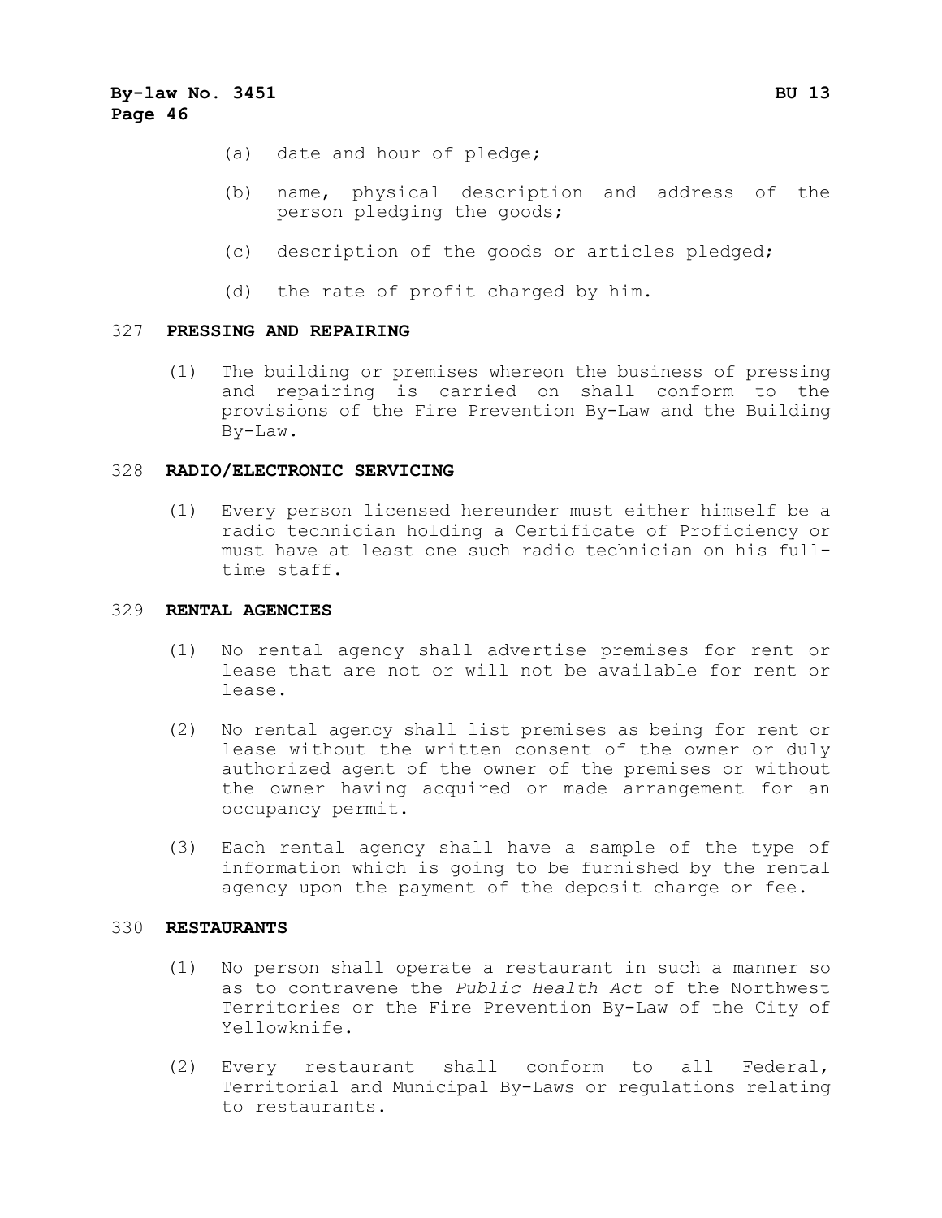(a) date and hour of pledge;

(b) name, physical description and address of the person pledging the goods;

(c) description of the goods or articles pledged;

(d) the rate of profit charged by him.

## 327 PRESSING AND REPAIRING

(1) The building or premises whereon the business of pressing and repairing is carried on shall conform to the provisions of the Fire Prevention By-Law and the Building By-Law.

## 328 RADIO/ELECTRONIC SERVICING

(1) Every person licensed hereunder must either himself be a radio technician holding a Certificate of Proficiency or must have at least one such radio technician on his full-time staff.

## 329 RENTAL AGENCIES

(1) No rental agency shall advertise premises for rent or lease that are not or will not be available for rent or lease.

(2) No rental agency shall list premises as being for rent or lease without the written consent of the owner or duly authorized agent of the owner of the premises or without the owner having acquired or made arrangement for an occupancy permit.

(3) Each rental agency shall have a sample of the type of information which is going to be furnished by the rental agency upon the payment of the deposit charge or fee.

## 330 RESTAURANTS

(1) No person shall operate a restaurant in such a manner so as to contravene the *Public Health Act* of the Northwest Territories or the Fire Prevention By-Law of the City of Yellowknife.

(2) Every restaurant shall conform to all Federal, Territorial and Municipal By-Laws or regulations relating to restaurants.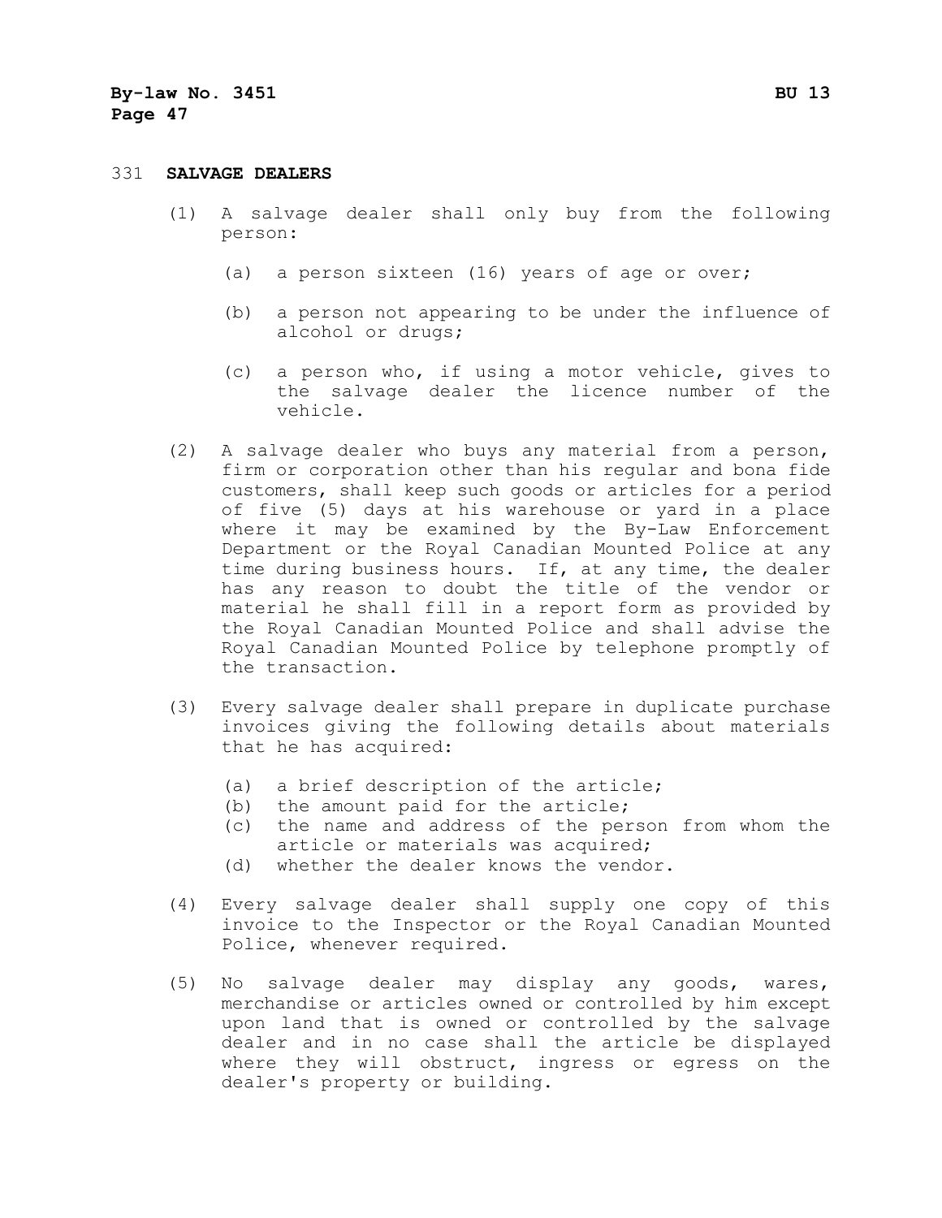## 331 SALVAGE DEALERS

(1) A salvage dealer shall only buy from the following person:

(a) a person sixteen (16) years of age or over;

(b) a person not appearing to be under the influence of alcohol or drugs;

(c) a person who, if using a motor vehicle, gives to the salvage dealer the licence number of the vehicle.

(2) A salvage dealer who buys any material from a person, firm or corporation other than his regular and bona fide customers, shall keep such goods or articles for a period of five (5) days at his warehouse or yard in a place where it may be examined by the By-Law Enforcement Department or the Royal Canadian Mounted Police at any time during business hours. If, at any time, the dealer has any reason to doubt the title of the vendor or material he shall fill in a report form as provided by the Royal Canadian Mounted Police and shall advise the Royal Canadian Mounted Police by telephone promptly of the transaction.

(3) Every salvage dealer shall prepare in duplicate purchase invoices giving the following details about materials that he has acquired:

(a) a brief description of the article;
(b) the amount paid for the article;
(c) the name and address of the person from whom the article or materials was acquired;
(d) whether the dealer knows the vendor.

(4) Every salvage dealer shall supply one copy of this invoice to the Inspector or the Royal Canadian Mounted Police, whenever required.

(5) No salvage dealer may display any goods, wares, merchandise or articles owned or controlled by him except upon land that is owned or controlled by the salvage dealer and in no case shall the article be displayed where they will obstruct, ingress or egress on the dealer's property or building.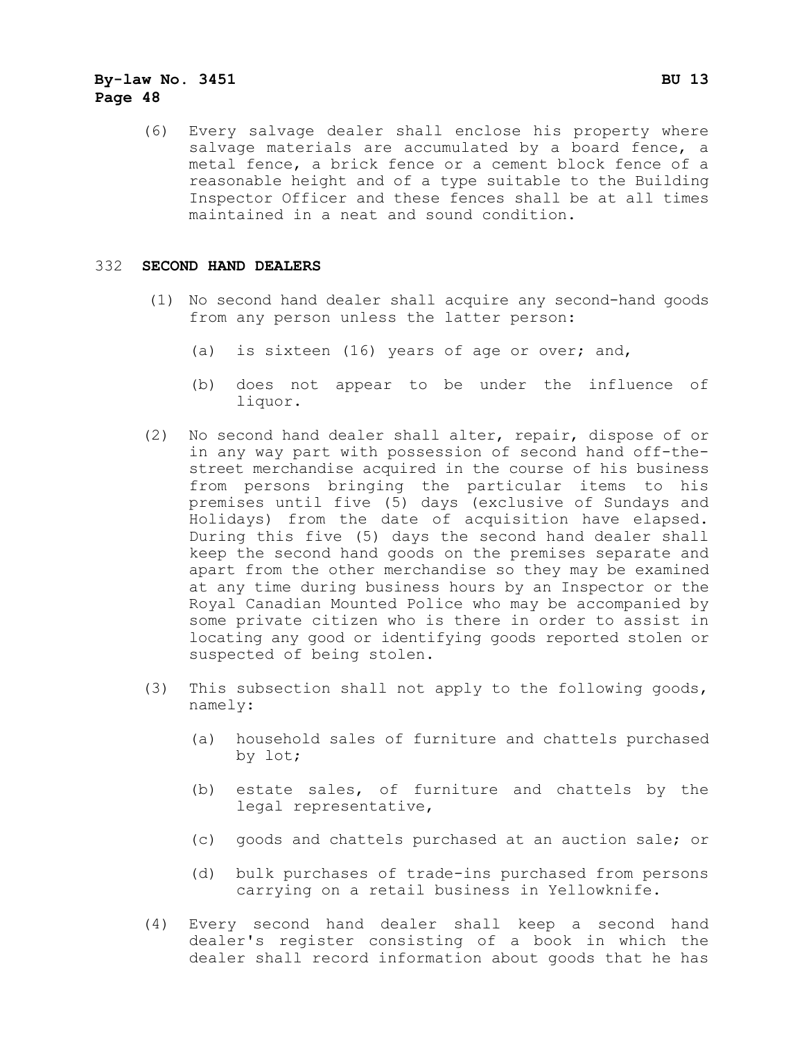(6) Every salvage dealer shall enclose his property where salvage materials are accumulated by a board fence, a metal fence, a brick fence or a cement block fence of a reasonable height and of a type suitable to the Building Inspector Officer and these fences shall be at all times maintained in a neat and sound condition.

## 332 SECOND HAND DEALERS

(1) No second hand dealer shall acquire any second-hand goods from any person unless the latter person:

(a) is sixteen (16) years of age or over; and,

(b) does not appear to be under the influence of liquor.

(2) No second hand dealer shall alter, repair, dispose of or in any way part with possession of second hand off-the-street merchandise acquired in the course of his business from persons bringing the particular items to his premises until five (5) days (exclusive of Sundays and Holidays) from the date of acquisition have elapsed. During this five (5) days the second hand dealer shall keep the second hand goods on the premises separate and apart from the other merchandise so they may be examined at any time during business hours by an Inspector or the Royal Canadian Mounted Police who may be accompanied by some private citizen who is there in order to assist in locating any good or identifying goods reported stolen or suspected of being stolen.

(3) This subsection shall not apply to the following goods, namely:

(a) household sales of furniture and chattels purchased by lot;

(b) estate sales, of furniture and chattels by the legal representative,

(c) goods and chattels purchased at an auction sale; or

(d) bulk purchases of trade-ins purchased from persons carrying on a retail business in Yellowknife.

(4) Every second hand dealer shall keep a second hand dealer's register consisting of a book in which the dealer shall record information about goods that he has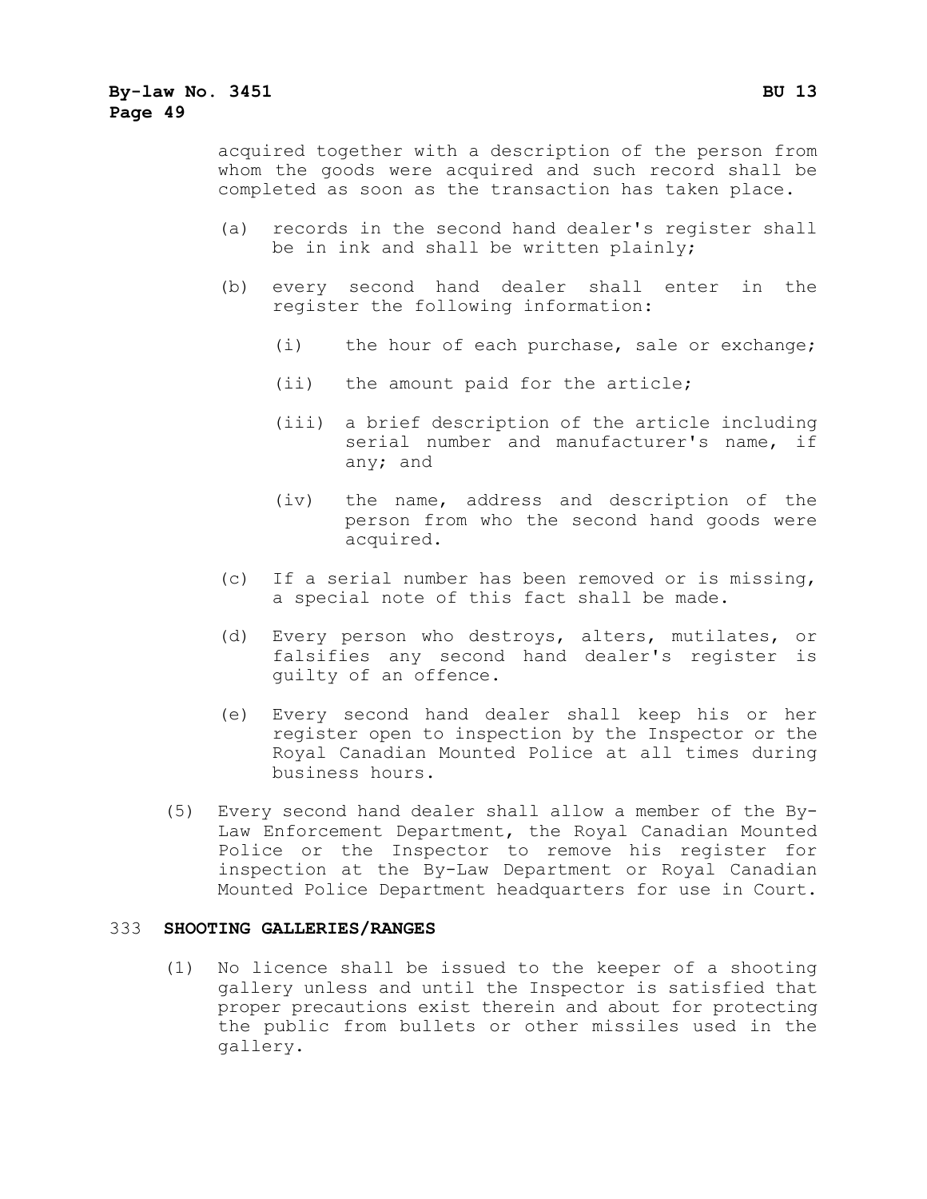acquired together with a description of the person from whom the goods were acquired and such record shall be completed as soon as the transaction has taken place.

(a) records in the second hand dealer's register shall be in ink and shall be written plainly;

(b) every second hand dealer shall enter in the register the following information:

(i) the hour of each purchase, sale or exchange;

(ii) the amount paid for the article;

(iii) a brief description of the article including serial number and manufacturer's name, if any; and

(iv) the name, address and description of the person from who the second hand goods were acquired.

(c) If a serial number has been removed or is missing, a special note of this fact shall be made.

(d) Every person who destroys, alters, mutilates, or falsifies any second hand dealer's register is guilty of an offence.

(e) Every second hand dealer shall keep his or her register open to inspection by the Inspector or the Royal Canadian Mounted Police at all times during business hours.

(5) Every second hand dealer shall allow a member of the By-Law Enforcement Department, the Royal Canadian Mounted Police or the Inspector to remove his register for inspection at the By-Law Department or Royal Canadian Mounted Police Department headquarters for use in Court.

333 **SHOOTING GALLERIES/RANGES**

(1) No licence shall be issued to the keeper of a shooting gallery unless and until the Inspector is satisfied that proper precautions exist therein and about for protecting the public from bullets or other missiles used in the gallery.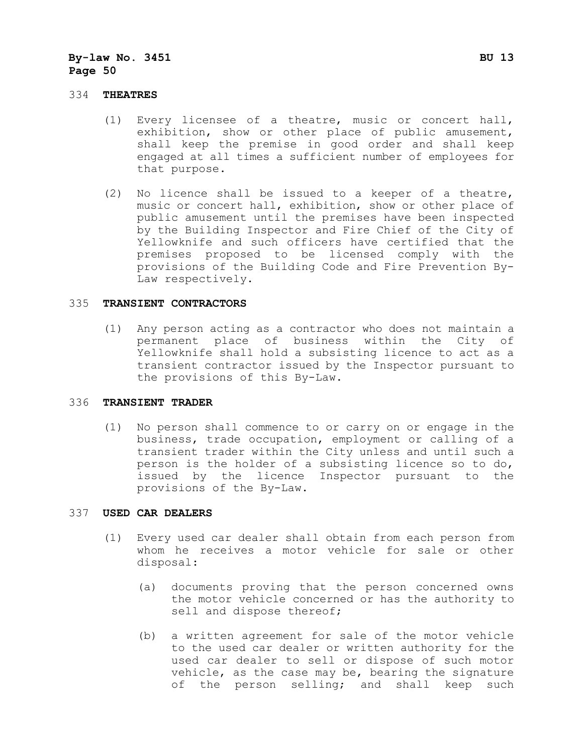## 334 THEATRES

(1) Every licensee of a theatre, music or concert hall, exhibition, show or other place of public amusement, shall keep the premise in good order and shall keep engaged at all times a sufficient number of employees for that purpose.

(2) No licence shall be issued to a keeper of a theatre, music or concert hall, exhibition, show or other place of public amusement until the premises have been inspected by the Building Inspector and Fire Chief of the City of Yellowknife and such officers have certified that the premises proposed to be licensed comply with the provisions of the Building Code and Fire Prevention By-Law respectively.

## 335 TRANSIENT CONTRACTORS

(1) Any person acting as a contractor who does not maintain a permanent place of business within the City of Yellowknife shall hold a subsisting licence to act as a transient contractor issued by the Inspector pursuant to the provisions of this By-Law.

## 336 TRANSIENT TRADER

(1) No person shall commence to or carry on or engage in the business, trade occupation, employment or calling of a transient trader within the City unless and until such a person is the holder of a subsisting licence so to do, issued by the licence Inspector pursuant to the provisions of the By-Law.

## 337 USED CAR DEALERS

(1) Every used car dealer shall obtain from each person from whom he receives a motor vehicle for sale or other disposal:

(a) documents proving that the person concerned owns the motor vehicle concerned or has the authority to sell and dispose thereof;

(b) a written agreement for sale of the motor vehicle to the used car dealer or written authority for the used car dealer to sell or dispose of such motor vehicle, as the case may be, bearing the signature of the person selling; and shall keep such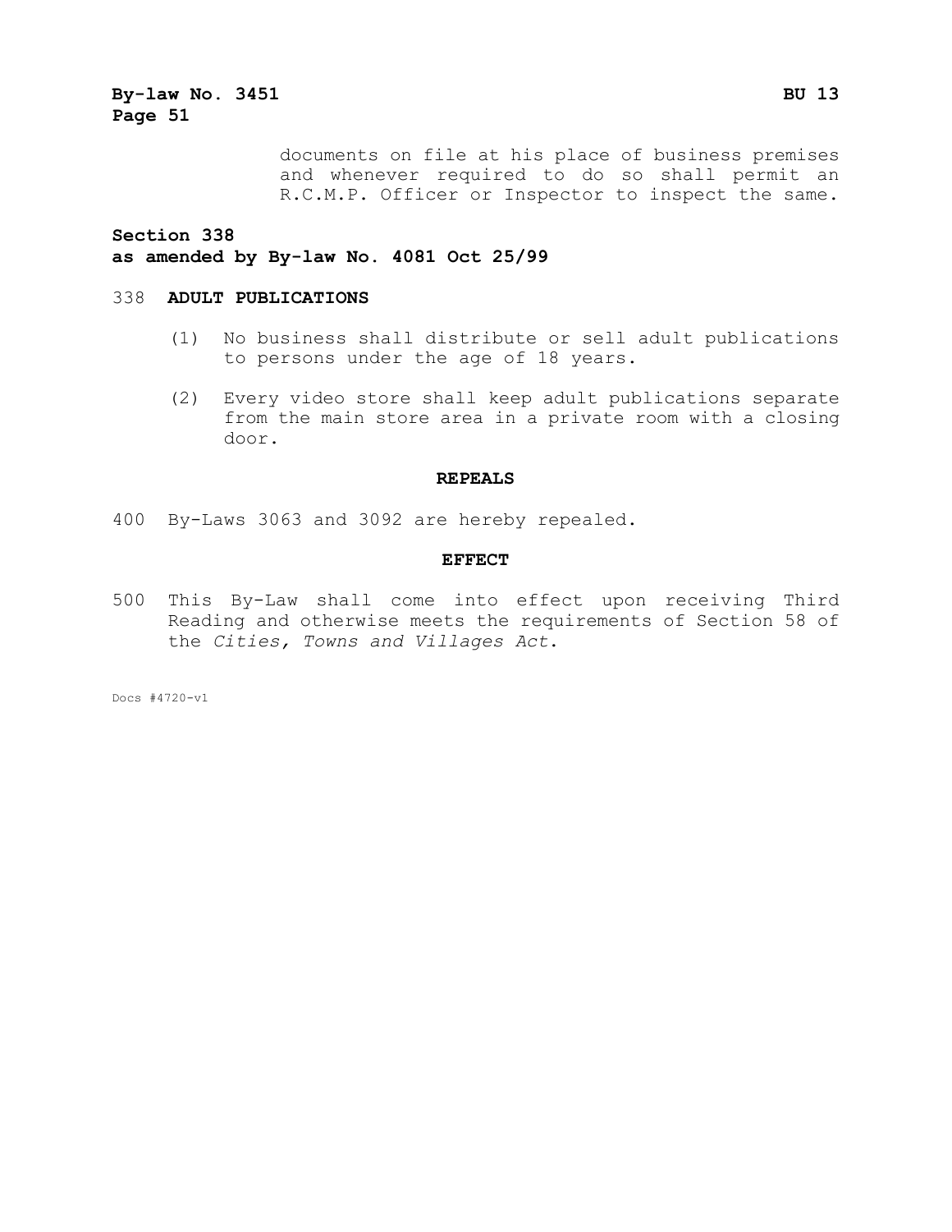documents on file at his place of business premises and whenever required to do so shall permit an R.C.M.P. Officer or Inspector to inspect the same.

**Section 338**
**as amended by By-law No. 4081 Oct 25/99**

338 **ADULT PUBLICATIONS**

(1) No business shall distribute or sell adult publications to persons under the age of 18 years.

(2) Every video store shall keep adult publications separate from the main store area in a private room with a closing door.

**REPEALS**

400 By-Laws 3063 and 3092 are hereby repealed.

**EFFECT**

500 This By-Law shall come into effect upon receiving Third Reading and otherwise meets the requirements of Section 58 of the *Cities, Towns and Villages Act*.

Docs #4720-v1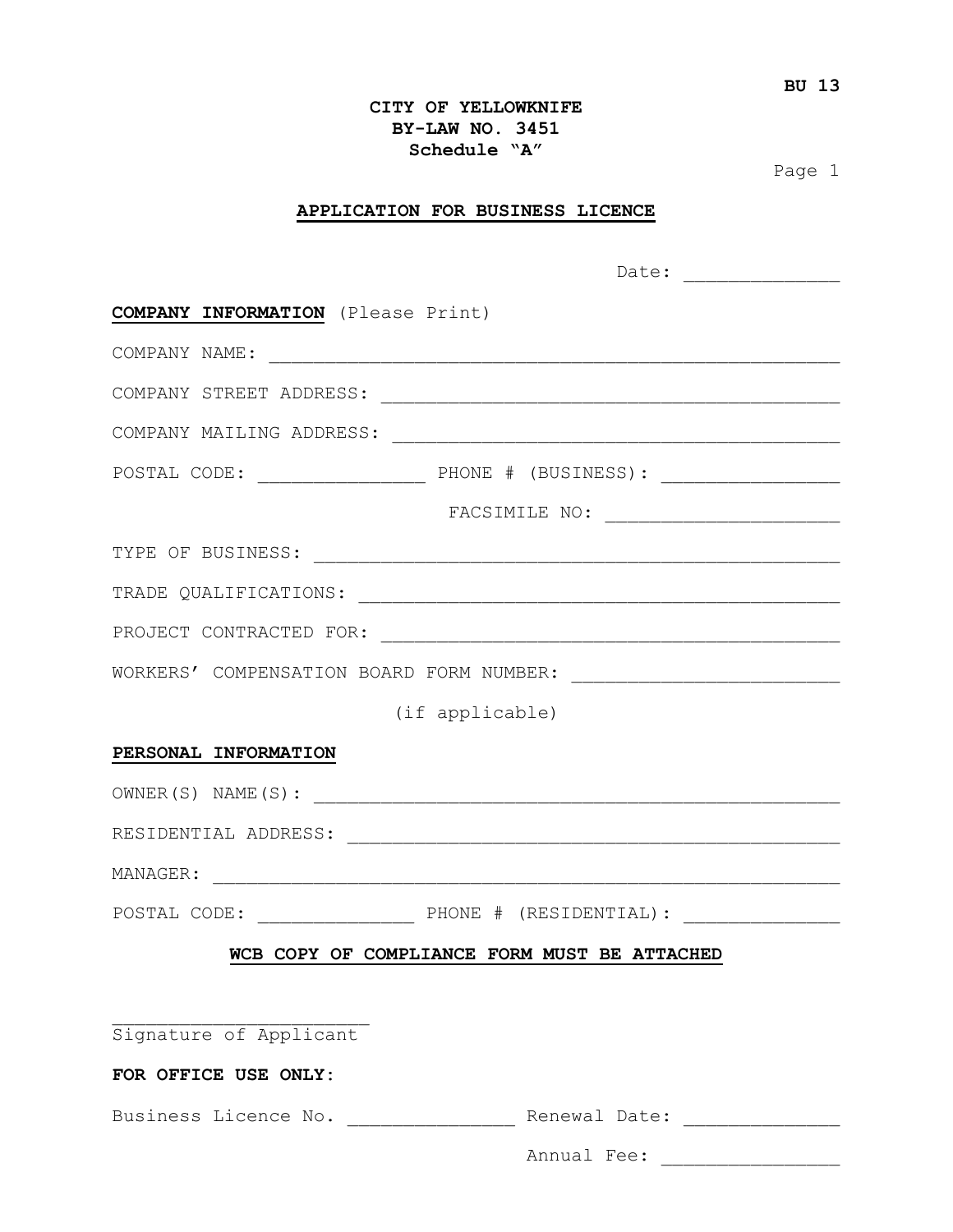BU 13

**CITY OF YELLOWKNIFE**
**BY-LAW NO. 3451**
**Schedule "A"**

## APPLICATION FOR BUSINESS LICENCE

Date: ______________

**COMPANY INFORMATION** (Please Print)

COMPANY NAME: ____________________________________________________

COMPANY STREET ADDRESS: ___________________________________________

COMPANY MAILING ADDRESS: __________________________________________

POSTAL CODE: ________________ PHONE # (BUSINESS): _________________

FACSIMILE NO: ______________________

TYPE OF BUSINESS: _________________________________________________

TRADE QUALIFICATIONS: _____________________________________________

PROJECT CONTRACTED FOR: ____________________________________________

WORKERS' COMPENSATION BOARD FORM NUMBER: _________________________
(if applicable)

**PERSONAL INFORMATION**

OWNER(S) NAME(S): _________________________________________________

RESIDENTIAL ADDRESS: ______________________________________________

MANAGER: __________________________________________________________

POSTAL CODE: _______________ PHONE # (RESIDENTIAL): _______________

**WCB COPY OF COMPLIANCE FORM MUST BE ATTACHED**

_________________________
Signature of Applicant

**FOR OFFICE USE ONLY:**

Business Licence No. ________________ Renewal Date: ______________

Annual Fee: ________________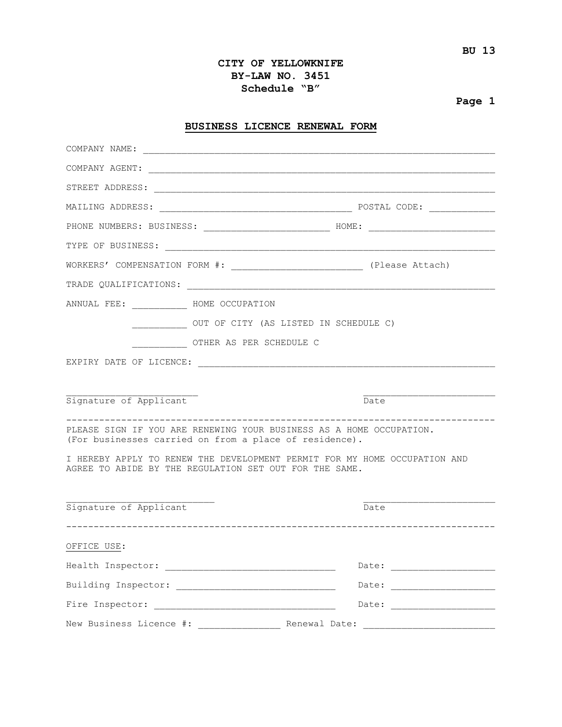BU 13

# CITY OF YELLOWKNIFE
## BY-LAW NO. 3451
## Schedule "B"

Page 1

## BUSINESS LICENCE RENEWAL FORM

COMPANY NAME: ____________________________________________________________

COMPANY AGENT: ____________________________________________________________

STREET ADDRESS: ____________________________________________________________

MAILING ADDRESS: ___________________________________ POSTAL CODE: ____________

PHONE NUMBERS: BUSINESS: _______________________ HOME: _______________________

TYPE OF BUSINESS: ____________________________________________________________

WORKERS' COMPENSATION FORM #: ________________________ (Please Attach)

TRADE QUALIFICATIONS: ________________________________________________________

ANNUAL FEE: __________ HOME OCCUPATION

__________ OUT OF CITY (AS LISTED IN SCHEDULE C)

__________ OTHER AS PER SCHEDULE C

EXPIRY DATE OF LICENCE: ______________________________________________________

________________________ ________________________
Signature of Applicant Date

---

PLEASE SIGN IF YOU ARE RENEWING YOUR BUSINESS AS A HOME OCCUPATION.
(For businesses carried on from a place of residence).

I HEREBY APPLY TO RENEW THE DEVELOPMENT PERMIT FOR MY HOME OCCUPATION AND AGREE TO ABIDE BY THE REGULATION SET OUT FOR THE SAME.

___________________________ ________________________
Signature of Applicant Date

---

OFFICE USE:

Health Inspector: _______________________________ Date: __________________

Building Inspector: _____________________________ Date: __________________

Fire Inspector: _________________________________ Date: __________________

New Business Licence #: ______________ Renewal Date: _______________________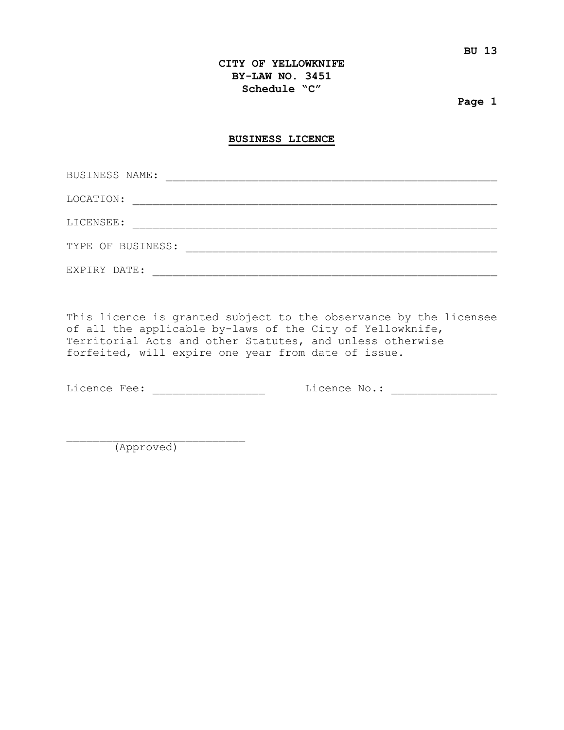**BU 13**

**CITY OF YELLOWKNIFE**
**BY-LAW NO. 3451**
**Schedule "C"**

**Page 1**

## BUSINESS LICENCE

BUSINESS NAME: ____________________________________________________

LOCATION: ____________________________________________________

LICENSEE: ____________________________________________________

TYPE OF BUSINESS: ____________________________________________________

EXPIRY DATE: ____________________________________________________

This licence is granted subject to the observance by the licensee of all the applicable by-laws of the City of Yellowknife, Territorial Acts and other Statutes, and unless otherwise forfeited, will expire one year from date of issue.

Licence Fee: _________________ Licence No.: ________________

___________________________
(Approved)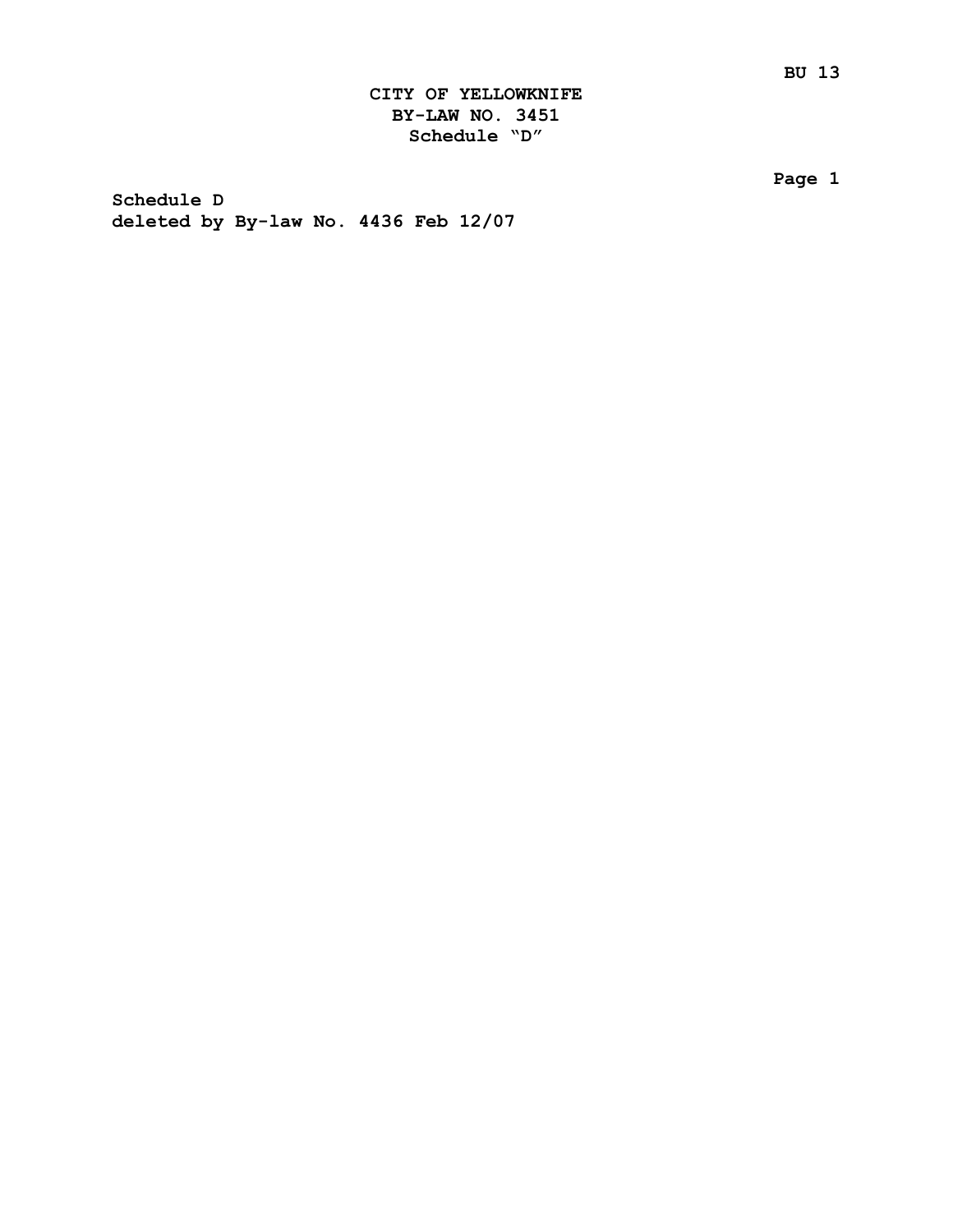# CITY OF YELLOWKNIFE
## BY-LAW NO. 3451
### Schedule "D"

**Schedule D**
**deleted by By-law No. 4436 Feb 12/07**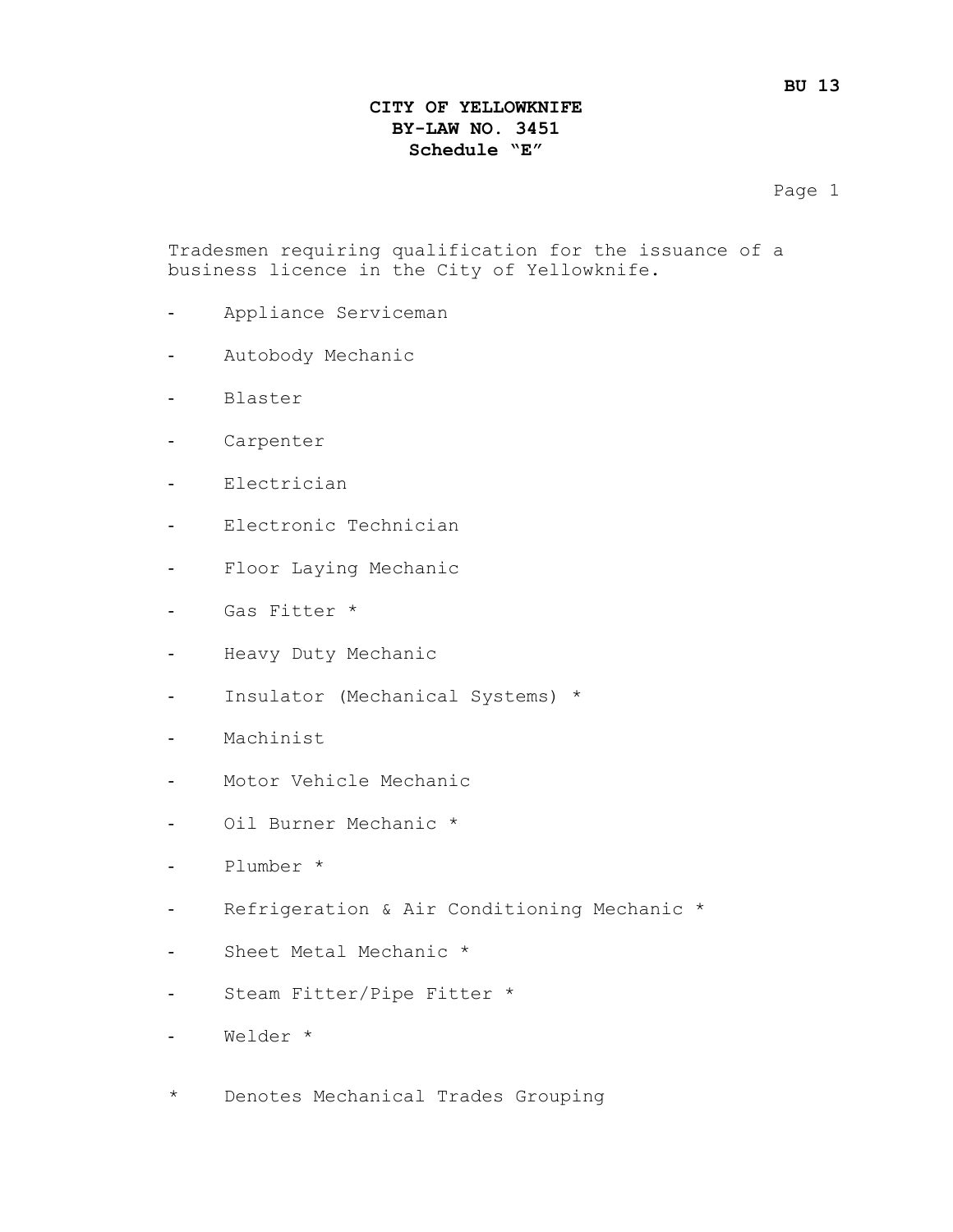# CITY OF YELLOWKNIFE
## BY-LAW NO. 3451
### Schedule "E"

Tradesmen requiring qualification for the issuance of a business licence in the City of Yellowknife.

- Appliance Serviceman
- Autobody Mechanic
- Blaster
- Carpenter
- Electrician
- Electronic Technician
- Floor Laying Mechanic
- Gas Fitter *
- Heavy Duty Mechanic
- Insulator (Mechanical Systems) *
- Machinist
- Motor Vehicle Mechanic
- Oil Burner Mechanic *
- Plumber *
- Refrigeration & Air Conditioning Mechanic *
- Sheet Metal Mechanic *
- Steam Fitter/Pipe Fitter *
- Welder *

\* Denotes Mechanical Trades Grouping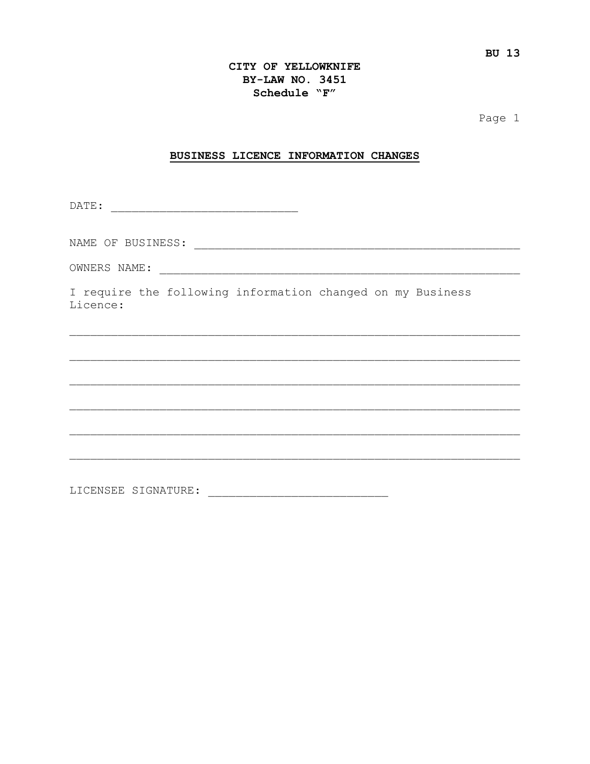BU 13

**CITY OF YELLOWKNIFE**
**BY-LAW NO. 3451**
**Schedule "F"**

## BUSINESS LICENCE INFORMATION CHANGES

DATE: ____________________________

NAME OF BUSINESS: ____________________________________________________

OWNERS NAME: ________________________________________________________

I require the following information changed on my Business Licence:

_____________________________________________________________________

_____________________________________________________________________

_____________________________________________________________________

_____________________________________________________________________

_____________________________________________________________________

_____________________________________________________________________

LICENSEE SIGNATURE: ___________________________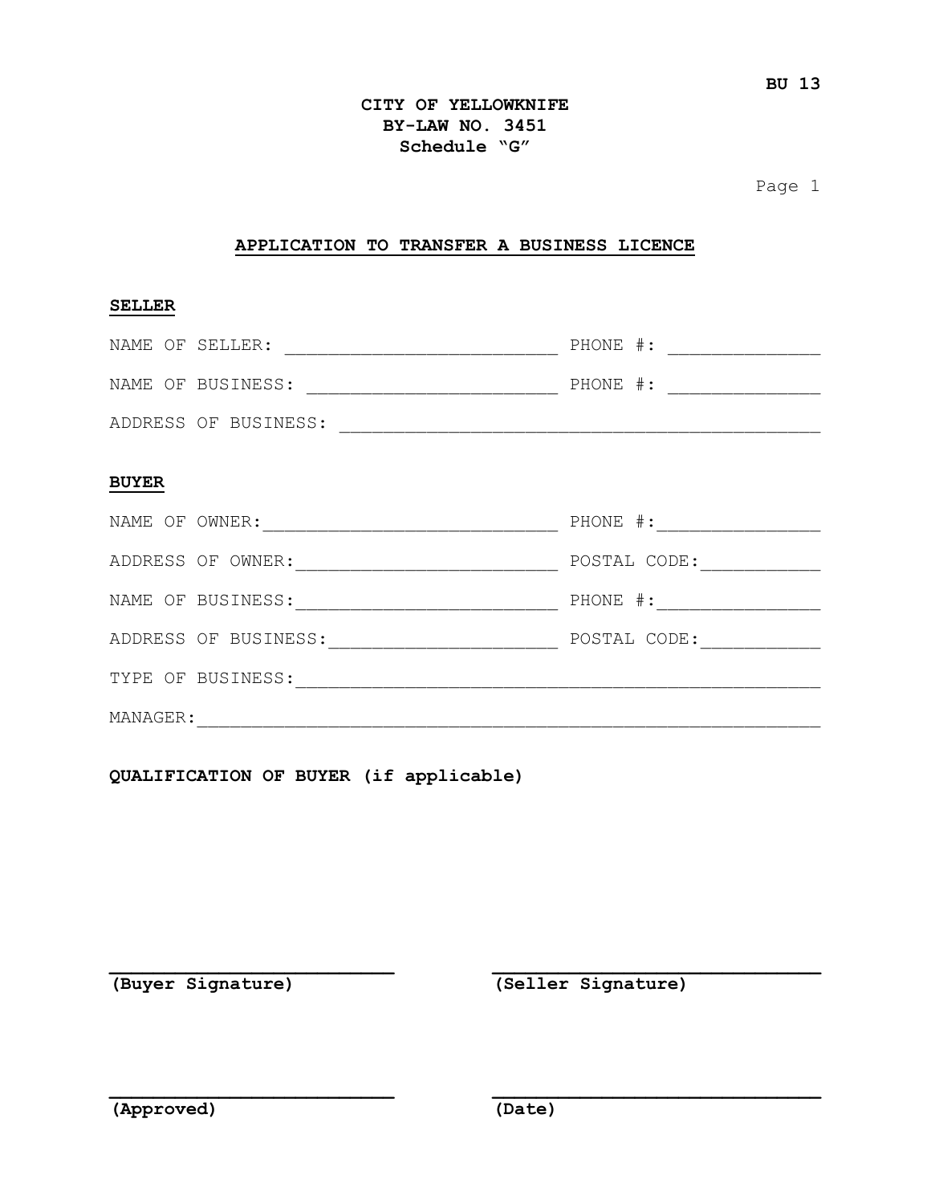BU 13

**CITY OF YELLOWKNIFE**
**BY-LAW NO. 3451**
**Schedule "G"**

## APPLICATION TO TRANSFER A BUSINESS LICENCE

### SELLER

NAME OF SELLER: ___________________________ PHONE #: _______________

NAME OF BUSINESS: _________________________ PHONE #: _______________

ADDRESS OF BUSINESS: ______________________________________________

### BUYER

NAME OF OWNER: _____________________________ PHONE #: ________________

ADDRESS OF OWNER: __________________________ POSTAL CODE: ____________

NAME OF BUSINESS: __________________________ PHONE #: ________________

ADDRESS OF BUSINESS: _______________________ POSTAL CODE: ____________

TYPE OF BUSINESS: __________________________________________________

MANAGER: ___________________________________________________________

**QUALIFICATION OF BUYER (if applicable)**

___________________________ ___________________________
**(Buyer Signature)** **(Seller Signature)**

___________________________ ___________________________
**(Approved)** **(Date)**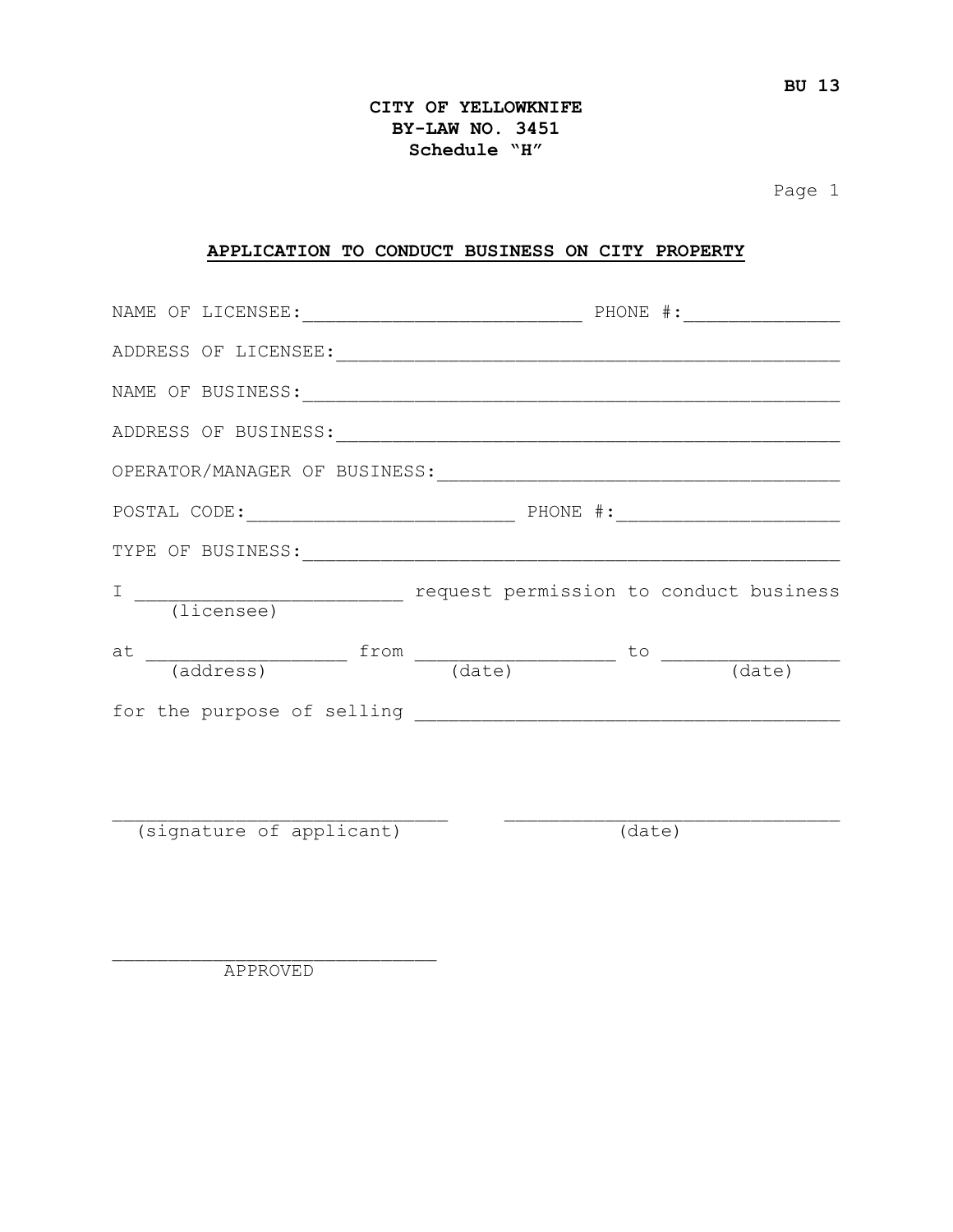BU 13

**CITY OF YELLOWKNIFE**
**BY-LAW NO. 3451**
**Schedule "H"**

Page 1

## APPLICATION TO CONDUCT BUSINESS ON CITY PROPERTY

NAME OF LICENSEE:__________________________ PHONE #:______________

ADDRESS OF LICENSEE:_______________________________________________

NAME OF BUSINESS:__________________________________________________

ADDRESS OF BUSINESS:_______________________________________________

OPERATOR/MANAGER OF BUSINESS:______________________________________

POSTAL CODE:________________________ PHONE #:____________________

TYPE OF BUSINESS:__________________________________________________

I ________________________ request permission to conduct business
(licensee)

at __________________ from __________________ to ________________
(address) (date) (date)

for the purpose of selling _____________________________________

______________________________ ______________________________
(signature of applicant) (date)

______________________________
APPROVED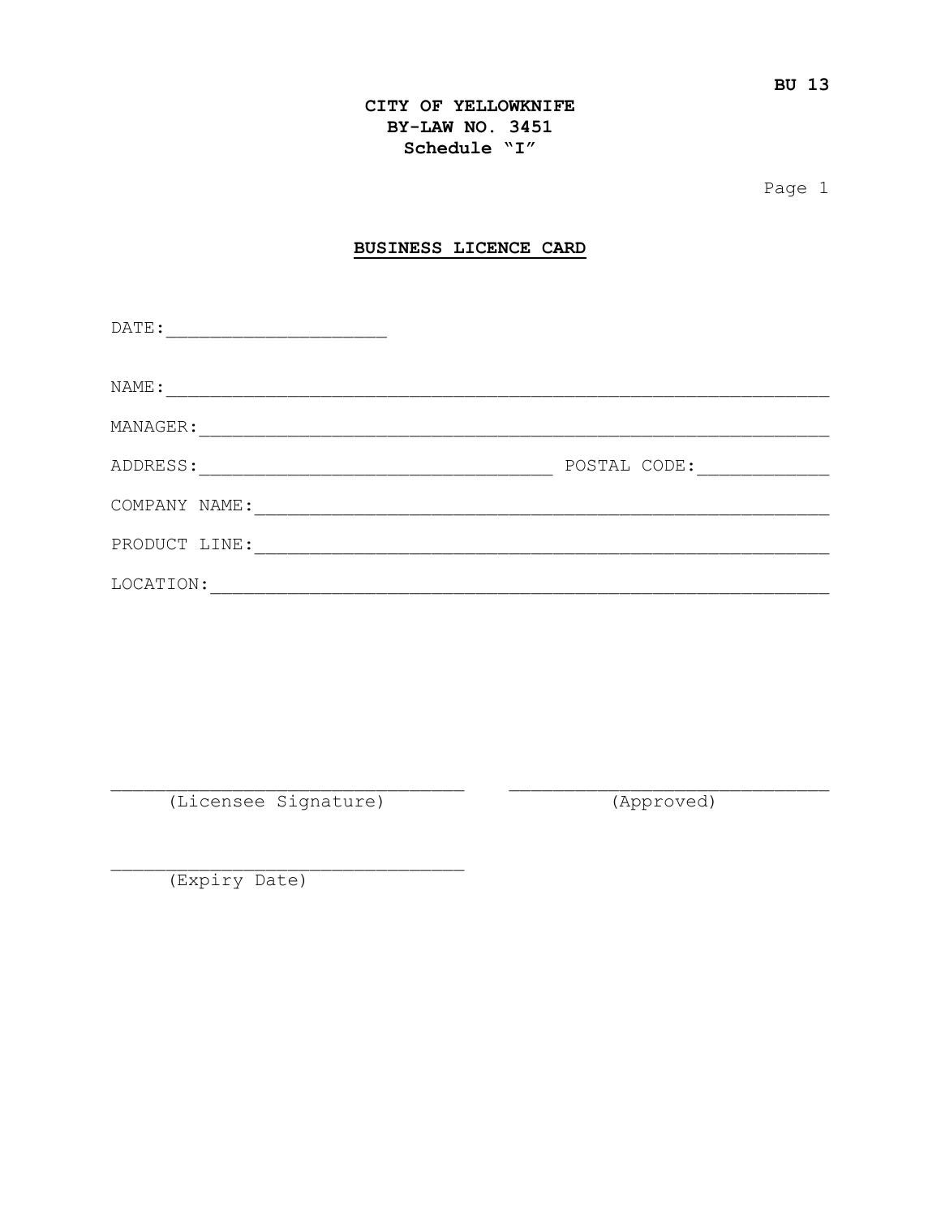BU 13

**CITY OF YELLOWKNIFE**
**BY-LAW NO. 3451**
**Schedule "I"**

Page 1

## BUSINESS LICENCE CARD

DATE:____________________

NAME:____________________________________________________________

MANAGER:_________________________________________________________

ADDRESS:________________________________ POSTAL CODE:____________

COMPANY NAME:____________________________________________________

PRODUCT LINE:____________________________________________________

LOCATION:________________________________________________________

________________________________ (Licensee Signature)

________________________________ (Approved)

________________________________ (Expiry Date)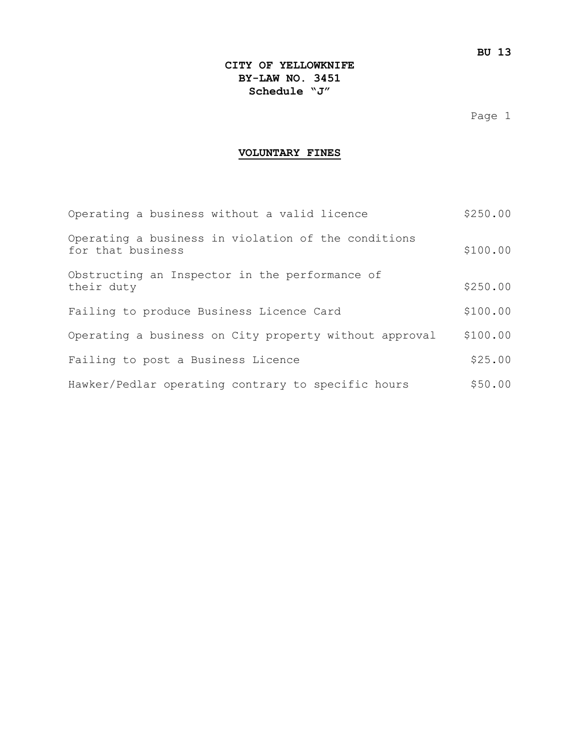# CITY OF YELLOWKNIFE
# BY-LAW NO. 3451
## Schedule "J"

### VOLUNTARY FINES

| Offence | Fine |
|---|---|
| Operating a business without a valid licence | $250.00 |
| Operating a business in violation of the conditions for that business | $100.00 |
| Obstructing an Inspector in the performance of their duty | $250.00 |
| Failing to produce Business Licence Card | $100.00 |
| Operating a business on City property without approval | $100.00 |
| Failing to post a Business Licence | $25.00 |
| Hawker/Pedlar operating contrary to specific hours | $50.00 |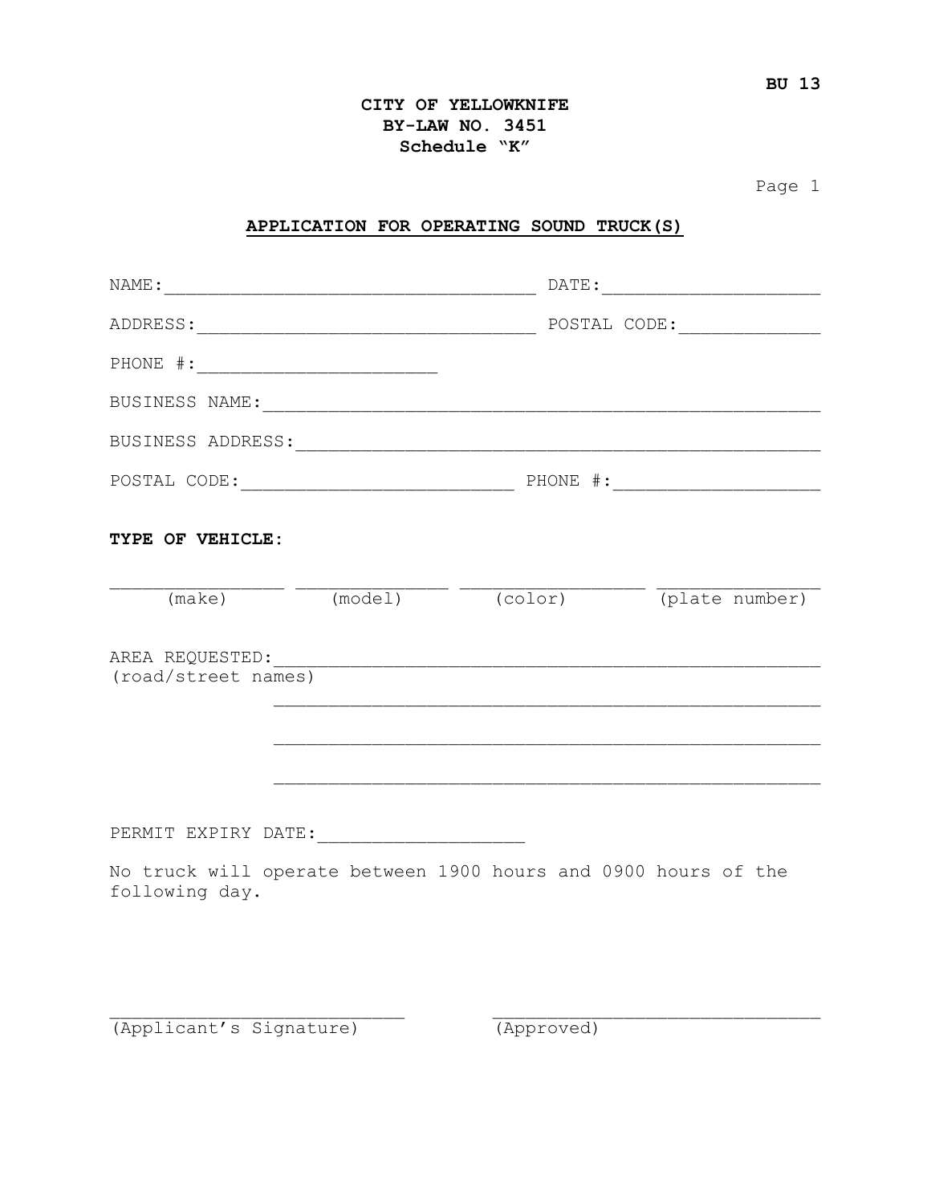BU 13

**CITY OF YELLOWKNIFE**
**BY-LAW NO. 3451**
**Schedule "K"**

Page 1

## APPLICATION FOR OPERATING SOUND TRUCK(S)

NAME:___________________________________ DATE:____________________

ADDRESS:_________________________________ POSTAL CODE:_____________

PHONE #:_______________________

BUSINESS NAME:__________________________________________________

BUSINESS ADDRESS:_______________________________________________

POSTAL CODE:__________________________ PHONE #:___________________

**TYPE OF VEHICLE:**

________________ ______________ ________________ _______________
(make) (model) (color) (plate number)

AREA REQUESTED:_________________________________________________
(road/street names)
_________________________________________________
_________________________________________________
_________________________________________________

PERMIT EXPIRY DATE:___________________

No truck will operate between 1900 hours and 0900 hours of the following day.

____________________________ ________________________________
(Applicant's Signature) (Approved)